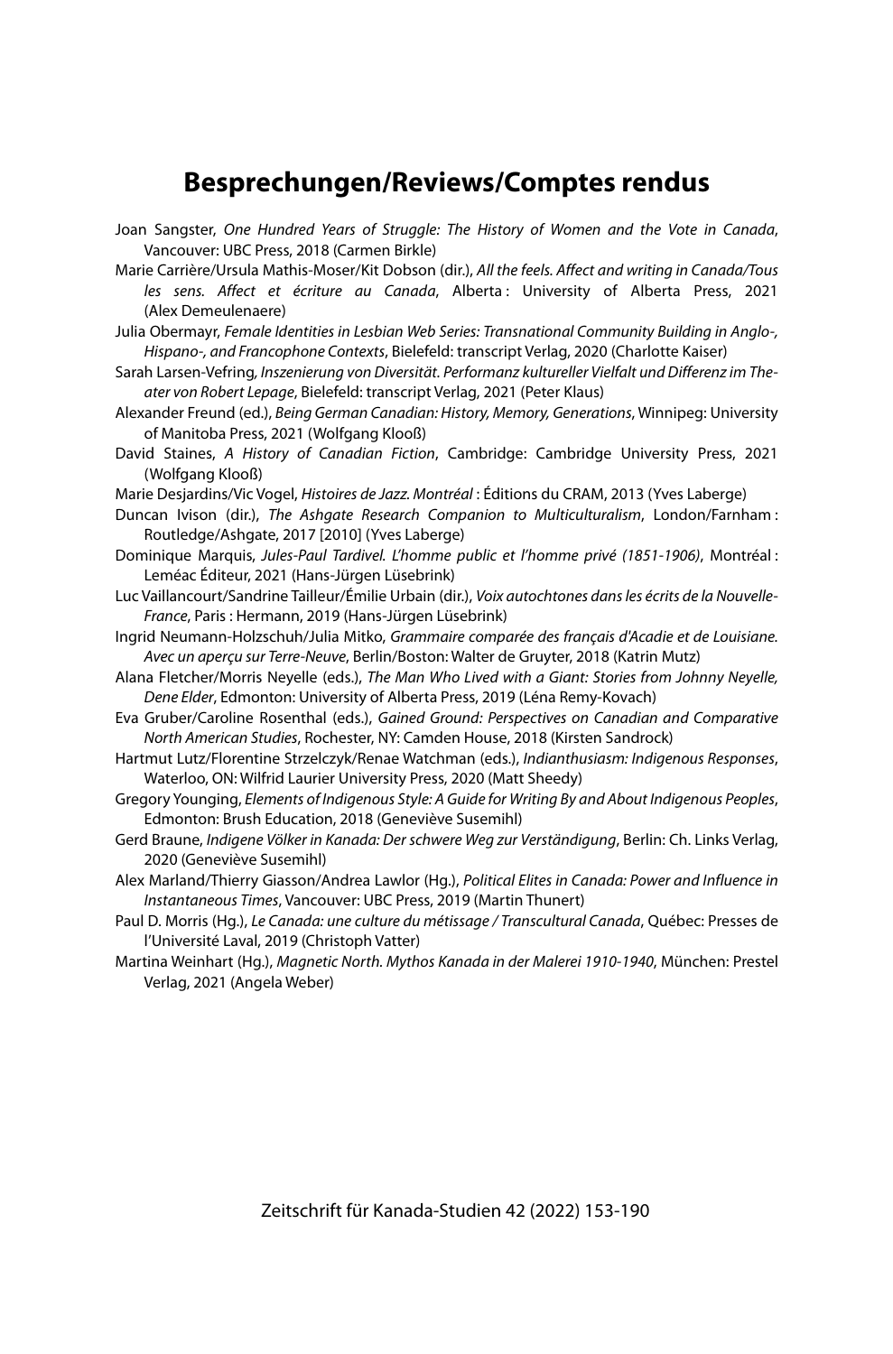# Besprechungen/Reviews/Comptes rendus

Joan Sangster, *One Hundred Years of Struggle: The History of Women and the Vote in Canada*, Vancouver: UBC Press, 2018 (Carmen Birkle)

Marie Carrière/Ursula Mathis-Moser/Kit Dobson (dir.), *All the feels. Affect and writing in Canada/Tous les sens. Affect et écriture au Canada*, Alberta : University of Alberta Press, 2021 (Alex Demeulenaere)

Julia Obermayr, *Female Identities in Lesbian Web Series: Transnational Community Building in Anglo-, Hispano-, and Francophone Contexts*, Bielefeld: transcript Verlag, 2020 (Charlotte Kaiser)

Sarah Larsen-Vefring, *Inszenierung von Diversität. Performanz kultureller Vielfalt und Differenz im Theater von Robert Lepage*, Bielefeld: transcript Verlag, 2021 (Peter Klaus)

Alexander Freund (ed.), *Being German Canadian: History, Memory, Generations*, Winnipeg: University of Manitoba Press, 2021 (Wolfgang Klooß)

David Staines, *A History of Canadian Fiction*, Cambridge: Cambridge University Press, 2021 (Wolfgang Klooß)

Marie Desjardins/Vic Vogel, *Histoires de Jazz. Montréal* : Éditions du CRAM, 2013 (Yves Laberge)

Duncan Ivison (dir.), *The Ashgate Research Companion to Multiculturalism*, London/Farnham : Routledge/Ashgate, 2017 [2010] (Yves Laberge)

Dominique Marquis, *Jules-Paul Tardivel. L'homme public et l'homme privé (1851-1906)*, Montréal : Leméac Éditeur, 2021 (Hans-Jürgen Lüsebrink)

Luc Vaillancourt/Sandrine Tailleur/Émilie Urbain (dir.), *Voix autochtones dans les écrits de la Nouvelle-France*, Paris : Hermann, 2019 (Hans-Jürgen Lüsebrink)

Ingrid Neumann-Holzschuh/Julia Mitko, *Grammaire comparée des français d'Acadie et de Louisiane. Avec un aperçu sur Terre-Neuve*, Berlin/Boston: Walter de Gruyter, 2018 (Katrin Mutz)

Alana Fletcher/Morris Neyelle (eds.), *The Man Who Lived with a Giant: Stories from Johnny Neyelle, Dene Elder*, Edmonton: University of Alberta Press, 2019 (Léna Remy-Kovach)

Eva Gruber/Caroline Rosenthal (eds.), *Gained Ground: Perspectives on Canadian and Comparative North American Studies*, Rochester, NY: Camden House, 2018 (Kirsten Sandrock)

Hartmut Lutz/Florentine Strzelczyk/Renae Watchman (eds.), *Indianthusiasm: Indigenous Responses*, Waterloo, ON: Wilfrid Laurier University Press, 2020 (Matt Sheedy)

Gregory Younging, *Elements of Indigenous Style: A Guide for Writing By and About Indigenous Peoples*, Edmonton: Brush Education, 2018 (Geneviève Susemihl)

Gerd Braune, *Indigene Völker in Kanada: Der schwere Weg zur Verständigung*, Berlin: Ch. Links Verlag, 2020 (Geneviève Susemihl)

Alex Marland/Thierry Giasson/Andrea Lawlor (Hg.), *Political Elites in Canada: Power and Influence in Instantaneous Times*, Vancouver: UBC Press, 2019 (Martin Thunert)

Paul D. Morris (Hg.), *Le Canada: une culture du métissage / Transcultural Canada*, Québec: Presses de l'Université Laval, 2019 (Christoph Vatter)

Martina Weinhart (Hg.), *Magnetic North. Mythos Kanada in der Malerei 1910-1940*, München: Prestel Verlag, 2021 (Angela Weber)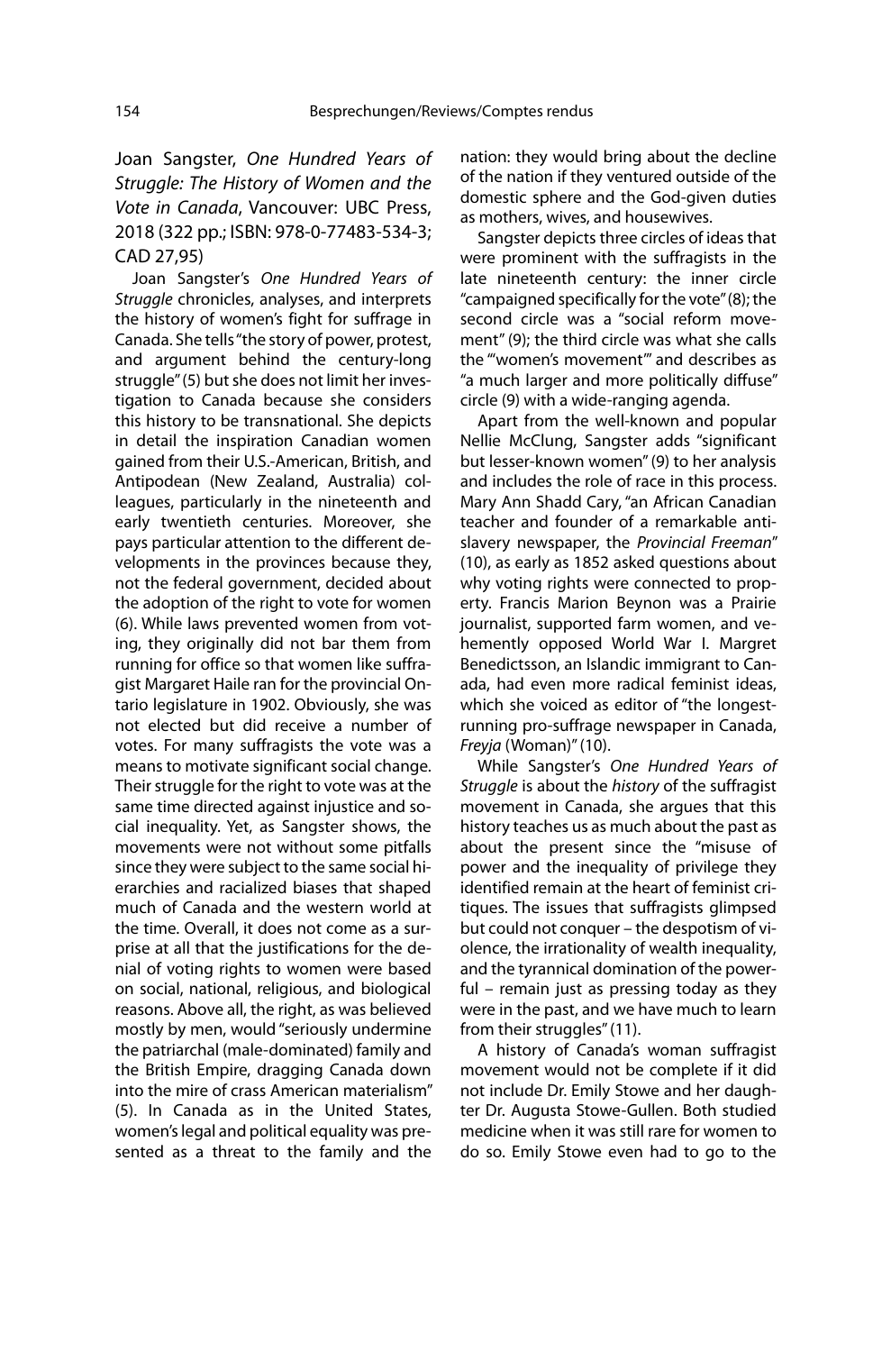Joan Sangster, *One Hundred Years of Struggle: The History of Women and the Vote in Canada*, Vancouver: UBC Press, 2018 (322 pp.; ISBN: 978-0-77483-534-3; CAD 27,95)

Joan Sangster's *One Hundred Years of Struggle* chronicles, analyses, and interprets the history of women's fight for suffrage in Canada. She tells "the story of power, protest, and argument behind the century-long struggle" (5) but she does not limit her investigation to Canada because she considers this history to be transnational. She depicts in detail the inspiration Canadian women gained from their U.S.-American, British, and Antipodean (New Zealand, Australia) colleagues, particularly in the nineteenth and early twentieth centuries. Moreover, she pays particular attention to the different developments in the provinces because they, not the federal government, decided about the adoption of the right to vote for women (6). While laws prevented women from voting, they originally did not bar them from running for office so that women like suffragist Margaret Haile ran for the provincial Ontario legislature in 1902. Obviously, she was not elected but did receive a number of votes. For many suffragists the vote was a means to motivate significant social change. Their struggle for the right to vote was at the same time directed against injustice and social inequality. Yet, as Sangster shows, the movements were not without some pitfalls since they were subject to the same social hierarchies and racialized biases that shaped much of Canada and the western world at the time. Overall, it does not come as a surprise at all that the justifications for the denial of voting rights to women were based on social, national, religious, and biological reasons. Above all, the right, as was believed mostly by men, would "seriously undermine the patriarchal (male-dominated) family and the British Empire, dragging Canada down into the mire of crass American materialism" (5). In Canada as in the United States, women's legal and political equality was presented as a threat to the family and the nation: they would bring about the decline of the nation if they ventured outside of the domestic sphere and the God-given duties as mothers, wives, and housewives.

Sangster depicts three circles of ideas that were prominent with the suffragists in the late nineteenth century: the inner circle "campaigned specifically for the vote" (8); the second circle was a "social reform movement" (9); the third circle was what she calls the "'women's movement'" and describes as "a much larger and more politically diffuse" circle (9) with a wide-ranging agenda.

Apart from the well-known and popular Nellie McClung, Sangster adds "significant but lesser-known women" (9) to her analysis and includes the role of race in this process. Mary Ann Shadd Cary, "an African Canadian teacher and founder of a remarkable antislavery newspaper, the *Provincial Freeman*" (10), as early as 1852 asked questions about why voting rights were connected to property. Francis Marion Beynon was a Prairie journalist, supported farm women, and vehemently opposed World War I. Margret Benedictsson, an Islandic immigrant to Canada, had even more radical feminist ideas, which she voiced as editor of "the longest-running pro-suffrage newspaper in Canada, *Freyja* (Woman)" (10).

While Sangster's *One Hundred Years of Struggle* is about the *history* of the suffragist movement in Canada, she argues that this history teaches us as much about the past as about the present since the "misuse of power and the inequality of privilege they identified remain at the heart of feminist critiques. The issues that suffragists glimpsed but could not conquer – the despotism of violence, the irrationality of wealth inequality, and the tyrannical domination of the powerful – remain just as pressing today as they were in the past, and we have much to learn from their struggles" (11).

A history of Canada's woman suffragist movement would not be complete if it did not include Dr. Emily Stowe and her daughter Dr. Augusta Stowe-Gullen. Both studied medicine when it was still rare for women to do so. Emily Stowe even had to go to the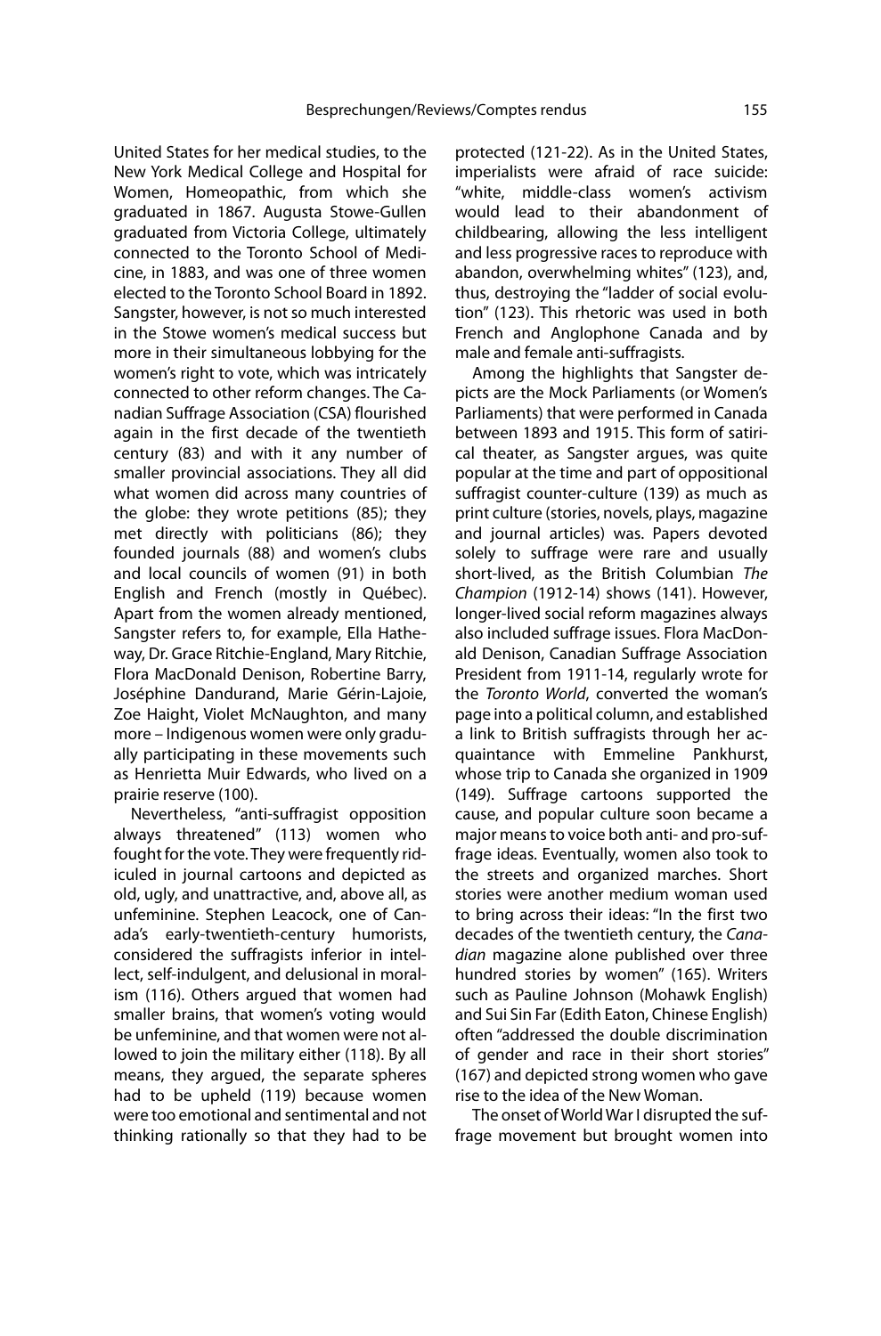United States for her medical studies, to the New York Medical College and Hospital for Women, Homeopathic, from which she graduated in 1867. Augusta Stowe-Gullen graduated from Victoria College, ultimately connected to the Toronto School of Medicine, in 1883, and was one of three women elected to the Toronto School Board in 1892. Sangster, however, is not so much interested in the Stowe women's medical success but more in their simultaneous lobbying for the women's right to vote, which was intricately connected to other reform changes. The Canadian Suffrage Association (CSA) flourished again in the first decade of the twentieth century (83) and with it any number of smaller provincial associations. They all did what women did across many countries of the globe: they wrote petitions (85); they met directly with politicians (86); they founded journals (88) and women's clubs and local councils of women (91) in both English and French (mostly in Québec). Apart from the women already mentioned, Sangster refers to, for example, Ella Hatheway, Dr. Grace Ritchie-England, Mary Ritchie, Flora MacDonald Denison, Robertine Barry, Joséphine Dandurand, Marie Gérin-Lajoie, Zoe Haight, Violet McNaughton, and many more – Indigenous women were only gradually participating in these movements such as Henrietta Muir Edwards, who lived on a prairie reserve (100).

Nevertheless, "anti-suffragist opposition always threatened" (113) women who fought for the vote. They were frequently ridiculed in journal cartoons and depicted as old, ugly, and unattractive, and, above all, as unfeminine. Stephen Leacock, one of Canada's early-twentieth-century humorists, considered the suffragists inferior in intellect, self-indulgent, and delusional in moralism (116). Others argued that women had smaller brains, that women's voting would be unfeminine, and that women were not allowed to join the military either (118). By all means, they argued, the separate spheres had to be upheld (119) because women were too emotional and sentimental and not thinking rationally so that they had to be protected (121-22). As in the United States, imperialists were afraid of race suicide: "white, middle-class women's activism would lead to their abandonment of childbearing, allowing the less intelligent and less progressive races to reproduce with abandon, overwhelming whites" (123), and, thus, destroying the "ladder of social evolution" (123). This rhetoric was used in both French and Anglophone Canada and by male and female anti-suffragists.

Among the highlights that Sangster depicts are the Mock Parliaments (or Women's Parliaments) that were performed in Canada between 1893 and 1915. This form of satirical theater, as Sangster argues, was quite popular at the time and part of oppositional suffragist counter-culture (139) as much as print culture (stories, novels, plays, magazine and journal articles) was. Papers devoted solely to suffrage were rare and usually short-lived, as the British Columbian *The Champion* (1912-14) shows (141). However, longer-lived social reform magazines always also included suffrage issues. Flora MacDonald Denison, Canadian Suffrage Association President from 1911-14, regularly wrote for the *Toronto World*, converted the woman's page into a political column, and established a link to British suffragists through her acquaintance with Emmeline Pankhurst, whose trip to Canada she organized in 1909 (149). Suffrage cartoons supported the cause, and popular culture soon became a major means to voice both anti- and pro-suffrage ideas. Eventually, women also took to the streets and organized marches. Short stories were another medium woman used to bring across their ideas: "In the first two decades of the twentieth century, the *Canadian* magazine alone published over three hundred stories by women" (165). Writers such as Pauline Johnson (Mohawk English) and Sui Sin Far (Edith Eaton, Chinese English) often "addressed the double discrimination of gender and race in their short stories" (167) and depicted strong women who gave rise to the idea of the New Woman.

The onset of World War I disrupted the suffrage movement but brought women into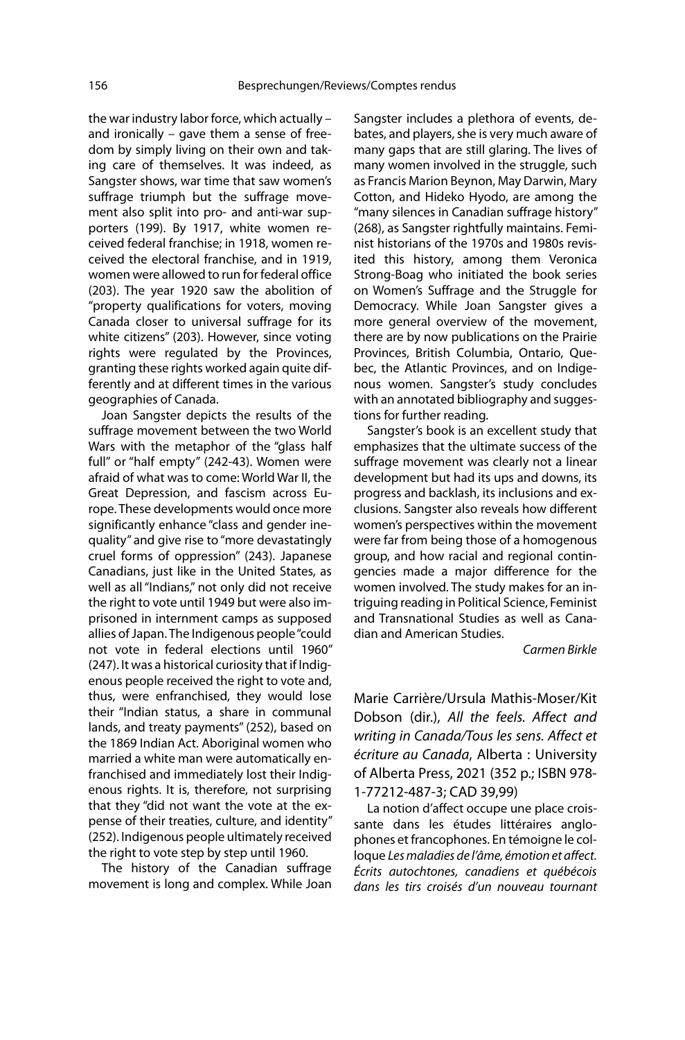the war industry labor force, which actually – and ironically – gave them a sense of freedom by simply living on their own and taking care of themselves. It was indeed, as Sangster shows, war time that saw women's suffrage triumph but the suffrage movement also split into pro- and anti-war supporters (199). By 1917, white women received federal franchise; in 1918, women received the electoral franchise, and in 1919, women were allowed to run for federal office (203). The year 1920 saw the abolition of "property qualifications for voters, moving Canada closer to universal suffrage for its white citizens" (203). However, since voting rights were regulated by the Provinces, granting these rights worked again quite differently and at different times in the various geographies of Canada.

Joan Sangster depicts the results of the suffrage movement between the two World Wars with the metaphor of the "glass half full" or "half empty" (242-43). Women were afraid of what was to come: World War II, the Great Depression, and fascism across Europe. These developments would once more significantly enhance "class and gender inequality" and give rise to "more devastatingly cruel forms of oppression" (243). Japanese Canadians, just like in the United States, as well as all "Indians," not only did not receive the right to vote until 1949 but were also imprisoned in internment camps as supposed allies of Japan. The Indigenous people "could not vote in federal elections until 1960" (247). It was a historical curiosity that if Indigenous people received the right to vote and, thus, were enfranchised, they would lose their "Indian status, a share in communal lands, and treaty payments" (252), based on the 1869 Indian Act. Aboriginal women who married a white man were automatically enfranchised and immediately lost their Indigenous rights. It is, therefore, not surprising that they "did not want the vote at the expense of their treaties, culture, and identity" (252). Indigenous people ultimately received the right to vote step by step until 1960.

The history of the Canadian suffrage movement is long and complex. While Joan Sangster includes a plethora of events, debates, and players, she is very much aware of many gaps that are still glaring. The lives of many women involved in the struggle, such as Francis Marion Beynon, May Darwin, Mary Cotton, and Hideko Hyodo, are among the "many silences in Canadian suffrage history" (268), as Sangster rightfully maintains. Feminist historians of the 1970s and 1980s revisited this history, among them Veronica Strong-Boag who initiated the book series on Women's Suffrage and the Struggle for Democracy. While Joan Sangster gives a more general overview of the movement, there are by now publications on the Prairie Provinces, British Columbia, Ontario, Quebec, the Atlantic Provinces, and on Indigenous women. Sangster's study concludes with an annotated bibliography and suggestions for further reading.

Sangster's book is an excellent study that emphasizes that the ultimate success of the suffrage movement was clearly not a linear development but had its ups and downs, its progress and backlash, its inclusions and exclusions. Sangster also reveals how different women's perspectives within the movement were far from being those of a homogenous group, and how racial and regional contingencies made a major difference for the women involved. The study makes for an intriguing reading in Political Science, Feminist and Transnational Studies as well as Canadian and American Studies.

*Carmen Birkle*

## Marie Carrière/Ursula Mathis-Moser/Kit Dobson (dir.), *All the feels. Affect and writing in Canada/Tous les sens. Affect et écriture au Canada*, Alberta : University of Alberta Press, 2021 (352 p.; ISBN 978-1-77212-487-3; CAD 39,99)

La notion d'affect occupe une place croissante dans les études littéraires anglophones et francophones. En témoigne le colloque *Les maladies de l'âme, émotion et affect. Écrits autochtones, canadiens et québécois dans les tirs croisés d'un nouveau tournant*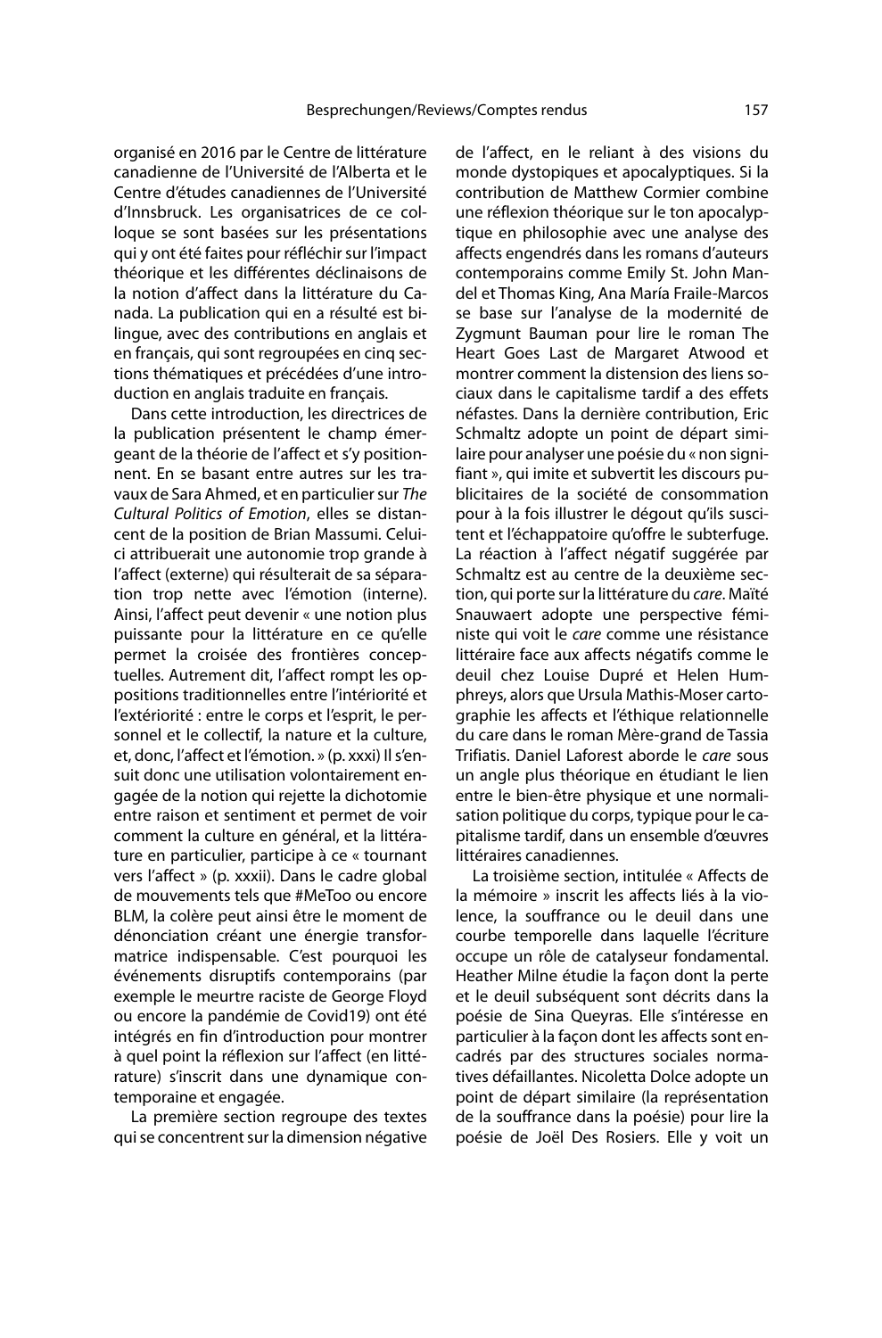organisé en 2016 par le Centre de littérature canadienne de l'Université de l'Alberta et le Centre d'études canadiennes de l'Université d'Innsbruck. Les organisatrices de ce colloque se sont basées sur les présentations qui y ont été faites pour réfléchir sur l'impact théorique et les différentes déclinaisons de la notion d'affect dans la littérature du Canada. La publication qui en a résulté est bilingue, avec des contributions en anglais et en français, qui sont regroupées en cinq sections thématiques et précédées d'une introduction en anglais traduite en français.

Dans cette introduction, les directrices de la publication présentent le champ émergeant de la théorie de l'affect et s'y positionnent. En se basant entre autres sur les travaux de Sara Ahmed, et en particulier sur *The Cultural Politics of Emotion*, elles se distancent de la position de Brian Massumi. Celui-ci attribuerait une autonomie trop grande à l'affect (externe) qui résulterait de sa séparation trop nette avec l'émotion (interne). Ainsi, l'affect peut devenir « une notion plus puissante pour la littérature en ce qu'elle permet la croisée des frontières conceptuelles. Autrement dit, l'affect rompt les oppositions traditionnelles entre l'intériorité et l'extériorité : entre le corps et l'esprit, le personnel et le collectif, la nature et la culture, et, donc, l'affect et l'émotion. » (p. xxxi) Il s'ensuit donc une utilisation volontairement engagée de la notion qui rejette la dichotomie entre raison et sentiment et permet de voir comment la culture en général, et la littérature en particulier, participe à ce « tournant vers l'affect » (p. xxxii). Dans le cadre global de mouvements tels que #MeToo ou encore BLM, la colère peut ainsi être le moment de dénonciation créant une énergie transformatrice indispensable. C'est pourquoi les événements disruptifs contemporains (par exemple le meurtre raciste de George Floyd ou encore la pandémie de Covid19) ont été intégrés en fin d'introduction pour montrer à quel point la réflexion sur l'affect (en littérature) s'inscrit dans une dynamique contemporaine et engagée.

La première section regroupe des textes qui se concentrent sur la dimension négative de l'affect, en le reliant à des visions du monde dystopiques et apocalyptiques. Si la contribution de Matthew Cormier combine une réflexion théorique sur le ton apocalyptique en philosophie avec une analyse des affects engendrés dans les romans d'auteurs contemporains comme Emily St. John Mandel et Thomas King, Ana María Fraile-Marcos se base sur l'analyse de la modernité de Zygmunt Bauman pour lire le roman The Heart Goes Last de Margaret Atwood et montrer comment la distension des liens sociaux dans le capitalisme tardif a des effets néfastes. Dans la dernière contribution, Eric Schmaltz adopte un point de départ similaire pour analyser une poésie du « non signifiant », qui imite et subvertit les discours publicitaires de la société de consommation pour à la fois illustrer le dégout qu'ils suscitent et l'échappatoire qu'offre le subterfuge. La réaction à l'affect négatif suggérée par Schmaltz est au centre de la deuxième section, qui porte sur la littérature du *care*. Maïté Snauwaert adopte une perspective féministe qui voit le *care* comme une résistance littéraire face aux affects négatifs comme le deuil chez Louise Dupré et Helen Humphreys, alors que Ursula Mathis-Moser cartographie les affects et l'éthique relationnelle du care dans le roman Mère-grand de Tassia Trifiatis. Daniel Laforest aborde le *care* sous un angle plus théorique en étudiant le lien entre le bien-être physique et une normalisation politique du corps, typique pour le capitalisme tardif, dans un ensemble d'œuvres littéraires canadiennes.

La troisième section, intitulée « Affects de la mémoire » inscrit les affects liés à la violence, la souffrance ou le deuil dans une courbe temporelle dans laquelle l'écriture occupe un rôle de catalyseur fondamental. Heather Milne étudie la façon dont la perte et le deuil subséquent sont décrits dans la poésie de Sina Queyras. Elle s'intéresse en particulier à la façon dont les affects sont encadrés par des structures sociales normatives défaillantes. Nicoletta Dolce adopte un point de départ similaire (la représentation de la souffrance dans la poésie) pour lire la poésie de Joël Des Rosiers. Elle y voit un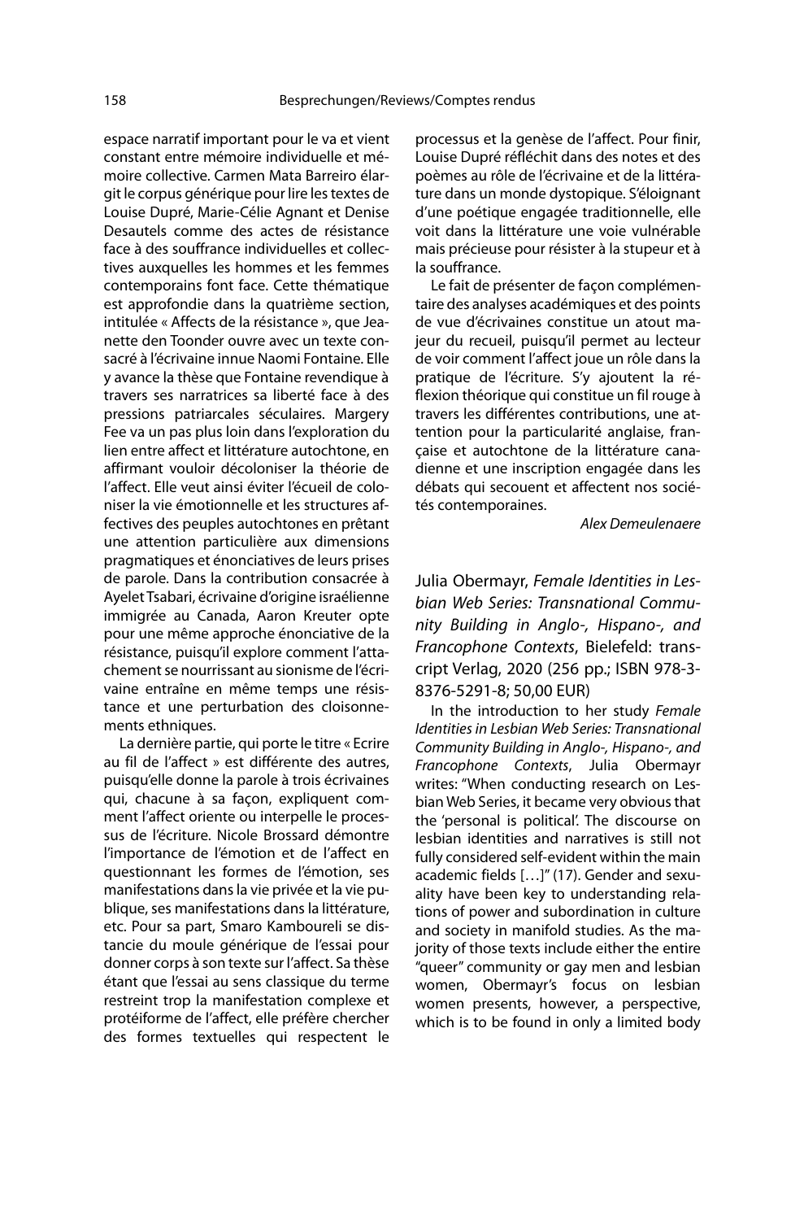espace narratif important pour le va et vient constant entre mémoire individuelle et mémoire collective. Carmen Mata Barreiro élargit le corpus générique pour lire les textes de Louise Dupré, Marie-Célie Agnant et Denise Desautels comme des actes de résistance face à des souffrance individuelles et collectives auxquelles les hommes et les femmes contemporains font face. Cette thématique est approfondie dans la quatrième section, intitulée « Affects de la résistance », que Jeanette den Toonder ouvre avec un texte consacré à l'écrivaine innue Naomi Fontaine. Elle y avance la thèse que Fontaine revendique à travers ses narratrices sa liberté face à des pressions patriarcales séculaires. Margery Fee va un pas plus loin dans l'exploration du lien entre affect et littérature autochtone, en affirmant vouloir décoloniser la théorie de l'affect. Elle veut ainsi éviter l'écueil de coloniser la vie émotionnelle et les structures affectives des peuples autochtones en prêtant une attention particulière aux dimensions pragmatiques et énonciatives de leurs prises de parole. Dans la contribution consacrée à Ayelet Tsabari, écrivaine d'origine israélienne immigrée au Canada, Aaron Kreuter opte pour une même approche énonciative de la résistance, puisqu'il explore comment l'attachement se nourrissant au sionisme de l'écrivaine entraîne en même temps une résistance et une perturbation des cloisonnements ethniques.

La dernière partie, qui porte le titre « Ecrire au fil de l'affect » est différente des autres, puisqu'elle donne la parole à trois écrivaines qui, chacune à sa façon, expliquent comment l'affect oriente ou interpelle le processus de l'écriture. Nicole Brossard démontre l'importance de l'émotion et de l'affect en questionnant les formes de l'émotion, ses manifestations dans la vie privée et la vie publique, ses manifestations dans la littérature, etc. Pour sa part, Smaro Kamboureli se distancie du moule générique de l'essai pour donner corps à son texte sur l'affect. Sa thèse étant que l'essai au sens classique du terme restreint trop la manifestation complexe et protéiforme de l'affect, elle préfère chercher des formes textuelles qui respectent le processus et la genèse de l'affect. Pour finir, Louise Dupré réfléchit dans des notes et des poèmes au rôle de l'écrivaine et de la littérature dans un monde dystopique. S'éloignant d'une poétique engagée traditionnelle, elle voit dans la littérature une voie vulnérable mais précieuse pour résister à la stupeur et à la souffrance.

Le fait de présenter de façon complémentaire des analyses académiques et des points de vue d'écrivaines constitue un atout majeur du recueil, puisqu'il permet au lecteur de voir comment l'affect joue un rôle dans la pratique de l'écriture. S'y ajoutent la réflexion théorique qui constitue un fil rouge à travers les différentes contributions, une attention pour la particularité anglaise, française et autochtone de la littérature canadienne et une inscription engagée dans les débats qui secouent et affectent nos sociétés contemporaines.

*Alex Demeulenaere*

## Julia Obermayr, *Female Identities in Lesbian Web Series: Transnational Community Building in Anglo-, Hispano-, and Francophone Contexts*, Bielefeld: transcript Verlag, 2020 (256 pp.; ISBN 978-3-8376-5291-8; 50,00 EUR)

In the introduction to her study *Female Identities in Lesbian Web Series: Transnational Community Building in Anglo-, Hispano-, and Francophone Contexts*, Julia Obermayr writes: "When conducting research on Lesbian Web Series, it became very obvious that the 'personal is political'. The discourse on lesbian identities and narratives is still not fully considered self-evident within the main academic fields […]" (17). Gender and sexuality have been key to understanding relations of power and subordination in culture and society in manifold studies. As the majority of those texts include either the entire "queer" community or gay men and lesbian women, Obermayr's focus on lesbian women presents, however, a perspective, which is to be found in only a limited body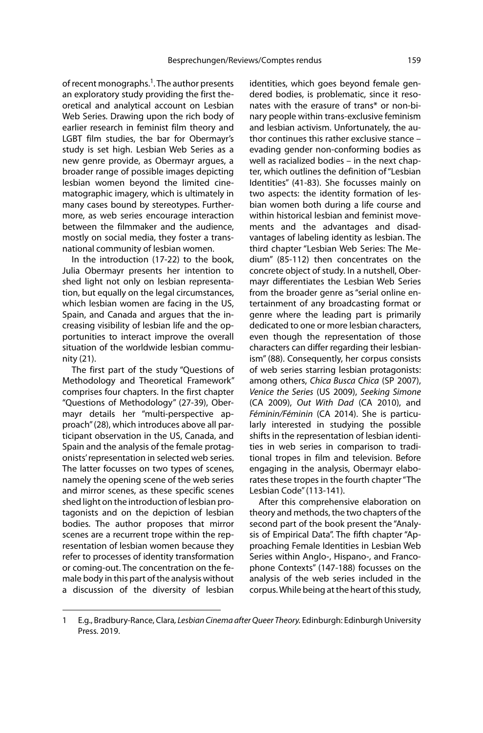of recent monographs.[1]. The author presents an exploratory study providing the first theoretical and analytical account on Lesbian Web Series. Drawing upon the rich body of earlier research in feminist film theory and LGBT film studies, the bar for Obermayr's study is set high. Lesbian Web Series as a new genre provide, as Obermayr argues, a broader range of possible images depicting lesbian women beyond the limited cinematographic imagery, which is ultimately in many cases bound by stereotypes. Furthermore, as web series encourage interaction between the filmmaker and the audience, mostly on social media, they foster a transnational community of lesbian women.

In the introduction (17-22) to the book, Julia Obermayr presents her intention to shed light not only on lesbian representation, but equally on the legal circumstances, which lesbian women are facing in the US, Spain, and Canada and argues that the increasing visibility of lesbian life and the opportunities to interact improve the overall situation of the worldwide lesbian community (21).

The first part of the study "Questions of Methodology and Theoretical Framework" comprises four chapters. In the first chapter "Questions of Methodology" (27-39), Obermayr details her "multi-perspective approach" (28), which introduces above all participant observation in the US, Canada, and Spain and the analysis of the female protagonists' representation in selected web series. The latter focusses on two types of scenes, namely the opening scene of the web series and mirror scenes, as these specific scenes shed light on the introduction of lesbian protagonists and on the depiction of lesbian bodies. The author proposes that mirror scenes are a recurrent trope within the representation of lesbian women because they refer to processes of identity transformation or coming-out. The concentration on the female body in this part of the analysis without a discussion of the diversity of lesbian identities, which goes beyond female gendered bodies, is problematic, since it resonates with the erasure of trans* or non-binary people within trans-exclusive feminism and lesbian activism. Unfortunately, the author continues this rather exclusive stance – evading gender non-conforming bodies as well as racialized bodies – in the next chapter, which outlines the definition of "Lesbian Identities" (41-83). She focusses mainly on two aspects: the identity formation of lesbian women both during a life course and within historical lesbian and feminist movements and the advantages and disadvantages of labeling identity as lesbian. The third chapter "Lesbian Web Series: The Medium" (85-112) then concentrates on the concrete object of study. In a nutshell, Obermayr differentiates the Lesbian Web Series from the broader genre as "serial online entertainment of any broadcasting format or genre where the leading part is primarily dedicated to one or more lesbian characters, even though the representation of those characters can differ regarding their lesbianism" (88). Consequently, her corpus consists of web series starring lesbian protagonists: among others, *Chica Busca Chica* (SP 2007), *Venice the Series* (US 2009), *Seeking Simone* (CA 2009), *Out With Dad* (CA 2010), and *Féminin/Féminin* (CA 2014). She is particularly interested in studying the possible shifts in the representation of lesbian identities in web series in comparison to traditional tropes in film and television. Before engaging in the analysis, Obermayr elaborates these tropes in the fourth chapter "The Lesbian Code" (113-141).

After this comprehensive elaboration on theory and methods, the two chapters of the second part of the book present the "Analysis of Empirical Data". The fifth chapter "Approaching Female Identities in Lesbian Web Series within Anglo-, Hispano-, and Francophone Contexts" (147-188) focusses on the analysis of the web series included in the corpus. While being at the heart of this study,

---

1 E.g., Bradbury-Rance, Clara, *Lesbian Cinema after Queer Theory.* Edinburgh: Edinburgh University Press. 2019.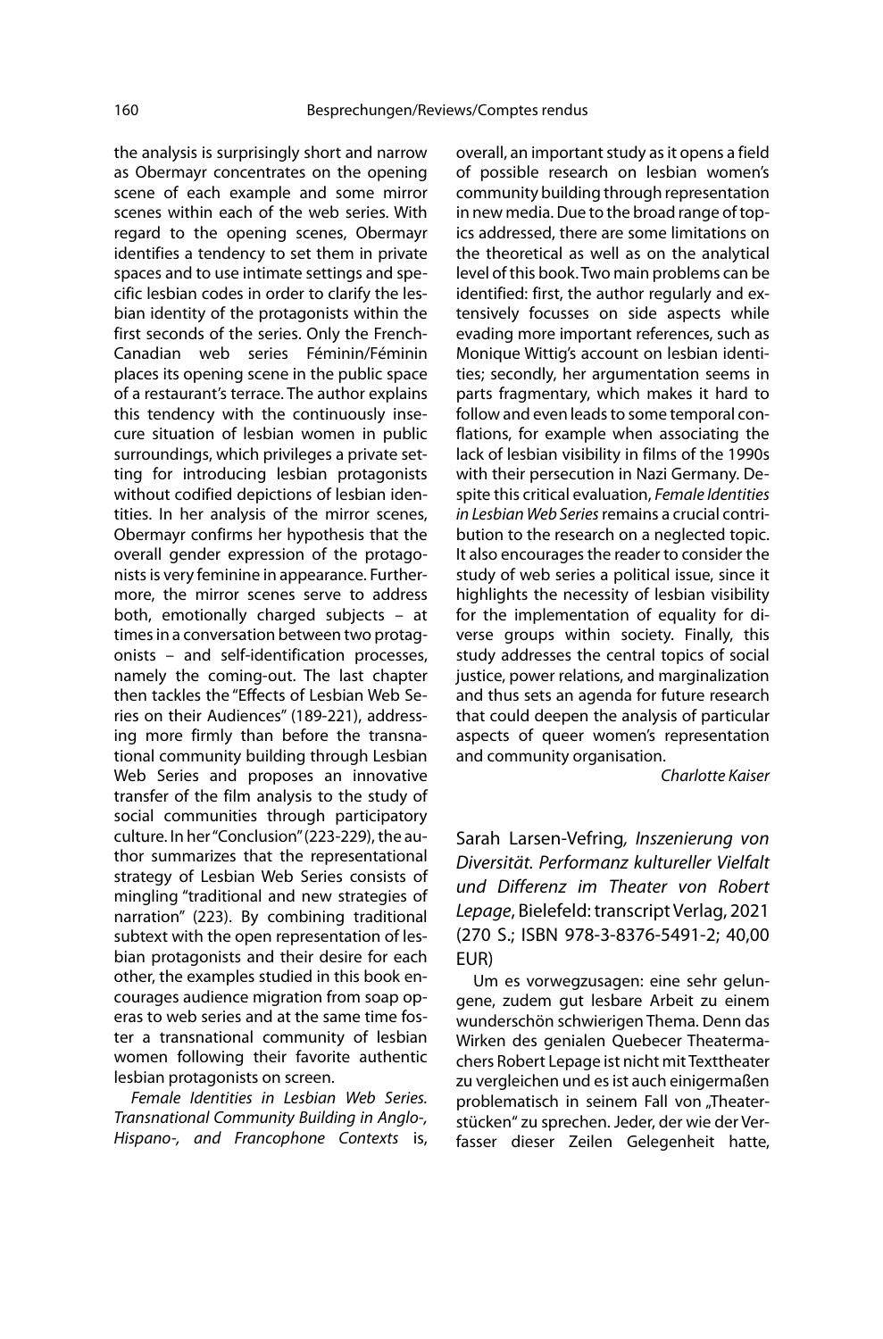the analysis is surprisingly short and narrow as Obermayr concentrates on the opening scene of each example and some mirror scenes within each of the web series. With regard to the opening scenes, Obermayr identifies a tendency to set them in private spaces and to use intimate settings and specific lesbian codes in order to clarify the lesbian identity of the protagonists within the first seconds of the series. Only the French-Canadian web series Féminin/Féminin places its opening scene in the public space of a restaurant's terrace. The author explains this tendency with the continuously insecure situation of lesbian women in public surroundings, which privileges a private setting for introducing lesbian protagonists without codified depictions of lesbian identities. In her analysis of the mirror scenes, Obermayr confirms her hypothesis that the overall gender expression of the protagonists is very feminine in appearance. Furthermore, the mirror scenes serve to address both, emotionally charged subjects – at times in a conversation between two protagonists – and self-identification processes, namely the coming-out. The last chapter then tackles the "Effects of Lesbian Web Series on their Audiences" (189-221), addressing more firmly than before the transnational community building through Lesbian Web Series and proposes an innovative transfer of the film analysis to the study of social communities through participatory culture. In her "Conclusion" (223-229), the author summarizes that the representational strategy of Lesbian Web Series consists of mingling "traditional and new strategies of narration" (223). By combining traditional subtext with the open representation of lesbian protagonists and their desire for each other, the examples studied in this book encourages audience migration from soap operas to web series and at the same time foster a transnational community of lesbian women following their favorite authentic lesbian protagonists on screen.

*Female Identities in Lesbian Web Series. Transnational Community Building in Anglo-, Hispano-, and Francophone Contexts* is, overall, an important study as it opens a field of possible research on lesbian women's community building through representation in new media. Due to the broad range of topics addressed, there are some limitations on the theoretical as well as on the analytical level of this book. Two main problems can be identified: first, the author regularly and extensively focusses on side aspects while evading more important references, such as Monique Wittig's account on lesbian identities; secondly, her argumentation seems in parts fragmentary, which makes it hard to follow and even leads to some temporal conflations, for example when associating the lack of lesbian visibility in films of the 1990s with their persecution in Nazi Germany. Despite this critical evaluation, *Female Identities in Lesbian Web Series* remains a crucial contribution to the research on a neglected topic. It also encourages the reader to consider the study of web series a political issue, since it highlights the necessity of lesbian visibility for the implementation of equality for diverse groups within society. Finally, this study addresses the central topics of social justice, power relations, and marginalization and thus sets an agenda for future research that could deepen the analysis of particular aspects of queer women's representation and community organisation.

*Charlotte Kaiser*

## Sarah Larsen-Vefring, *Inszenierung von Diversität. Performanz kultureller Vielfalt und Differenz im Theater von Robert Lepage*, Bielefeld: transcript Verlag, 2021 (270 S.; ISBN 978-3-8376-5491-2; 40,00 EUR)

Um es vorwegzusagen: eine sehr gelungene, zudem gut lesbare Arbeit zu einem wunderschön schwierigen Thema. Denn das Wirken des genialen Quebecer Theatermachers Robert Lepage ist nicht mit Texttheater zu vergleichen und es ist auch einigermaßen problematisch in seinem Fall von „Theaterstücken" zu sprechen. Jeder, der wie der Verfasser dieser Zeilen Gelegenheit hatte,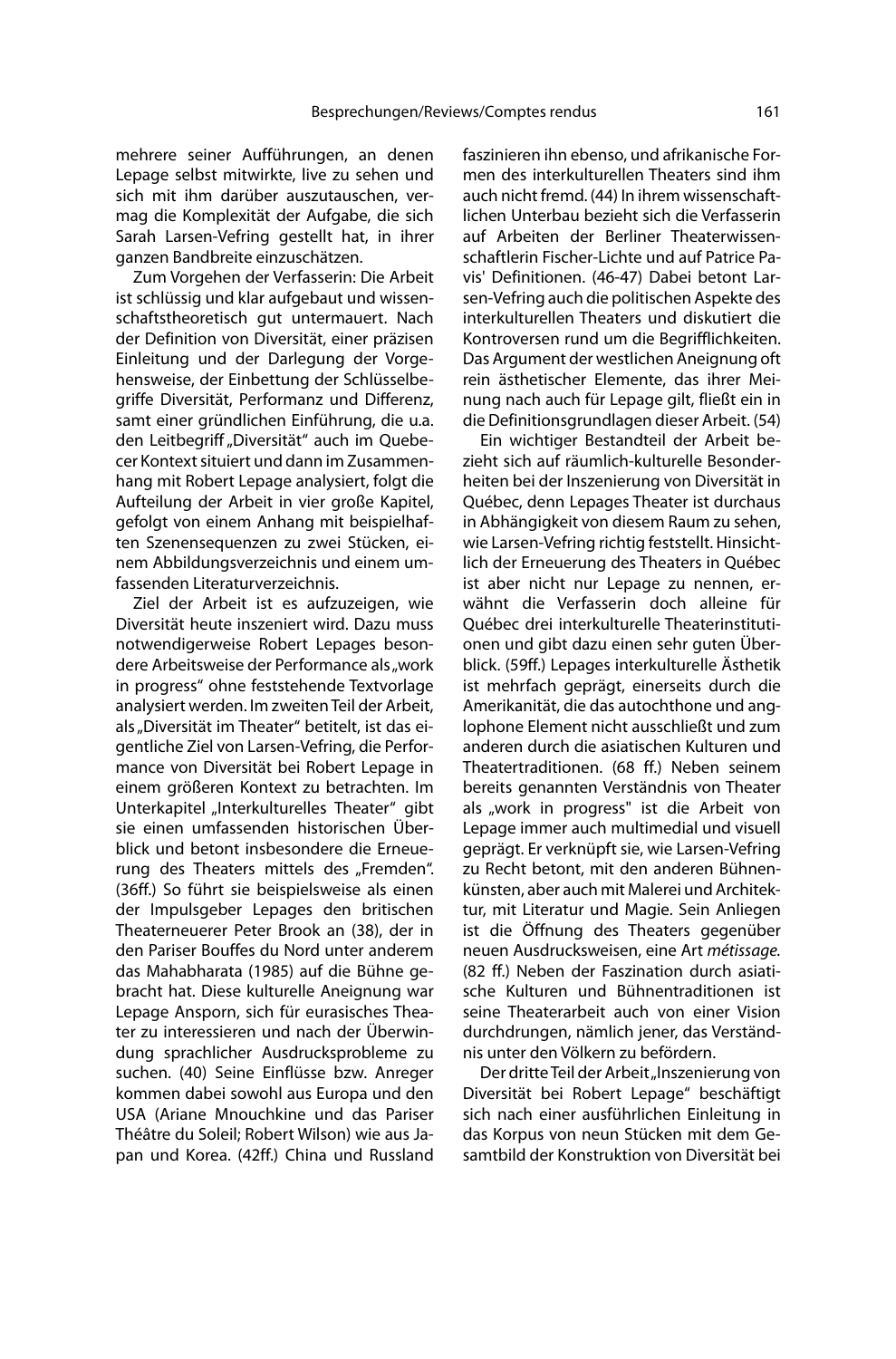mehrere seiner Aufführungen, an denen Lepage selbst mitwirkte, live zu sehen und sich mit ihm darüber auszutauschen, vermag die Komplexität der Aufgabe, die sich Sarah Larsen-Vefring gestellt hat, in ihrer ganzen Bandbreite einzuschätzen.

Zum Vorgehen der Verfasserin: Die Arbeit ist schlüssig und klar aufgebaut und wissenschaftstheoretisch gut untermauert. Nach der Definition von Diversität, einer präzisen Einleitung und der Darlegung der Vorgehensweise, der Einbettung der Schlüsselbegriffe Diversität, Performanz und Differenz, samt einer gründlichen Einführung, die u.a. den Leitbegriff „Diversität" auch im Quebecer Kontext situiert und dann im Zusammenhang mit Robert Lepage analysiert, folgt die Aufteilung der Arbeit in vier große Kapitel, gefolgt von einem Anhang mit beispielhaften Szenensequenzen zu zwei Stücken, einem Abbildungsverzeichnis und einem umfassenden Literaturverzeichnis.

Ziel der Arbeit ist es aufzuzeigen, wie Diversität heute inszeniert wird. Dazu muss notwendigerweise Robert Lepages besondere Arbeitsweise der Performance als „work in progress" ohne feststehende Textvorlage analysiert werden. Im zweiten Teil der Arbeit, als „Diversität im Theater" betitelt, ist das eigentliche Ziel von Larsen-Vefring, die Performance von Diversität bei Robert Lepage in einem größeren Kontext zu betrachten. Im Unterkapitel „Interkulturelles Theater" gibt sie einen umfassenden historischen Überblick und betont insbesondere die Erneuerung des Theaters mittels des „Fremden". (36ff.) So führt sie beispielsweise als einen der Impulsgeber Lepages den britischen Theaterneuerer Peter Brook an (38), der in den Pariser Bouffes du Nord unter anderem das Mahabharata (1985) auf die Bühne gebracht hat. Diese kulturelle Aneignung war Lepage Ansporn, sich für eurasisches Theater zu interessieren und nach der Überwindung sprachlicher Ausdrucksprobleme zu suchen. (40) Seine Einflüsse bzw. Anreger kommen dabei sowohl aus Europa und den USA (Ariane Mnouchkine und das Pariser Théâtre du Soleil; Robert Wilson) wie aus Japan und Korea. (42ff.) China und Russland faszinieren ihn ebenso, und afrikanische Formen des interkulturellen Theaters sind ihm auch nicht fremd. (44) In ihrem wissenschaftlichen Unterbau bezieht sich die Verfasserin auf Arbeiten der Berliner Theaterwissenschaftlerin Fischer-Lichte und auf Patrice Pavis' Definitionen. (46-47) Dabei betont Larsen-Vefring auch die politischen Aspekte des interkulturellen Theaters und diskutiert die Kontroversen rund um die Begrifflichkeiten. Das Argument der westlichen Aneignung oft rein ästhetischer Elemente, das ihrer Meinung nach auch für Lepage gilt, fließt ein in die Definitionsgrundlagen dieser Arbeit. (54)

Ein wichtiger Bestandteil der Arbeit bezieht sich auf räumlich-kulturelle Besonderheiten bei der Inszenierung von Diversität in Québec, denn Lepages Theater ist durchaus in Abhängigkeit von diesem Raum zu sehen, wie Larsen-Vefring richtig feststellt. Hinsichtlich der Erneuerung des Theaters in Québec ist aber nicht nur Lepage zu nennen, erwähnt die Verfasserin doch alleine für Québec drei interkulturelle Theaterinstitutionen und gibt dazu einen sehr guten Überblick. (59ff.) Lepages interkulturelle Ästhetik ist mehrfach geprägt, einerseits durch die Amerikanität, die das autochthone und anglophone Element nicht ausschließt und zum anderen durch die asiatischen Kulturen und Theatertraditionen. (68 ff.) Neben seinem bereits genannten Verständnis von Theater als „work in progress" ist die Arbeit von Lepage immer auch multimedial und visuell geprägt. Er verknüpft sie, wie Larsen-Vefring zu Recht betont, mit den anderen Bühnenkünsten, aber auch mit Malerei und Architektur, mit Literatur und Magie. Sein Anliegen ist die Öffnung des Theaters gegenüber neuen Ausdrucksweisen, eine Art *métissage.* (82 ff.) Neben der Faszination durch asiatische Kulturen und Bühnentraditionen ist seine Theaterarbeit auch von einer Vision durchdrungen, nämlich jener, das Verständnis unter den Völkern zu befördern.

Der dritte Teil der Arbeit „Inszenierung von Diversität bei Robert Lepage" beschäftigt sich nach einer ausführlichen Einleitung in das Korpus von neun Stücken mit dem Gesamtbild der Konstruktion von Diversität bei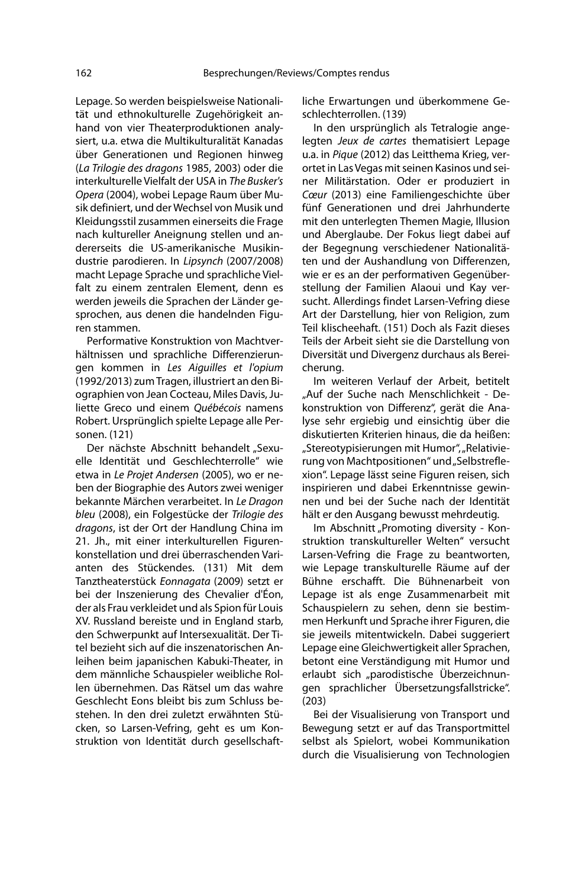Lepage. So werden beispielsweise Nationalität und ethnokulturelle Zugehörigkeit anhand von vier Theaterproduktionen analysiert, u.a. etwa die Multikulturalität Kanadas über Generationen und Regionen hinweg (*La Trilogie des dragons* 1985, 2003) oder die interkulturelle Vielfalt der USA in *The Busker's Opera* (2004), wobei Lepage Raum über Musik definiert, und der Wechsel von Musik und Kleidungsstil zusammen einerseits die Frage nach kultureller Aneignung stellen und andererseits die US-amerikanische Musikindustrie parodieren. In *Lipsynch* (2007/2008) macht Lepage Sprache und sprachliche Vielfalt zu einem zentralen Element, denn es werden jeweils die Sprachen der Länder gesprochen, aus denen die handelnden Figuren stammen.

Performative Konstruktion von Machtverhältnissen und sprachliche Differenzierungen kommen in *Les Aiguilles et l'opium* (1992/2013) zum Tragen, illustriert an den Biographien von Jean Cocteau, Miles Davis, Juliette Greco und einem *Québécois* namens Robert. Ursprünglich spielte Lepage alle Personen. (121)

Der nächste Abschnitt behandelt „Sexuelle Identität und Geschlechterrolle" wie etwa in *Le Projet Andersen* (2005), wo er neben der Biographie des Autors zwei weniger bekannte Märchen verarbeitet. In *Le Dragon bleu* (2008), ein Folgestücke der *Trilogie des dragons*, ist der Ort der Handlung China im 21. Jh., mit einer interkulturellen Figurenkonstellation und drei überraschenden Varianten des Stückendes. (131) Mit dem Tanztheaterstück *Eonnagata* (2009) setzt er bei der Inszenierung des Chevalier d'Éon, der als Frau verkleidet und als Spion für Louis XV. Russland bereiste und in England starb, den Schwerpunkt auf Intersexualität. Der Titel bezieht sich auf die inszenatorischen Anleihen beim japanischen Kabuki-Theater, in dem männliche Schauspieler weibliche Rollen übernehmen. Das Rätsel um das wahre Geschlecht Eons bleibt bis zum Schluss bestehen. In den drei zuletzt erwähnten Stücken, so Larsen-Vefring, geht es um Konstruktion von Identität durch gesellschaftliche Erwartungen und überkommene Geschlechterrollen. (139)

In den ursprünglich als Tetralogie angelegten *Jeux de cartes* thematisiert Lepage u.a. in *Pique* (2012) das Leitthema Krieg, verortet in Las Vegas mit seinen Kasinos und seiner Militärstation. Oder er produziert in *Cœur* (2013) eine Familiengeschichte über fünf Generationen und drei Jahrhunderte mit den unterlegten Themen Magie, Illusion und Aberglaube. Der Fokus liegt dabei auf der Begegnung verschiedener Nationalitäten und der Aushandlung von Differenzen, wie er es an der performativen Gegenüberstellung der Familien Alaoui und Kay versucht. Allerdings findet Larsen-Vefring diese Art der Darstellung, hier von Religion, zum Teil klischeehaft. (151) Doch als Fazit dieses Teils der Arbeit sieht sie die Darstellung von Diversität und Divergenz durchaus als Bereicherung.

Im weiteren Verlauf der Arbeit, betitelt „Auf der Suche nach Menschlichkeit - Dekonstruktion von Differenz", gerät die Analyse sehr ergiebig und einsichtig über die diskutierten Kriterien hinaus, die da heißen: „Stereotypisierungen mit Humor", „Relativierung von Machtpositionen" und „Selbstreflexion". Lepage lässt seine Figuren reisen, sich inspirieren und dabei Erkenntnisse gewinnen und bei der Suche nach der Identität hält er den Ausgang bewusst mehrdeutig.

Im Abschnitt „Promoting diversity - Konstruktion transkultureller Welten" versucht Larsen-Vefring die Frage zu beantworten, wie Lepage transkulturelle Räume auf der Bühne erschafft. Die Bühnenarbeit von Lepage ist als enge Zusammenarbeit mit Schauspielern zu sehen, denn sie bestimmen Herkunft und Sprache ihrer Figuren, die sie jeweils mitentwickeln. Dabei suggeriert Lepage eine Gleichwertigkeit aller Sprachen, betont eine Verständigung mit Humor und erlaubt sich „parodistische Überzeichnungen sprachlicher Übersetzungsfallstricke". (203)

Bei der Visualisierung von Transport und Bewegung setzt er auf das Transportmittel selbst als Spielort, wobei Kommunikation durch die Visualisierung von Technologien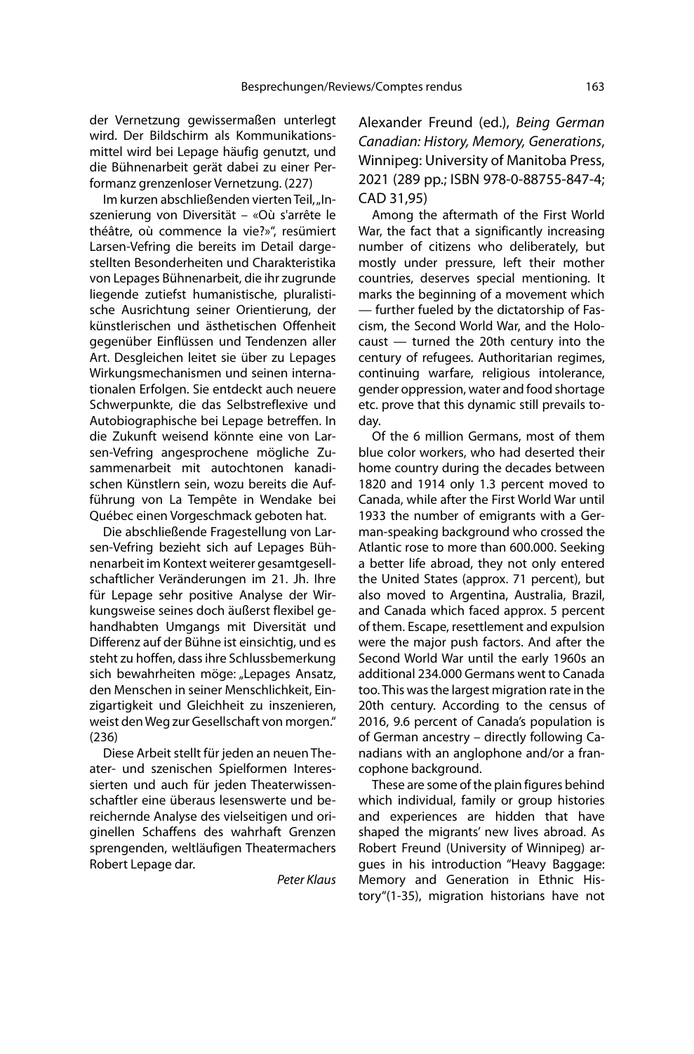der Vernetzung gewissermaßen unterlegt wird. Der Bildschirm als Kommunikationsmittel wird bei Lepage häufig genutzt, und die Bühnenarbeit gerät dabei zu einer Performanz grenzenloser Vernetzung. (227)

Im kurzen abschließenden vierten Teil, „Inszenierung von Diversität – «Où s'arrête le théâtre, où commence la vie?»", resümiert Larsen-Vefring die bereits im Detail dargestellten Besonderheiten und Charakteristika von Lepages Bühnenarbeit, die ihr zugrunde liegende zutiefst humanistische, pluralistische Ausrichtung seiner Orientierung, der künstlerischen und ästhetischen Offenheit gegenüber Einflüssen und Tendenzen aller Art. Desgleichen leitet sie über zu Lepages Wirkungsmechanismen und seinen internationalen Erfolgen. Sie entdeckt auch neuere Schwerpunkte, die das Selbstreflexive und Autobiographische bei Lepage betreffen. In die Zukunft weisend könnte eine von Larsen-Vefring angesprochene mögliche Zusammenarbeit mit autochtonen kanadischen Künstlern sein, wozu bereits die Aufführung von La Tempête in Wendake bei Québec einen Vorgeschmack geboten hat.

Die abschließende Fragestellung von Larsen-Vefring bezieht sich auf Lepages Bühnenarbeit im Kontext weiterer gesamtgesellschaftlicher Veränderungen im 21. Jh. Ihre für Lepage sehr positive Analyse der Wirkungsweise seines doch äußerst flexibel gehandhabten Umgangs mit Diversität und Differenz auf der Bühne ist einsichtig, und es steht zu hoffen, dass ihre Schlussbemerkung sich bewahrheiten möge: „Lepages Ansatz, den Menschen in seiner Menschlichkeit, Einzigartigkeit und Gleichheit zu inszenieren, weist den Weg zur Gesellschaft von morgen." (236)

Diese Arbeit stellt für jeden an neuen Theater- und szenischen Spielformen Interessierten und auch für jeden Theaterwissenschaftler eine überaus lesenswerte und bereichernde Analyse des vielseitigen und originellen Schaffens des wahrhaft Grenzen sprengenden, weltläufigen Theatermachers Robert Lepage dar.

*Peter Klaus*

Alexander Freund (ed.), *Being German Canadian: History, Memory, Generations*, Winnipeg: University of Manitoba Press, 2021 (289 pp.; ISBN 978-0-88755-847-4; CAD 31,95)

Among the aftermath of the First World War, the fact that a significantly increasing number of citizens who deliberately, but mostly under pressure, left their mother countries, deserves special mentioning. It marks the beginning of a movement which — further fueled by the dictatorship of Fascism, the Second World War, and the Holocaust — turned the 20th century into the century of refugees. Authoritarian regimes, continuing warfare, religious intolerance, gender oppression, water and food shortage etc. prove that this dynamic still prevails today.

Of the 6 million Germans, most of them blue color workers, who had deserted their home country during the decades between 1820 and 1914 only 1.3 percent moved to Canada, while after the First World War until 1933 the number of emigrants with a German-speaking background who crossed the Atlantic rose to more than 600.000. Seeking a better life abroad, they not only entered the United States (approx. 71 percent), but also moved to Argentina, Australia, Brazil, and Canada which faced approx. 5 percent of them. Escape, resettlement and expulsion were the major push factors. And after the Second World War until the early 1960s an additional 234.000 Germans went to Canada too. This was the largest migration rate in the 20th century. According to the census of 2016, 9.6 percent of Canada's population is of German ancestry – directly following Canadians with an anglophone and/or a francophone background.

These are some of the plain figures behind which individual, family or group histories and experiences are hidden that have shaped the migrants' new lives abroad. As Robert Freund (University of Winnipeg) argues in his introduction "Heavy Baggage: Memory and Generation in Ethnic History"(1-35), migration historians have not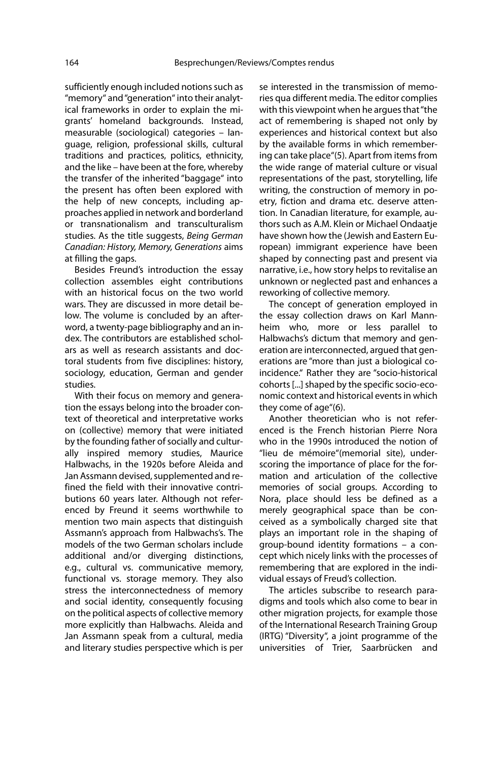sufficiently enough included notions such as "memory" and "generation" into their analytical frameworks in order to explain the migrants' homeland backgrounds. Instead, measurable (sociological) categories – language, religion, professional skills, cultural traditions and practices, politics, ethnicity, and the like – have been at the fore, whereby the transfer of the inherited "baggage" into the present has often been explored with the help of new concepts, including approaches applied in network and borderland or transnationalism and transculturalism studies. As the title suggests, *Being German Canadian: History, Memory, Generations* aims at filling the gaps.

Besides Freund's introduction the essay collection assembles eight contributions with an historical focus on the two world wars. They are discussed in more detail below. The volume is concluded by an afterword, a twenty-page bibliography and an index. The contributors are established scholars as well as research assistants and doctoral students from five disciplines: history, sociology, education, German and gender studies.

With their focus on memory and generation the essays belong into the broader context of theoretical and interpretative works on (collective) memory that were initiated by the founding father of socially and culturally inspired memory studies, Maurice Halbwachs, in the 1920s before Aleida and Jan Assmann devised, supplemented and refined the field with their innovative contributions 60 years later. Although not referenced by Freund it seems worthwhile to mention two main aspects that distinguish Assmann's approach from Halbwachs's. The models of the two German scholars include additional and/or diverging distinctions, e.g., cultural vs. communicative memory, functional vs. storage memory. They also stress the interconnectedness of memory and social identity, consequently focusing on the political aspects of collective memory more explicitly than Halbwachs. Aleida and Jan Assmann speak from a cultural, media and literary studies perspective which is per se interested in the transmission of memories qua different media. The editor complies with this viewpoint when he argues that "the act of remembering is shaped not only by experiences and historical context but also by the available forms in which remembering can take place"(5). Apart from items from the wide range of material culture or visual representations of the past, storytelling, life writing, the construction of memory in poetry, fiction and drama etc. deserve attention. In Canadian literature, for example, authors such as A.M. Klein or Michael Ondaatje have shown how the (Jewish and Eastern European) immigrant experience have been shaped by connecting past and present via narrative, i.e., how story helps to revitalise an unknown or neglected past and enhances a reworking of collective memory.

The concept of generation employed in the essay collection draws on Karl Mannheim who, more or less parallel to Halbwachs's dictum that memory and generation are interconnected, argued that generations are "more than just a biological coincidence." Rather they are "socio-historical cohorts [...] shaped by the specific socio-economic context and historical events in which they come of age"(6).

Another theoretician who is not referenced is the French historian Pierre Nora who in the 1990s introduced the notion of "lieu de mémoire"(memorial site), underscoring the importance of place for the formation and articulation of the collective memories of social groups. According to Nora, place should less be defined as a merely geographical space than be conceived as a symbolically charged site that plays an important role in the shaping of group-bound identity formations – a concept which nicely links with the processes of remembering that are explored in the individual essays of Freud's collection.

The articles subscribe to research paradigms and tools which also come to bear in other migration projects, for example those of the International Research Training Group (IRTG) "Diversity", a joint programme of the universities of Trier, Saarbrücken and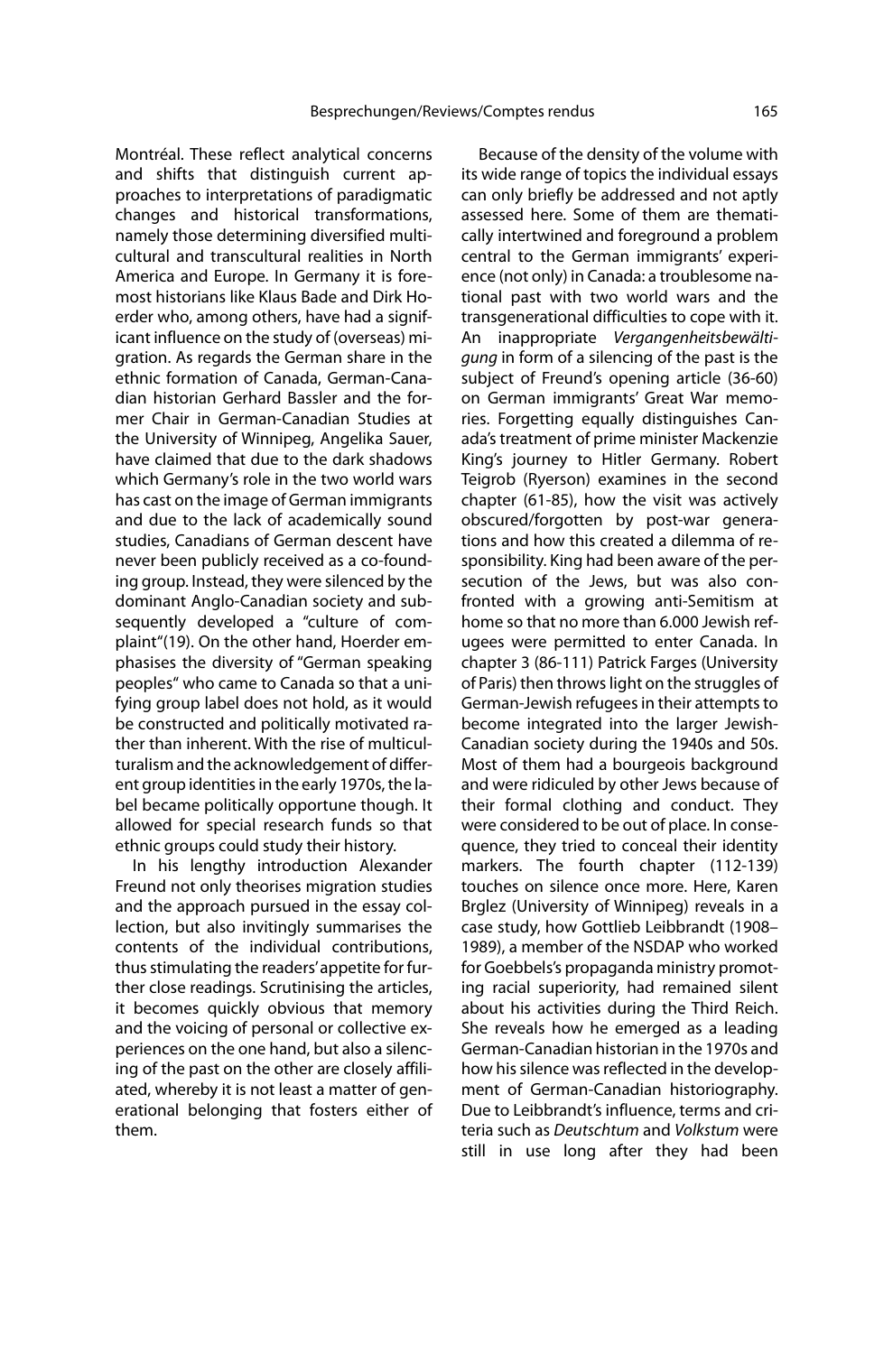Montréal. These reflect analytical concerns and shifts that distinguish current approaches to interpretations of paradigmatic changes and historical transformations, namely those determining diversified multicultural and transcultural realities in North America and Europe. In Germany it is foremost historians like Klaus Bade and Dirk Hoerder who, among others, have had a significant influence on the study of (overseas) migration. As regards the German share in the ethnic formation of Canada, German-Canadian historian Gerhard Bassler and the former Chair in German-Canadian Studies at the University of Winnipeg, Angelika Sauer, have claimed that due to the dark shadows which Germany's role in the two world wars has cast on the image of German immigrants and due to the lack of academically sound studies, Canadians of German descent have never been publicly received as a co-founding group. Instead, they were silenced by the dominant Anglo-Canadian society and subsequently developed a "culture of complaint"(19). On the other hand, Hoerder emphasises the diversity of "German speaking peoples" who came to Canada so that a unifying group label does not hold, as it would be constructed and politically motivated rather than inherent. With the rise of multiculturalism and the acknowledgement of different group identities in the early 1970s, the label became politically opportune though. It allowed for special research funds so that ethnic groups could study their history.

In his lengthy introduction Alexander Freund not only theorises migration studies and the approach pursued in the essay collection, but also invitingly summarises the contents of the individual contributions, thus stimulating the readers' appetite for further close readings. Scrutinising the articles, it becomes quickly obvious that memory and the voicing of personal or collective experiences on the one hand, but also a silencing of the past on the other are closely affiliated, whereby it is not least a matter of generational belonging that fosters either of them.

Because of the density of the volume with its wide range of topics the individual essays can only briefly be addressed and not aptly assessed here. Some of them are thematically intertwined and foreground a problem central to the German immigrants' experience (not only) in Canada: a troublesome national past with two world wars and the transgenerational difficulties to cope with it. An inappropriate *Vergangenheitsbewältigung* in form of a silencing of the past is the subject of Freund's opening article (36-60) on German immigrants' Great War memories. Forgetting equally distinguishes Canada's treatment of prime minister Mackenzie King's journey to Hitler Germany. Robert Teigrob (Ryerson) examines in the second chapter (61-85), how the visit was actively obscured/forgotten by post-war generations and how this created a dilemma of responsibility. King had been aware of the persecution of the Jews, but was also confronted with a growing anti-Semitism at home so that no more than 6.000 Jewish refugees were permitted to enter Canada. In chapter 3 (86-111) Patrick Farges (University of Paris) then throws light on the struggles of German-Jewish refugees in their attempts to become integrated into the larger Jewish-Canadian society during the 1940s and 50s. Most of them had a bourgeois background and were ridiculed by other Jews because of their formal clothing and conduct. They were considered to be out of place. In consequence, they tried to conceal their identity markers. The fourth chapter (112-139) touches on silence once more. Here, Karen Brglez (University of Winnipeg) reveals in a case study, how Gottlieb Leibbrandt (1908–1989), a member of the NSDAP who worked for Goebbels's propaganda ministry promoting racial superiority, had remained silent about his activities during the Third Reich. She reveals how he emerged as a leading German-Canadian historian in the 1970s and how his silence was reflected in the development of German-Canadian historiography. Due to Leibbrandt's influence, terms and criteria such as *Deutschtum* and *Volkstum* were still in use long after they had been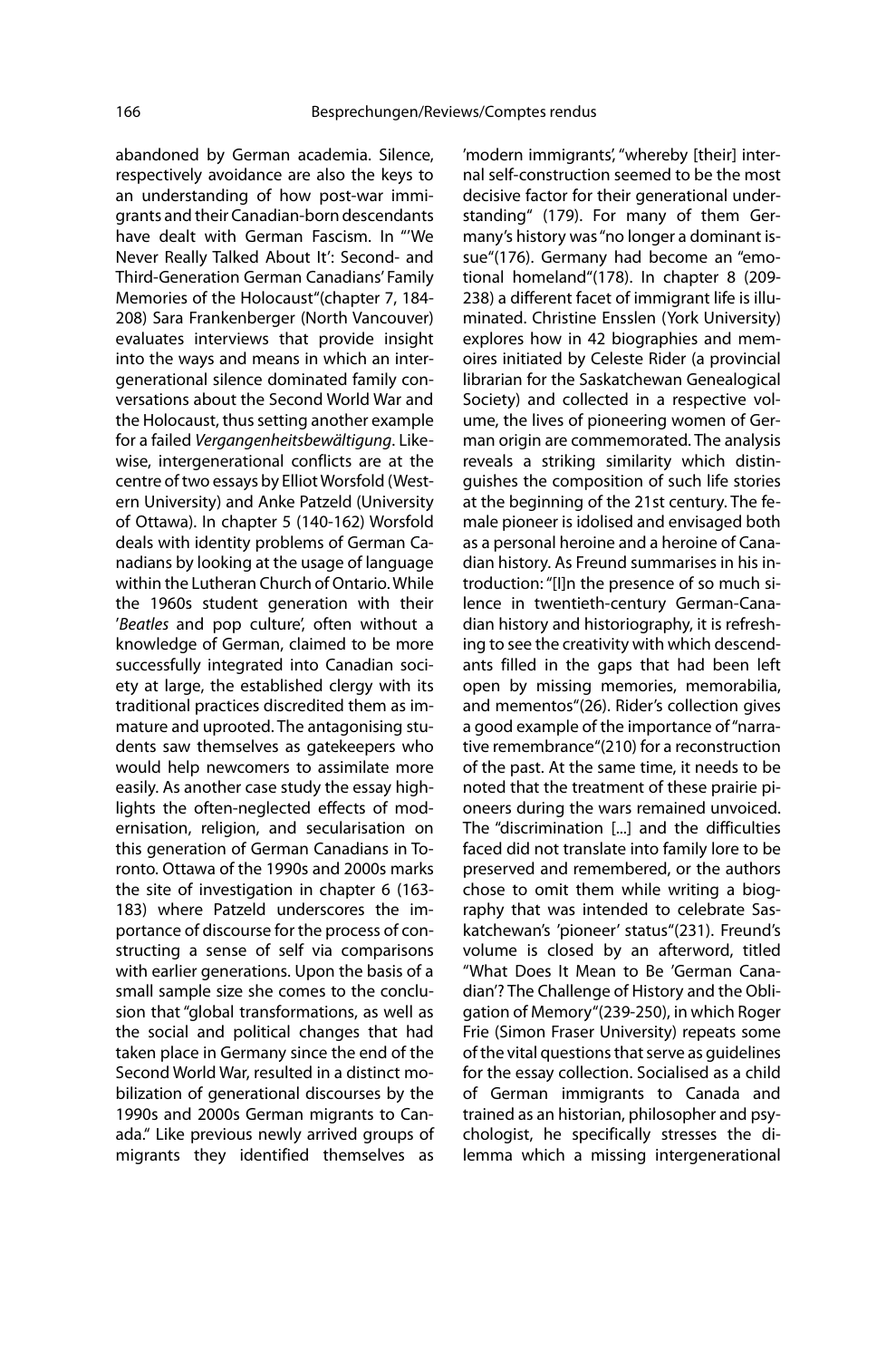abandoned by German academia. Silence, respectively avoidance are also the keys to an understanding of how post-war immigrants and their Canadian-born descendants have dealt with German Fascism. In "'We Never Really Talked About It': Second- and Third-Generation German Canadians' Family Memories of the Holocaust"(chapter 7, 184-208) Sara Frankenberger (North Vancouver) evaluates interviews that provide insight into the ways and means in which an intergenerational silence dominated family conversations about the Second World War and the Holocaust, thus setting another example for a failed *Vergangenheitsbewältigung*. Likewise, intergenerational conflicts are at the centre of two essays by Elliot Worsfold (Western University) and Anke Patzeld (University of Ottawa). In chapter 5 (140-162) Worsfold deals with identity problems of German Canadians by looking at the usage of language within the Lutheran Church of Ontario. While the 1960s student generation with their '*Beatles* and pop culture', often without a knowledge of German, claimed to be more successfully integrated into Canadian society at large, the established clergy with its traditional practices discredited them as immature and uprooted. The antagonising students saw themselves as gatekeepers who would help newcomers to assimilate more easily. As another case study the essay highlights the often-neglected effects of modernisation, religion, and secularisation on this generation of German Canadians in Toronto. Ottawa of the 1990s and 2000s marks the site of investigation in chapter 6 (163-183) where Patzeld underscores the importance of discourse for the process of constructing a sense of self via comparisons with earlier generations. Upon the basis of a small sample size she comes to the conclusion that "global transformations, as well as the social and political changes that had taken place in Germany since the end of the Second World War, resulted in a distinct mobilization of generational discourses by the 1990s and 2000s German migrants to Canada." Like previous newly arrived groups of migrants they identified themselves as 'modern immigrants', "whereby [their] internal self-construction seemed to be the most decisive factor for their generational understanding" (179). For many of them Germany's history was "no longer a dominant issue"(176). Germany had become an "emotional homeland"(178). In chapter 8 (209-238) a different facet of immigrant life is illuminated. Christine Ensslen (York University) explores how in 42 biographies and memoires initiated by Celeste Rider (a provincial librarian for the Saskatchewan Genealogical Society) and collected in a respective volume, the lives of pioneering women of German origin are commemorated. The analysis reveals a striking similarity which distinguishes the composition of such life stories at the beginning of the 21st century. The female pioneer is idolised and envisaged both as a personal heroine and a heroine of Canadian history. As Freund summarises in his introduction: "[I]n the presence of so much silence in twentieth-century German-Canadian history and historiography, it is refreshing to see the creativity with which descendants filled in the gaps that had been left open by missing memories, memorabilia, and mementos"(26). Rider's collection gives a good example of the importance of "narrative remembrance"(210) for a reconstruction of the past. At the same time, it needs to be noted that the treatment of these prairie pioneers during the wars remained unvoiced. The "discrimination [...] and the difficulties faced did not translate into family lore to be preserved and remembered, or the authors chose to omit them while writing a biography that was intended to celebrate Saskatchewan's 'pioneer' status"(231). Freund's volume is closed by an afterword, titled "What Does It Mean to Be 'German Canadian'? The Challenge of History and the Obligation of Memory"(239-250), in which Roger Frie (Simon Fraser University) repeats some of the vital questions that serve as guidelines for the essay collection. Socialised as a child of German immigrants to Canada and trained as an historian, philosopher and psychologist, he specifically stresses the dilemma which a missing intergenerational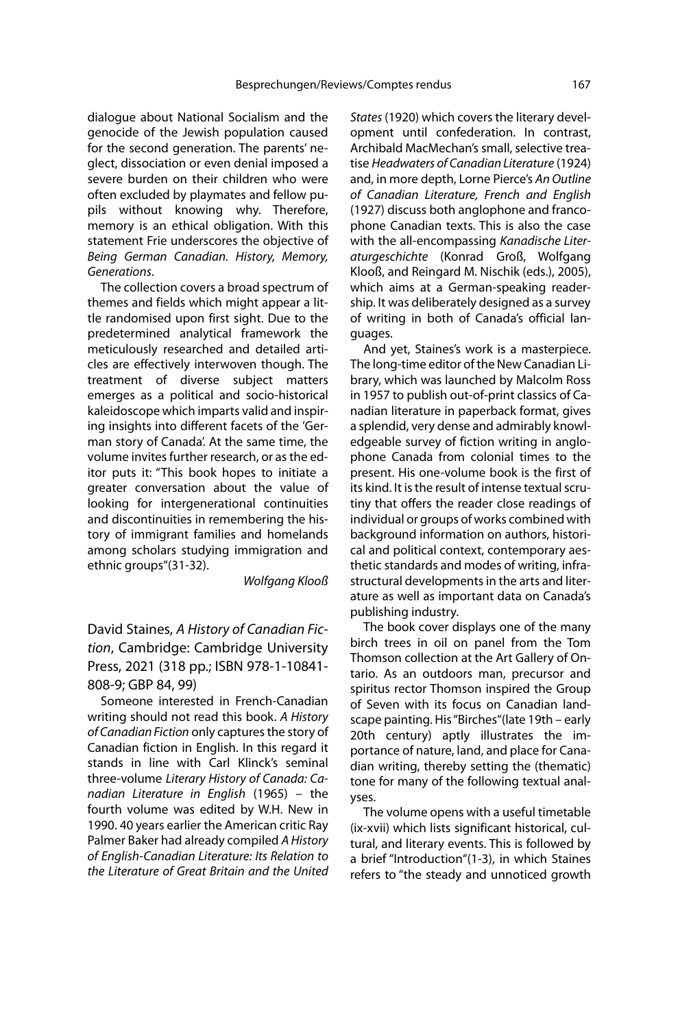dialogue about National Socialism and the genocide of the Jewish population caused for the second generation. The parents' neglect, dissociation or even denial imposed a severe burden on their children who were often excluded by playmates and fellow pupils without knowing why. Therefore, memory is an ethical obligation. With this statement Frie underscores the objective of *Being German Canadian. History, Memory, Generations*.

The collection covers a broad spectrum of themes and fields which might appear a little randomised upon first sight. Due to the predetermined analytical framework the meticulously researched and detailed articles are effectively interwoven though. The treatment of diverse subject matters emerges as a political and socio-historical kaleidoscope which imparts valid and inspiring insights into different facets of the 'German story of Canada'. At the same time, the volume invites further research, or as the editor puts it: "This book hopes to initiate a greater conversation about the value of looking for intergenerational continuities and discontinuities in remembering the history of immigrant families and homelands among scholars studying immigration and ethnic groups"(31-32).

*Wolfgang Klooß*

## David Staines, *A History of Canadian Fiction*, Cambridge: Cambridge University Press, 2021 (318 pp.; ISBN 978-1-10841-808-9; GBP 84, 99)

Someone interested in French-Canadian writing should not read this book. *A History of Canadian Fiction* only captures the story of Canadian fiction in English. In this regard it stands in line with Carl Klinck's seminal three-volume *Literary History of Canada: Canadian Literature in English* (1965) – the fourth volume was edited by W.H. New in 1990. 40 years earlier the American critic Ray Palmer Baker had already compiled *A History of English-Canadian Literature: Its Relation to the Literature of Great Britain and the United States* (1920) which covers the literary development until confederation. In contrast, Archibald MacMechan's small, selective treatise *Headwaters of Canadian Literature* (1924) and, in more depth, Lorne Pierce's *An Outline of Canadian Literature, French and English* (1927) discuss both anglophone and francophone Canadian texts. This is also the case with the all-encompassing *Kanadische Literaturgeschichte* (Konrad Groß, Wolfgang Klooß, and Reingard M. Nischik (eds.), 2005), which aims at a German-speaking readership. It was deliberately designed as a survey of writing in both of Canada's official languages.

And yet, Staines's work is a masterpiece. The long-time editor of the New Canadian Library, which was launched by Malcolm Ross in 1957 to publish out-of-print classics of Canadian literature in paperback format, gives a splendid, very dense and admirably knowledgeable survey of fiction writing in anglophone Canada from colonial times to the present. His one-volume book is the first of its kind. It is the result of intense textual scrutiny that offers the reader close readings of individual or groups of works combined with background information on authors, historical and political context, contemporary aesthetic standards and modes of writing, infrastructural developments in the arts and literature as well as important data on Canada's publishing industry.

The book cover displays one of the many birch trees in oil on panel from the Tom Thomson collection at the Art Gallery of Ontario. As an outdoors man, precursor and spiritus rector Thomson inspired the Group of Seven with its focus on Canadian landscape painting. His "Birches"(late 19th – early 20th century) aptly illustrates the importance of nature, land, and place for Canadian writing, thereby setting the (thematic) tone for many of the following textual analyses.

The volume opens with a useful timetable (ix-xvii) which lists significant historical, cultural, and literary events. This is followed by a brief "Introduction"(1-3), in which Staines refers to "the steady and unnoticed growth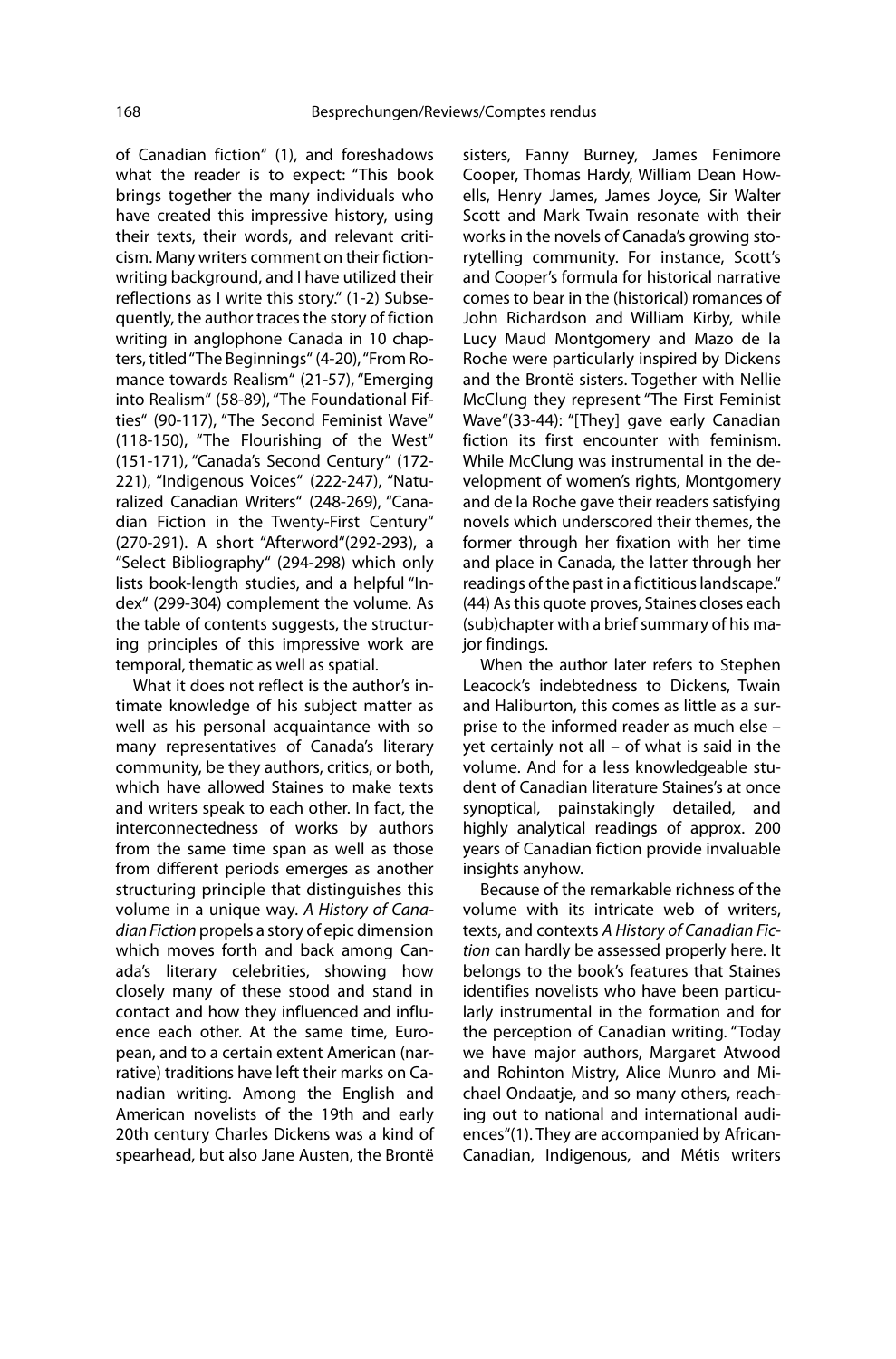of Canadian fiction" (1), and foreshadows what the reader is to expect: "This book brings together the many individuals who have created this impressive history, using their texts, their words, and relevant criticism. Many writers comment on their fiction-writing background, and I have utilized their reflections as I write this story." (1-2) Subsequently, the author traces the story of fiction writing in anglophone Canada in 10 chapters, titled "The Beginnings" (4-20), "From Romance towards Realism" (21-57), "Emerging into Realism" (58-89), "The Foundational Fifties" (90-117), "The Second Feminist Wave" (118-150), "The Flourishing of the West" (151-171), "Canada's Second Century" (172-221), "Indigenous Voices" (222-247), "Naturalized Canadian Writers" (248-269), "Canadian Fiction in the Twenty-First Century" (270-291). A short "Afterword"(292-293), a "Select Bibliography" (294-298) which only lists book-length studies, and a helpful "Index" (299-304) complement the volume. As the table of contents suggests, the structuring principles of this impressive work are temporal, thematic as well as spatial.

What it does not reflect is the author's intimate knowledge of his subject matter as well as his personal acquaintance with so many representatives of Canada's literary community, be they authors, critics, or both, which have allowed Staines to make texts and writers speak to each other. In fact, the interconnectedness of works by authors from the same time span as well as those from different periods emerges as another structuring principle that distinguishes this volume in a unique way. *A History of Canadian Fiction* propels a story of epic dimension which moves forth and back among Canada's literary celebrities, showing how closely many of these stood and stand in contact and how they influenced and influence each other. At the same time, European, and to a certain extent American (narrative) traditions have left their marks on Canadian writing. Among the English and American novelists of the 19th and early 20th century Charles Dickens was a kind of spearhead, but also Jane Austen, the Brontë sisters, Fanny Burney, James Fenimore Cooper, Thomas Hardy, William Dean Howells, Henry James, James Joyce, Sir Walter Scott and Mark Twain resonate with their works in the novels of Canada's growing storytelling community. For instance, Scott's and Cooper's formula for historical narrative comes to bear in the (historical) romances of John Richardson and William Kirby, while Lucy Maud Montgomery and Mazo de la Roche were particularly inspired by Dickens and the Brontë sisters. Together with Nellie McClung they represent "The First Feminist Wave"(33-44): "[They] gave early Canadian fiction its first encounter with feminism. While McClung was instrumental in the development of women's rights, Montgomery and de la Roche gave their readers satisfying novels which underscored their themes, the former through her fixation with her time and place in Canada, the latter through her readings of the past in a fictitious landscape." (44) As this quote proves, Staines closes each (sub)chapter with a brief summary of his major findings.

When the author later refers to Stephen Leacock's indebtedness to Dickens, Twain and Haliburton, this comes as little as a surprise to the informed reader as much else – yet certainly not all – of what is said in the volume. And for a less knowledgeable student of Canadian literature Staines's at once synoptical, painstakingly detailed, and highly analytical readings of approx. 200 years of Canadian fiction provide invaluable insights anyhow.

Because of the remarkable richness of the volume with its intricate web of writers, texts, and contexts *A History of Canadian Fiction* can hardly be assessed properly here. It belongs to the book's features that Staines identifies novelists who have been particularly instrumental in the formation and for the perception of Canadian writing. "Today we have major authors, Margaret Atwood and Rohinton Mistry, Alice Munro and Michael Ondaatje, and so many others, reaching out to national and international audiences"(1). They are accompanied by African-Canadian, Indigenous, and Métis writers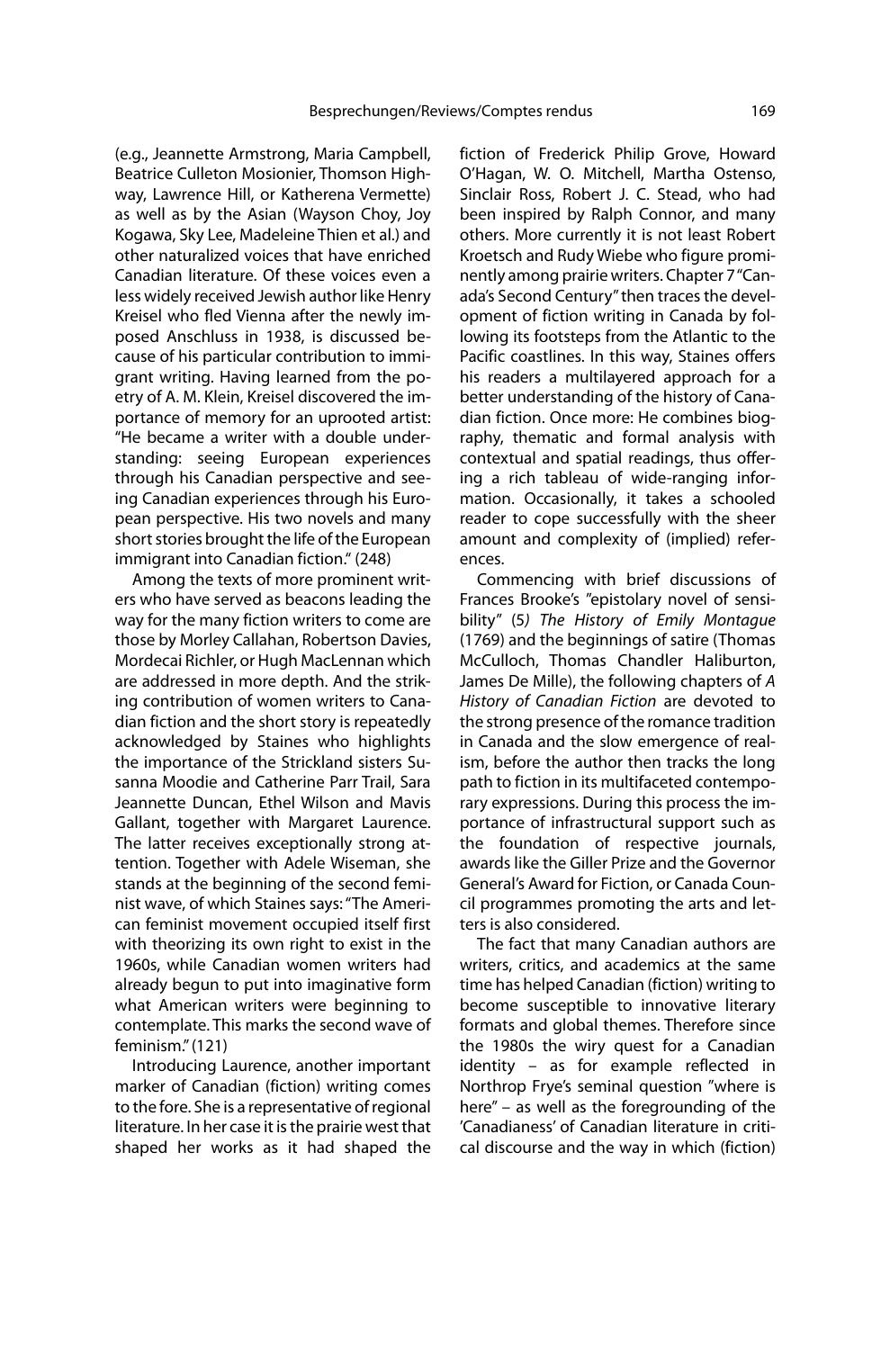(e.g., Jeannette Armstrong, Maria Campbell, Beatrice Culleton Mosionier, Thomson Highway, Lawrence Hill, or Katherena Vermette) as well as by the Asian (Wayson Choy, Joy Kogawa, Sky Lee, Madeleine Thien et al.) and other naturalized voices that have enriched Canadian literature. Of these voices even a less widely received Jewish author like Henry Kreisel who fled Vienna after the newly imposed Anschluss in 1938, is discussed because of his particular contribution to immigrant writing. Having learned from the poetry of A. M. Klein, Kreisel discovered the importance of memory for an uprooted artist: "He became a writer with a double understanding: seeing European experiences through his Canadian perspective and seeing Canadian experiences through his European perspective. His two novels and many short stories brought the life of the European immigrant into Canadian fiction." (248)

Among the texts of more prominent writers who have served as beacons leading the way for the many fiction writers to come are those by Morley Callahan, Robertson Davies, Mordecai Richler, or Hugh MacLennan which are addressed in more depth. And the striking contribution of women writers to Canadian fiction and the short story is repeatedly acknowledged by Staines who highlights the importance of the Strickland sisters Susanna Moodie and Catherine Parr Trail, Sara Jeannette Duncan, Ethel Wilson and Mavis Gallant, together with Margaret Laurence. The latter receives exceptionally strong attention. Together with Adele Wiseman, she stands at the beginning of the second feminist wave, of which Staines says: "The American feminist movement occupied itself first with theorizing its own right to exist in the 1960s, while Canadian women writers had already begun to put into imaginative form what American writers were beginning to contemplate. This marks the second wave of feminism." (121)

Introducing Laurence, another important marker of Canadian (fiction) writing comes to the fore. She is a representative of regional literature. In her case it is the prairie west that shaped her works as it had shaped the fiction of Frederick Philip Grove, Howard O'Hagan, W. O. Mitchell, Martha Ostenso, Sinclair Ross, Robert J. C. Stead, who had been inspired by Ralph Connor, and many others. More currently it is not least Robert Kroetsch and Rudy Wiebe who figure prominently among prairie writers. Chapter 7 "Canada's Second Century" then traces the development of fiction writing in Canada by following its footsteps from the Atlantic to the Pacific coastlines. In this way, Staines offers his readers a multilayered approach for a better understanding of the history of Canadian fiction. Once more: He combines biography, thematic and formal analysis with contextual and spatial readings, thus offering a rich tableau of wide-ranging information. Occasionally, it takes a schooled reader to cope successfully with the sheer amount and complexity of (implied) references.

Commencing with brief discussions of Frances Brooke's "epistolary novel of sensibility" (5*) The History of Emily Montague* (1769) and the beginnings of satire (Thomas McCulloch, Thomas Chandler Haliburton, James De Mille), the following chapters of *A History of Canadian Fiction* are devoted to the strong presence of the romance tradition in Canada and the slow emergence of realism, before the author then tracks the long path to fiction in its multifaceted contemporary expressions. During this process the importance of infrastructural support such as the foundation of respective journals, awards like the Giller Prize and the Governor General's Award for Fiction, or Canada Council programmes promoting the arts and letters is also considered.

The fact that many Canadian authors are writers, critics, and academics at the same time has helped Canadian (fiction) writing to become susceptible to innovative literary formats and global themes. Therefore since the 1980s the wiry quest for a Canadian identity – as for example reflected in Northrop Frye's seminal question "where is here" – as well as the foregrounding of the 'Canadianess' of Canadian literature in critical discourse and the way in which (fiction)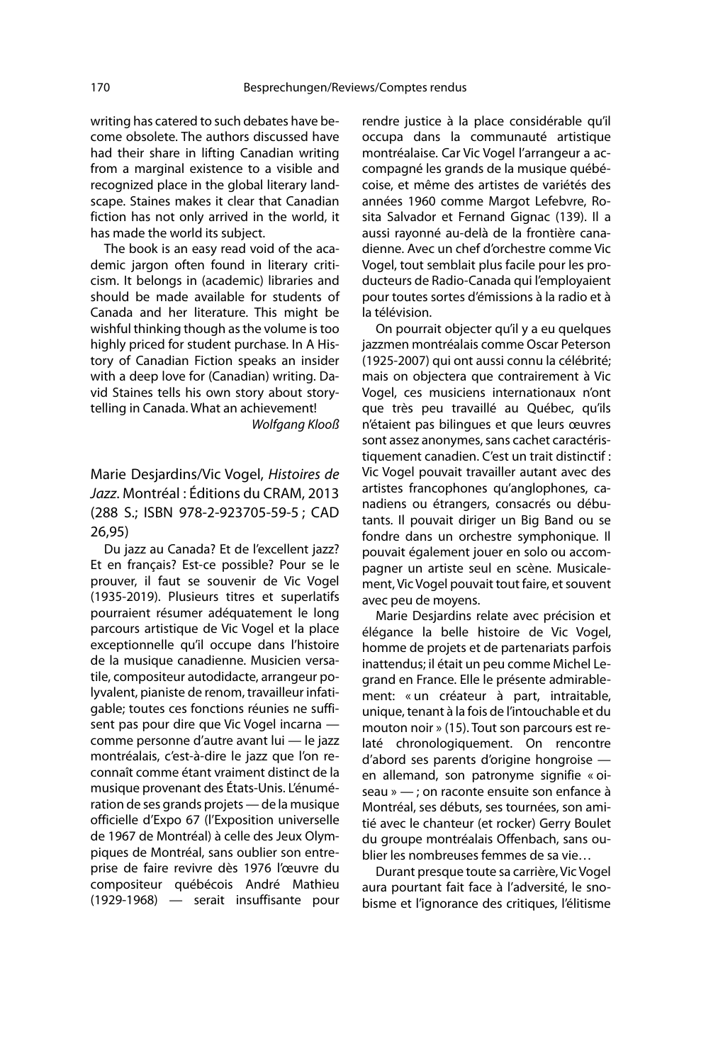writing has catered to such debates have become obsolete. The authors discussed have had their share in lifting Canadian writing from a marginal existence to a visible and recognized place in the global literary landscape. Staines makes it clear that Canadian fiction has not only arrived in the world, it has made the world its subject.

The book is an easy read void of the academic jargon often found in literary criticism. It belongs in (academic) libraries and should be made available for students of Canada and her literature. This might be wishful thinking though as the volume is too highly priced for student purchase. In A History of Canadian Fiction speaks an insider with a deep love for (Canadian) writing. David Staines tells his own story about storytelling in Canada. What an achievement!

*Wolfgang Klooß*

## Marie Desjardins/Vic Vogel, *Histoires de Jazz*. Montréal : Éditions du CRAM, 2013 (288 S.; ISBN 978-2-923705-59-5 ; CAD 26,95)

Du jazz au Canada? Et de l'excellent jazz? Et en français? Est-ce possible? Pour se le prouver, il faut se souvenir de Vic Vogel (1935-2019). Plusieurs titres et superlatifs pourraient résumer adéquatement le long parcours artistique de Vic Vogel et la place exceptionnelle qu'il occupe dans l'histoire de la musique canadienne. Musicien versatile, compositeur autodidacte, arrangeur polyvalent, pianiste de renom, travailleur infatigable; toutes ces fonctions réunies ne suffisent pas pour dire que Vic Vogel incarna — comme personne d'autre avant lui — le jazz montréalais, c'est-à-dire le jazz que l'on reconnaît comme étant vraiment distinct de la musique provenant des États-Unis. L'énumération de ses grands projets — de la musique officielle d'Expo 67 (l'Exposition universelle de 1967 de Montréal) à celle des Jeux Olympiques de Montréal, sans oublier son entreprise de faire revivre dès 1976 l'œuvre du compositeur québécois André Mathieu (1929-1968) — serait insuffisante pour rendre justice à la place considérable qu'il occupa dans la communauté artistique montréalaise. Car Vic Vogel l'arrangeur a accompagné les grands de la musique québécoise, et même des artistes de variétés des années 1960 comme Margot Lefebvre, Rosita Salvador et Fernand Gignac (139). Il a aussi rayonné au-delà de la frontière canadienne. Avec un chef d'orchestre comme Vic Vogel, tout semblait plus facile pour les producteurs de Radio-Canada qui l'employaient pour toutes sortes d'émissions à la radio et à la télévision.

On pourrait objecter qu'il y a eu quelques jazzmen montréalais comme Oscar Peterson (1925-2007) qui ont aussi connu la célébrité; mais on objectera que contrairement à Vic Vogel, ces musiciens internationaux n'ont que très peu travaillé au Québec, qu'ils n'étaient pas bilingues et que leurs œuvres sont assez anonymes, sans cachet caractéristiquement canadien. C'est un trait distinctif : Vic Vogel pouvait travailler autant avec des artistes francophones qu'anglophones, canadiens ou étrangers, consacrés ou débutants. Il pouvait diriger un Big Band ou se fondre dans un orchestre symphonique. Il pouvait également jouer en solo ou accompagner un artiste seul en scène. Musicalement, Vic Vogel pouvait tout faire, et souvent avec peu de moyens.

Marie Desjardins relate avec précision et élégance la belle histoire de Vic Vogel, homme de projets et de partenariats parfois inattendus; il était un peu comme Michel Legrand en France. Elle le présente admirablement: « un créateur à part, intraitable, unique, tenant à la fois de l'intouchable et du mouton noir » (15). Tout son parcours est relaté chronologiquement. On rencontre d'abord ses parents d'origine hongroise — en allemand, son patronyme signifie « oiseau » — ; on raconte ensuite son enfance à Montréal, ses débuts, ses tournées, son amitié avec le chanteur (et rocker) Gerry Boulet du groupe montréalais Offenbach, sans oublier les nombreuses femmes de sa vie…

Durant presque toute sa carrière, Vic Vogel aura pourtant fait face à l'adversité, le snobisme et l'ignorance des critiques, l'élitisme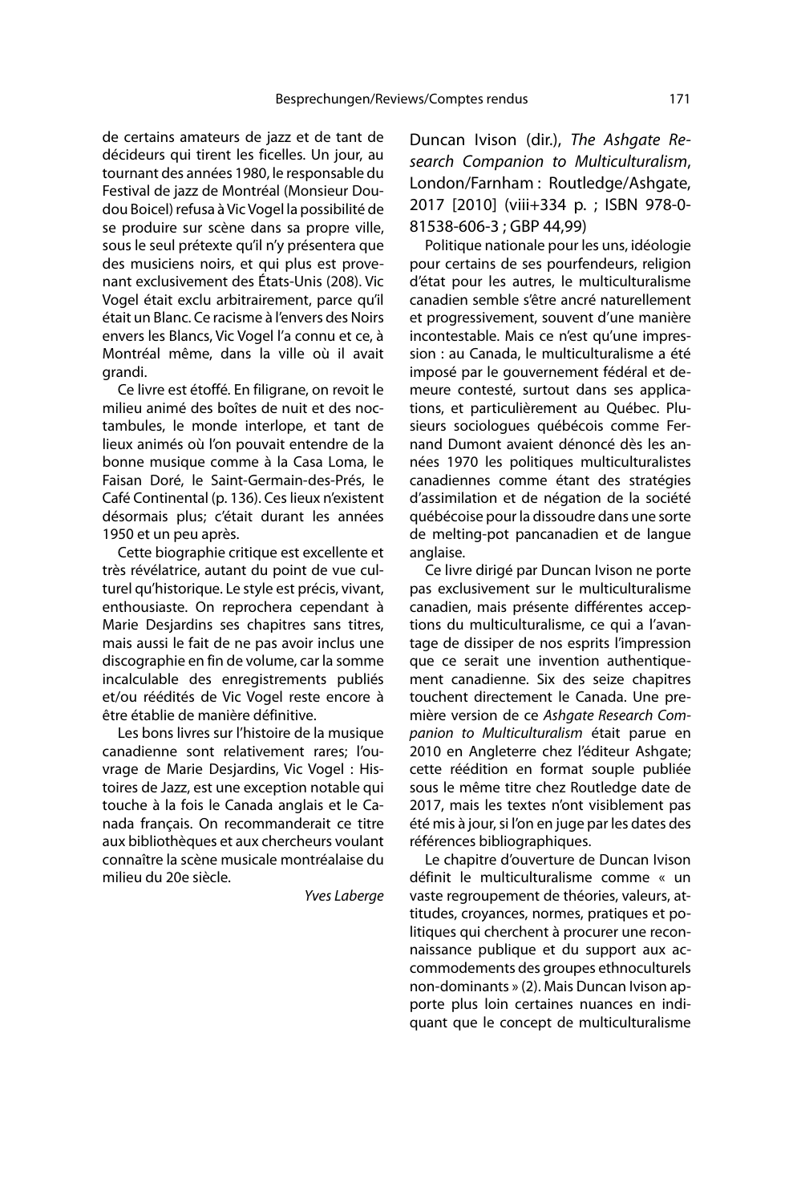de certains amateurs de jazz et de tant de décideurs qui tirent les ficelles. Un jour, au tournant des années 1980, le responsable du Festival de jazz de Montréal (Monsieur Doudou Boicel) refusa à Vic Vogel la possibilité de se produire sur scène dans sa propre ville, sous le seul prétexte qu'il n'y présentera que des musiciens noirs, et qui plus est provenant exclusivement des États-Unis (208). Vic Vogel était exclu arbitrairement, parce qu'il était un Blanc. Ce racisme à l'envers des Noirs envers les Blancs, Vic Vogel l'a connu et ce, à Montréal même, dans la ville où il avait grandi.

Ce livre est étoffé. En filigrane, on revoit le milieu animé des boîtes de nuit et des noctambules, le monde interlope, et tant de lieux animés où l'on pouvait entendre de la bonne musique comme à la Casa Loma, le Faisan Doré, le Saint-Germain-des-Prés, le Café Continental (p. 136). Ces lieux n'existent désormais plus; c'était durant les années 1950 et un peu après.

Cette biographie critique est excellente et très révélatrice, autant du point de vue culturel qu'historique. Le style est précis, vivant, enthousiaste. On reprochera cependant à Marie Desjardins ses chapitres sans titres, mais aussi le fait de ne pas avoir inclus une discographie en fin de volume, car la somme incalculable des enregistrements publiés et/ou réédités de Vic Vogel reste encore à être établie de manière définitive.

Les bons livres sur l'histoire de la musique canadienne sont relativement rares; l'ouvrage de Marie Desjardins, Vic Vogel : Histoires de Jazz, est une exception notable qui touche à la fois le Canada anglais et le Canada français. On recommanderait ce titre aux bibliothèques et aux chercheurs voulant connaître la scène musicale montréalaise du milieu du 20e siècle.

*Yves Laberge*

Duncan Ivison (dir.), *The Ashgate Research Companion to Multiculturalism*, London/Farnham : Routledge/Ashgate, 2017 [2010] (viii+334 p. ; ISBN 978-0-81538-606-3 ; GBP 44,99)

Politique nationale pour les uns, idéologie pour certains de ses pourfendeurs, religion d'état pour les autres, le multiculturalisme canadien semble s'être ancré naturellement et progressivement, souvent d'une manière incontestable. Mais ce n'est qu'une impression : au Canada, le multiculturalisme a été imposé par le gouvernement fédéral et demeure contesté, surtout dans ses applications, et particulièrement au Québec. Plusieurs sociologues québécois comme Fernand Dumont avaient dénoncé dès les années 1970 les politiques multiculturalistes canadiennes comme étant des stratégies d'assimilation et de négation de la société québécoise pour la dissoudre dans une sorte de melting-pot pancanadien et de langue anglaise.

Ce livre dirigé par Duncan Ivison ne porte pas exclusivement sur le multiculturalisme canadien, mais présente différentes acceptions du multiculturalisme, ce qui a l'avantage de dissiper de nos esprits l'impression que ce serait une invention authentiquement canadienne. Six des seize chapitres touchent directement le Canada. Une première version de ce *Ashgate Research Companion to Multiculturalism* était parue en 2010 en Angleterre chez l'éditeur Ashgate; cette réédition en format souple publiée sous le même titre chez Routledge date de 2017, mais les textes n'ont visiblement pas été mis à jour, si l'on en juge par les dates des références bibliographiques.

Le chapitre d'ouverture de Duncan Ivison définit le multiculturalisme comme « un vaste regroupement de théories, valeurs, attitudes, croyances, normes, pratiques et politiques qui cherchent à procurer une reconnaissance publique et du support aux accommodements des groupes ethnoculturels non-dominants » (2). Mais Duncan Ivison apporte plus loin certaines nuances en indiquant que le concept de multiculturalisme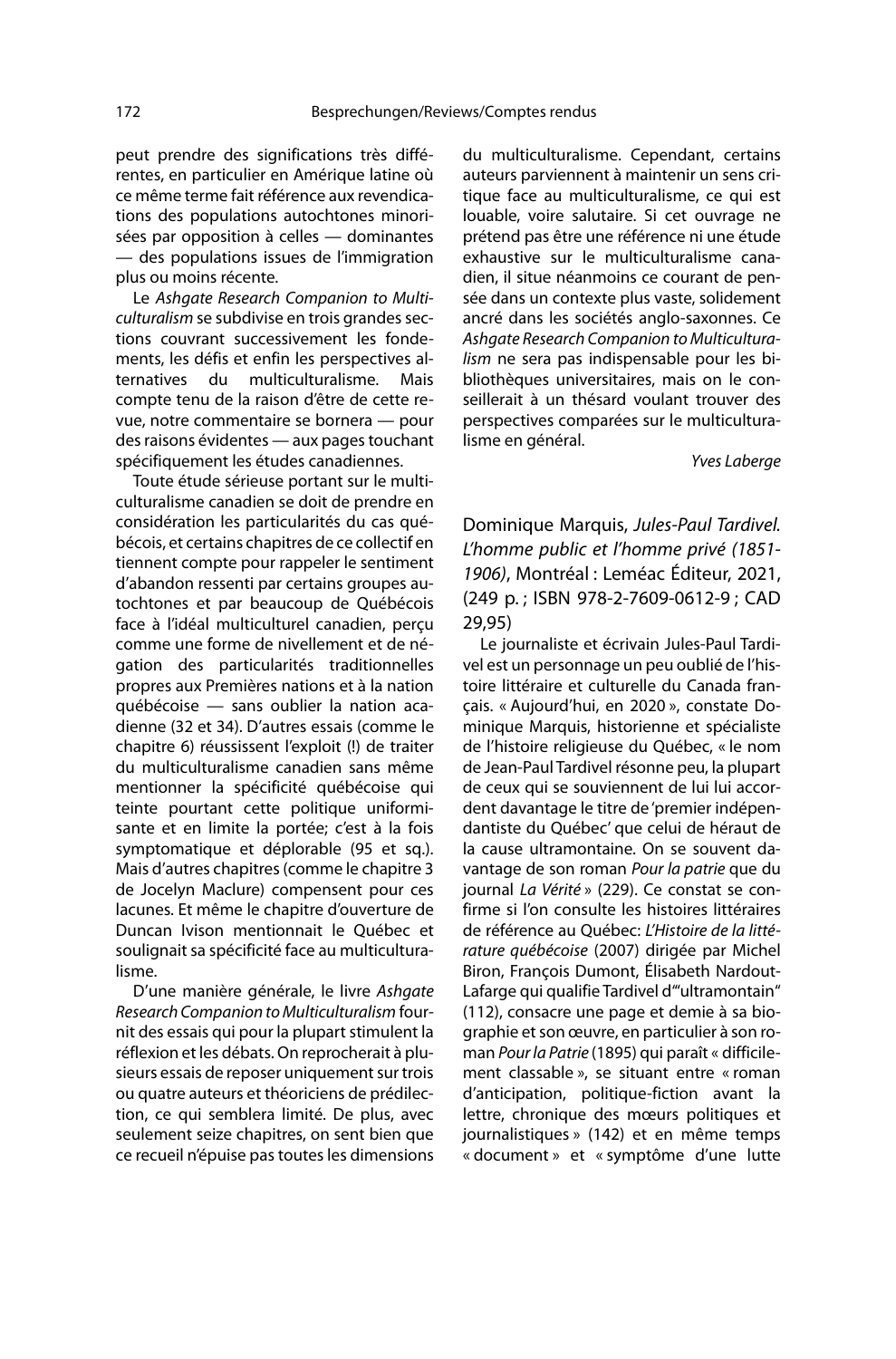peut prendre des significations très différentes, en particulier en Amérique latine où ce même terme fait référence aux revendications des populations autochtones minorisées par opposition à celles — dominantes — des populations issues de l'immigration plus ou moins récente.

Le *Ashgate Research Companion to Multiculturalism* se subdivise en trois grandes sections couvrant successivement les fondements, les défis et enfin les perspectives alternatives du multiculturalisme. Mais compte tenu de la raison d'être de cette revue, notre commentaire se bornera — pour des raisons évidentes — aux pages touchant spécifiquement les études canadiennes.

Toute étude sérieuse portant sur le multiculturalisme canadien se doit de prendre en considération les particularités du cas québécois, et certains chapitres de ce collectif en tiennent compte pour rappeler le sentiment d'abandon ressenti par certains groupes autochtones et par beaucoup de Québécois face à l'idéal multiculturel canadien, perçu comme une forme de nivellement et de négation des particularités traditionnelles propres aux Premières nations et à la nation québécoise — sans oublier la nation acadienne (32 et 34). D'autres essais (comme le chapitre 6) réussissent l'exploit (!) de traiter du multiculturalisme canadien sans même mentionner la spécificité québécoise qui teinte pourtant cette politique uniformisante et en limite la portée; c'est à la fois symptomatique et déplorable (95 et sq.). Mais d'autres chapitres (comme le chapitre 3 de Jocelyn Maclure) compensent pour ces lacunes. Et même le chapitre d'ouverture de Duncan Ivison mentionnait le Québec et soulignait sa spécificité face au multiculturalisme.

D'une manière générale, le livre *Ashgate Research Companion to Multiculturalism* fournit des essais qui pour la plupart stimulent la réflexion et les débats. On reprocherait à plusieurs essais de reposer uniquement sur trois ou quatre auteurs et théoriciens de prédilection, ce qui semblera limité. De plus, avec seulement seize chapitres, on sent bien que ce recueil n'épuise pas toutes les dimensions du multiculturalisme. Cependant, certains auteurs parviennent à maintenir un sens critique face au multiculturalisme, ce qui est louable, voire salutaire. Si cet ouvrage ne prétend pas être une référence ni une étude exhaustive sur le multiculturalisme canadien, il situe néanmoins ce courant de pensée dans un contexte plus vaste, solidement ancré dans les sociétés anglo-saxonnes. Ce *Ashgate Research Companion to Multiculturalism* ne sera pas indispensable pour les bibliothèques universitaires, mais on le conseillerait à un thésard voulant trouver des perspectives comparées sur le multiculturalisme en général.

*Yves Laberge*

## Dominique Marquis, *Jules-Paul Tardivel. L'homme public et l'homme privé (1851-1906)*, Montréal : Leméac Éditeur, 2021, (249 p. ; ISBN 978-2-7609-0612-9 ; CAD 29,95)

Le journaliste et écrivain Jules-Paul Tardivel est un personnage un peu oublié de l'histoire littéraire et culturelle du Canada français. « Aujourd'hui, en 2020 », constate Dominique Marquis, historienne et spécialiste de l'histoire religieuse du Québec, « le nom de Jean-Paul Tardivel résonne peu, la plupart de ceux qui se souviennent de lui lui accordent davantage le titre de 'premier indépendantiste du Québec' que celui de héraut de la cause ultramontaine. On se souvent davantage de son roman *Pour la patrie* que du journal *La Vérité* » (229). Ce constat se confirme si l'on consulte les histoires littéraires de référence au Québec: *L'Histoire de la littérature québécoise* (2007) dirigée par Michel Biron, François Dumont, Élisabeth Nardout-Lafarge qui qualifie Tardivel d'"ultramontain" (112), consacre une page et demie à sa biographie et son œuvre, en particulier à son roman *Pour la Patrie* (1895) qui paraît « difficilement classable », se situant entre « roman d'anticipation, politique-fiction avant la lettre, chronique des mœurs politiques et journalistiques » (142) et en même temps « document » et « symptôme d'une lutte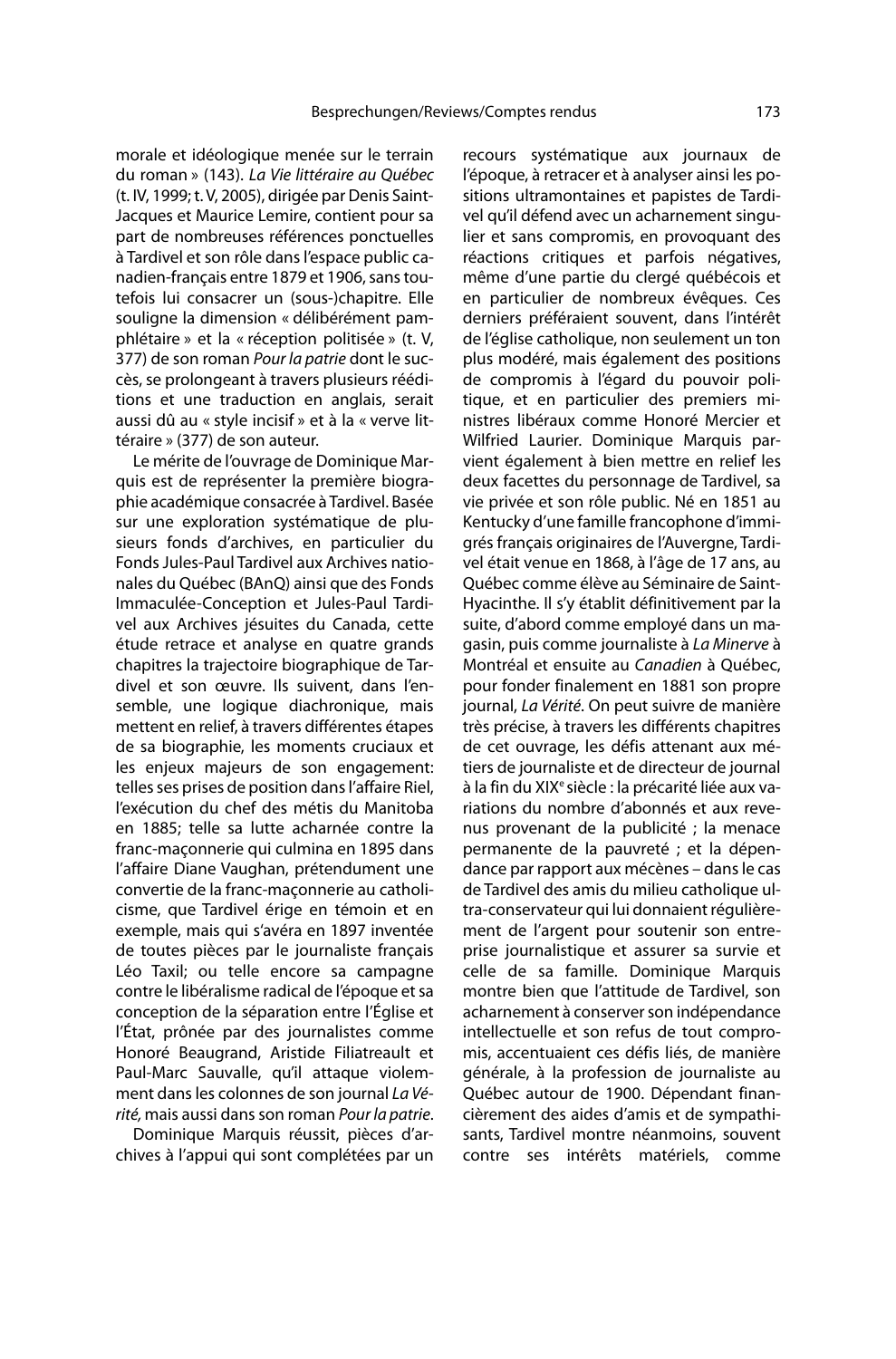morale et idéologique menée sur le terrain du roman » (143). *La Vie littéraire au Québec* (t. IV, 1999; t. V, 2005), dirigée par Denis Saint-Jacques et Maurice Lemire, contient pour sa part de nombreuses références ponctuelles à Tardivel et son rôle dans l'espace public canadien-français entre 1879 et 1906, sans toutefois lui consacrer un (sous-)chapitre. Elle souligne la dimension « délibérément pamphlétaire » et la « réception politisée » (t. V, 377) de son roman *Pour la patrie* dont le succès, se prolongeant à travers plusieurs rééditions et une traduction en anglais, serait aussi dû au « style incisif » et à la « verve littéraire » (377) de son auteur.

Le mérite de l'ouvrage de Dominique Marquis est de représenter la première biographie académique consacrée à Tardivel. Basée sur une exploration systématique de plusieurs fonds d'archives, en particulier du Fonds Jules-Paul Tardivel aux Archives nationales du Québec (BAnQ) ainsi que des Fonds Immaculée-Conception et Jules-Paul Tardivel aux Archives jésuites du Canada, cette étude retrace et analyse en quatre grands chapitres la trajectoire biographique de Tardivel et son œuvre. Ils suivent, dans l'ensemble, une logique diachronique, mais mettent en relief, à travers différentes étapes de sa biographie, les moments cruciaux et les enjeux majeurs de son engagement: telles ses prises de position dans l'affaire Riel, l'exécution du chef des métis du Manitoba en 1885; telle sa lutte acharnée contre la franc-maçonnerie qui culmina en 1895 dans l'affaire Diane Vaughan, prétendument une convertie de la franc-maçonnerie au catholicisme, que Tardivel érige en témoin et en exemple, mais qui s'avéra en 1897 inventée de toutes pièces par le journaliste français Léo Taxil; ou telle encore sa campagne contre le libéralisme radical de l'époque et sa conception de la séparation entre l'Église et l'État, prônée par des journalistes comme Honoré Beaugrand, Aristide Filiatreault et Paul-Marc Sauvalle, qu'il attaque violemment dans les colonnes de son journal *La Vérité,* mais aussi dans son roman *Pour la patrie*.

Dominique Marquis réussit, pièces d'archives à l'appui qui sont complétées par un recours systématique aux journaux de l'époque, à retracer et à analyser ainsi les positions ultramontaines et papistes de Tardivel qu'il défend avec un acharnement singulier et sans compromis, en provoquant des réactions critiques et parfois négatives, même d'une partie du clergé québécois et en particulier de nombreux évêques. Ces derniers préféraient souvent, dans l'intérêt de l'église catholique, non seulement un ton plus modéré, mais également des positions de compromis à l'égard du pouvoir politique, et en particulier des premiers ministres libéraux comme Honoré Mercier et Wilfried Laurier. Dominique Marquis parvient également à bien mettre en relief les deux facettes du personnage de Tardivel, sa vie privée et son rôle public. Né en 1851 au Kentucky d'une famille francophone d'immigrés français originaires de l'Auvergne, Tardivel était venue en 1868, à l'âge de 17 ans, au Québec comme élève au Séminaire de Saint-Hyacinthe. Il s'y établit définitivement par la suite, d'abord comme employé dans un magasin, puis comme journaliste à *La Minerve* à Montréal et ensuite au *Canadien* à Québec, pour fonder finalement en 1881 son propre journal, *La Vérité*. On peut suivre de manière très précise, à travers les différents chapitres de cet ouvrage, les défis attenant aux métiers de journaliste et de directeur de journal à la fin du XIX[e] siècle : la précarité liée aux variations du nombre d'abonnés et aux revenus provenant de la publicité ; la menace permanente de la pauvreté ; et la dépendance par rapport aux mécènes – dans le cas de Tardivel des amis du milieu catholique ultra-conservateur qui lui donnaient régulièrement de l'argent pour soutenir son entreprise journalistique et assurer sa survie et celle de sa famille. Dominique Marquis montre bien que l'attitude de Tardivel, son acharnement à conserver son indépendance intellectuelle et son refus de tout compromis, accentuaient ces défis liés, de manière générale, à la profession de journaliste au Québec autour de 1900. Dépendant financièrement des aides d'amis et de sympathisants, Tardivel montre néanmoins, souvent contre ses intérêts matériels, comme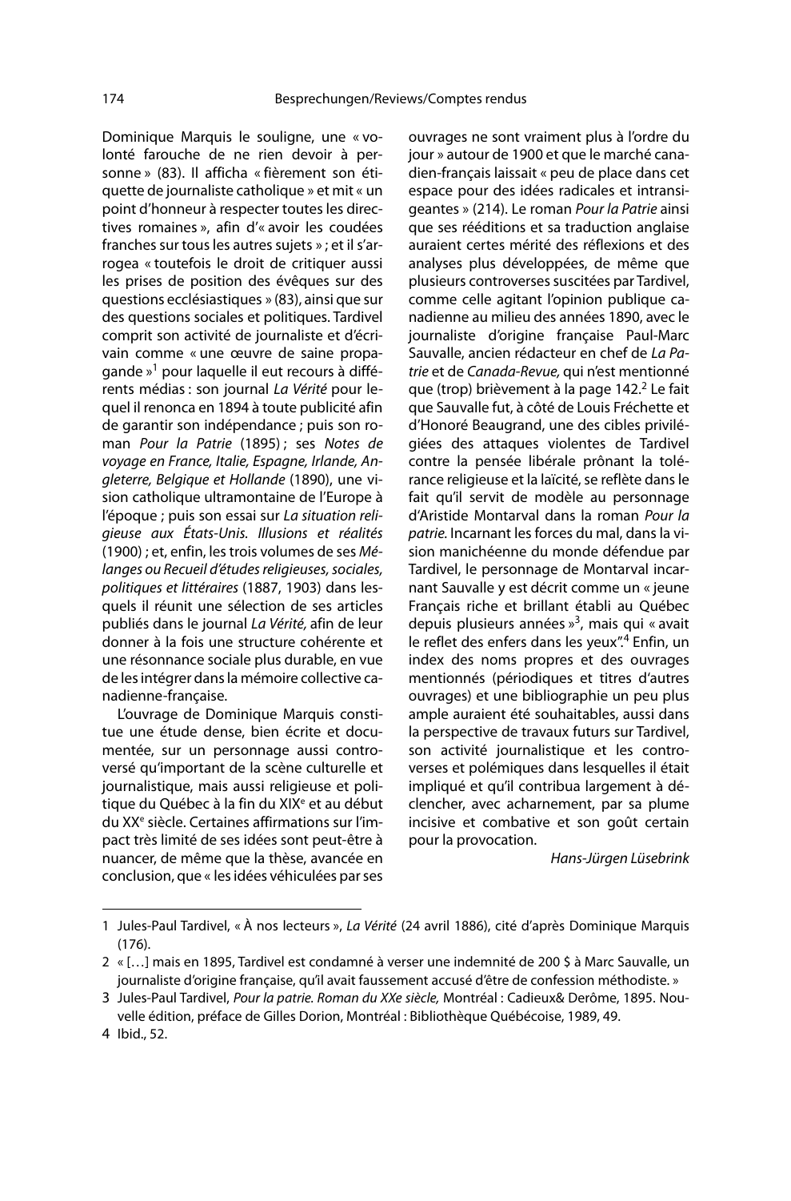Dominique Marquis le souligne, une « volonté farouche de ne rien devoir à personne » (83). Il afficha « fièrement son étiquette de journaliste catholique » et mit « un point d'honneur à respecter toutes les directives romaines », afin d'« avoir les coudées franches sur tous les autres sujets » ; et il s'arrogea « toutefois le droit de critiquer aussi les prises de position des évêques sur des questions ecclésiastiques » (83), ainsi que sur des questions sociales et politiques. Tardivel comprit son activité de journaliste et d'écrivain comme « une œuvre de saine propagande »[1] pour laquelle il eut recours à différents médias : son journal *La Vérité* pour lequel il renonça en 1894 à toute publicité afin de garantir son indépendance ; puis son roman *Pour la Patrie* (1895) ; ses *Notes de voyage en France, Italie, Espagne, Irlande, Angleterre, Belgique et Hollande* (1890), une vision catholique ultramontaine de l'Europe à l'époque ; puis son essai sur *La situation religieuse aux États-Unis. Illusions et réalités* (1900) ; et, enfin, les trois volumes de ses *Mélanges ou Recueil d'études religieuses, sociales, politiques et littéraires* (1887, 1903) dans lesquels il réunit une sélection de ses articles publiés dans le journal *La Vérité,* afin de leur donner à la fois une structure cohérente et une résonnance sociale plus durable, en vue de les intégrer dans la mémoire collective canadienne-française.

L'ouvrage de Dominique Marquis constitue une étude dense, bien écrite et documentée, sur un personnage aussi controversé qu'important de la scène culturelle et journalistique, mais aussi religieuse et politique du Québec à la fin du XIXe et au début du XXe siècle. Certaines affirmations sur l'impact très limité de ses idées sont peut-être à nuancer, de même que la thèse, avancée en conclusion, que « les idées véhiculées par ses ouvrages ne sont vraiment plus à l'ordre du jour » autour de 1900 et que le marché canadien-français laissait « peu de place dans cet espace pour des idées radicales et intransigeantes » (214). Le roman *Pour la Patrie* ainsi que ses rééditions et sa traduction anglaise auraient certes mérité des réflexions et des analyses plus développées, de même que plusieurs controverses suscitées par Tardivel, comme celle agitant l'opinion publique canadienne au milieu des années 1890, avec le journaliste d'origine française Paul-Marc Sauvalle, ancien rédacteur en chef de *La Patrie* et de *Canada-Revue,* qui n'est mentionné que (trop) brièvement à la page 142.[2] Le fait que Sauvalle fut, à côté de Louis Fréchette et d'Honoré Beaugrand, une des cibles privilégiées des attaques violentes de Tardivel contre la pensée libérale prônant la tolérance religieuse et la laïcité, se reflète dans le fait qu'il servit de modèle au personnage d'Aristide Montarval dans la roman *Pour la patrie.* Incarnant les forces du mal, dans la vision manichéenne du monde défendue par Tardivel, le personnage de Montarval incarnant Sauvalle y est décrit comme un « jeune Français riche et brillant établi au Québec depuis plusieurs années »[3], mais qui « avait le reflet des enfers dans les yeux".[4] Enfin, un index des noms propres et des ouvrages mentionnés (périodiques et titres d'autres ouvrages) et une bibliographie un peu plus ample auraient été souhaitables, aussi dans la perspective de travaux futurs sur Tardivel, son activité journalistique et les controverses et polémiques dans lesquelles il était impliqué et qu'il contribua largement à déclencher, avec acharnement, par sa plume incisive et combative et son goût certain pour la provocation.

*Hans-Jürgen Lüsebrink*

---

1 Jules-Paul Tardivel, « À nos lecteurs », *La Vérité* (24 avril 1886), cité d'après Dominique Marquis (176).

2 « […] mais en 1895, Tardivel est condamné à verser une indemnité de 200 $ à Marc Sauvalle, un journaliste d'origine française, qu'il avait faussement accusé d'être de confession méthodiste. »

3 Jules-Paul Tardivel, *Pour la patrie. Roman du XXe siècle,* Montréal : Cadieux& Derôme, 1895. Nouvelle édition, préface de Gilles Dorion, Montréal : Bibliothèque Québécoise, 1989, 49.

4 Ibid., 52.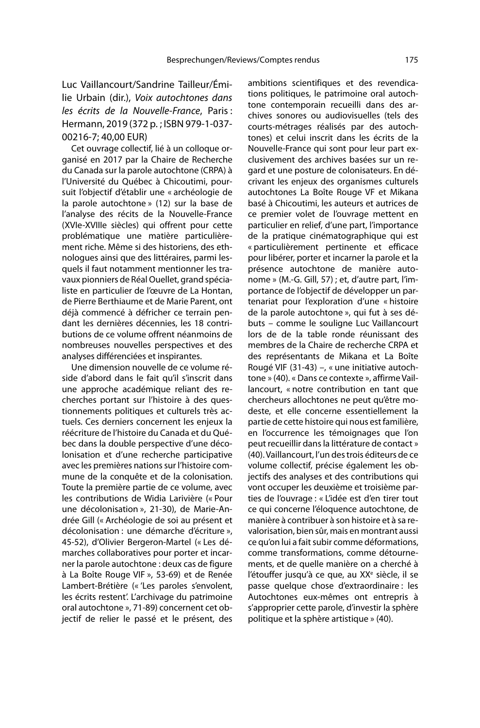Luc Vaillancourt/Sandrine Tailleur/Émilie Urbain (dir.), *Voix autochtones dans les écrits de la Nouvelle-France*, Paris : Hermann, 2019 (372 p. ; ISBN 979-1-037-00216-7; 40,00 EUR)

Cet ouvrage collectif, lié à un colloque organisé en 2017 par la Chaire de Recherche du Canada sur la parole autochtone (CRPA) à l'Université du Québec à Chicoutimi, poursuit l'objectif d'établir une « archéologie de la parole autochtone » (12) sur la base de l'analyse des récits de la Nouvelle-France (XVIe-XVIIIe siècles) qui offrent pour cette problématique une matière particulièrement riche. Même si des historiens, des ethnologues ainsi que des littéraires, parmi lesquels il faut notamment mentionner les travaux pionniers de Réal Ouellet, grand spécialiste en particulier de l'œuvre de La Hontan, de Pierre Berthiaume et de Marie Parent, ont déjà commencé à défricher ce terrain pendant les dernières décennies, les 18 contributions de ce volume offrent néanmoins de nombreuses nouvelles perspectives et des analyses différenciées et inspirantes.

Une dimension nouvelle de ce volume réside d'abord dans le fait qu'il s'inscrit dans une approche académique reliant des recherches portant sur l'histoire à des questionnements politiques et culturels très actuels. Ces derniers concernent les enjeux la réécriture de l'histoire du Canada et du Québec dans la double perspective d'une décolonisation et d'une recherche participative avec les premières nations sur l'histoire commune de la conquête et de la colonisation. Toute la première partie de ce volume, avec les contributions de Widia Larivière (« Pour une décolonisation », 21-30), de Marie-Andrée Gill (« Archéologie de soi au présent et décolonisation : une démarche d'écriture », 45-52), d'Olivier Bergeron-Martel (« Les démarches collaboratives pour porter et incarner la parole autochtone : deux cas de figure à La Boîte Rouge VIF », 53-69) et de Renée Lambert-Brétière (« 'Les paroles s'envolent, les écrits restent'. L'archivage du patrimoine oral autochtone », 71-89) concernent cet objectif de relier le passé et le présent, des ambitions scientifiques et des revendications politiques, le patrimoine oral autochtone contemporain recueilli dans des archives sonores ou audiovisuelles (tels des courts-métrages réalisés par des autochtones) et celui inscrit dans les écrits de la Nouvelle-France qui sont pour leur part exclusivement des archives basées sur un regard et une posture de colonisateurs. En décrivant les enjeux des organismes culturels autochtones La Boîte Rouge VF et Mikana basé à Chicoutimi, les auteurs et autrices de ce premier volet de l'ouvrage mettent en particulier en relief, d'une part, l'importance de la pratique cinématographique qui est « particulièrement pertinente et efficace pour libérer, porter et incarner la parole et la présence autochtone de manière autonome » (M.-G. Gill, 57) ; et, d'autre part, l'importance de l'objectif de développer un partenariat pour l'exploration d'une « histoire de la parole autochtone », qui fut à ses débuts – comme le souligne Luc Vaillancourt lors de de la table ronde réunissant des membres de la Chaire de recherche CRPA et des représentants de Mikana et La Boîte Rougé VIF (31-43) –, « une initiative autochtone » (40). « Dans ce contexte », affirme Vaillancourt, « notre contribution en tant que chercheurs allochtones ne peut qu'être modeste, et elle concerne essentiellement la partie de cette histoire qui nous est familière, en l'occurrence les témoignages que l'on peut recueillir dans la littérature de contact » (40). Vaillancourt, l'un des trois éditeurs de ce volume collectif, précise également les objectifs des analyses et des contributions qui vont occuper les deuxième et troisième parties de l'ouvrage : « L'idée est d'en tirer tout ce qui concerne l'éloquence autochtone, de manière à contribuer à son histoire et à sa revalorisation, bien sûr, mais en montrant aussi ce qu'on lui a fait subir comme déformations, comme transformations, comme détournements, et de quelle manière on a cherché à l'étouffer jusqu'à ce que, au XX^e siècle, il se passe quelque chose d'extraordinaire : les Autochtones eux-mêmes ont entrepris à s'approprier cette parole, d'investir la sphère politique et la sphère artistique » (40).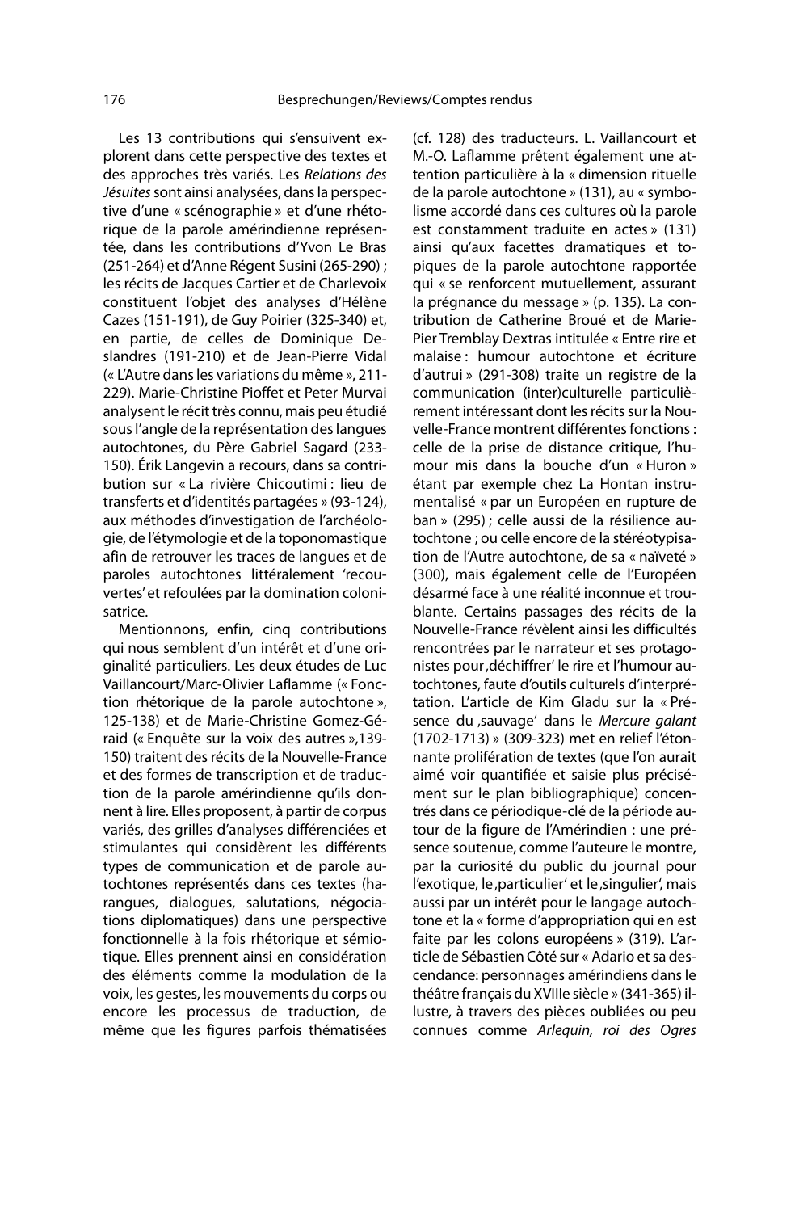Les 13 contributions qui s'ensuivent explorent dans cette perspective des textes et des approches très variés. Les *Relations des Jésuites* sont ainsi analysées, dans la perspective d'une « scénographie » et d'une rhétorique de la parole amérindienne représentée, dans les contributions d'Yvon Le Bras (251-264) et d'Anne Régent Susini (265-290) ; les récits de Jacques Cartier et de Charlevoix constituent l'objet des analyses d'Hélène Cazes (151-191), de Guy Poirier (325-340) et, en partie, de celles de Dominique Deslandres (191-210) et de Jean-Pierre Vidal (« L'Autre dans les variations du même », 211-229). Marie-Christine Pioffet et Peter Murvai analysent le récit très connu, mais peu étudié sous l'angle de la représentation des langues autochtones, du Père Gabriel Sagard (233-150). Érik Langevin a recours, dans sa contribution sur « La rivière Chicoutimi : lieu de transferts et d'identités partagées » (93-124), aux méthodes d'investigation de l'archéologie, de l'étymologie et de la toponomastique afin de retrouver les traces de langues et de paroles autochtones littéralement 'recouvertes' et refoulées par la domination colonisatrice.

Mentionnons, enfin, cinq contributions qui nous semblent d'un intérêt et d'une originalité particuliers. Les deux études de Luc Vaillancourt/Marc-Olivier Laflamme (« Fonction rhétorique de la parole autochtone », 125-138) et de Marie-Christine Gomez-Géraid (« Enquête sur la voix des autres »,139-150) traitent des récits de la Nouvelle-France et des formes de transcription et de traduction de la parole amérindienne qu'ils donnent à lire. Elles proposent, à partir de corpus variés, des grilles d'analyses différenciées et stimulantes qui considèrent les différents types de communication et de parole autochtones représentés dans ces textes (harangues, dialogues, salutations, négociations diplomatiques) dans une perspective fonctionnelle à la fois rhétorique et sémiotique. Elles prennent ainsi en considération des éléments comme la modulation de la voix, les gestes, les mouvements du corps ou encore les processus de traduction, de même que les figures parfois thématisées (cf. 128) des traducteurs. L. Vaillancourt et M.-O. Laflamme prêtent également une attention particulière à la « dimension rituelle de la parole autochtone » (131), au « symbolisme accordé dans ces cultures où la parole est constamment traduite en actes » (131) ainsi qu'aux facettes dramatiques et topiques de la parole autochtone rapportée qui « se renforcent mutuellement, assurant la prégnance du message » (p. 135). La contribution de Catherine Broué et de Marie-Pier Tremblay Dextras intitulée « Entre rire et malaise : humour autochtone et écriture d'autrui » (291-308) traite un registre de la communication (inter)culturelle particulièrement intéressant dont les récits sur la Nouvelle-France montrent différentes fonctions : celle de la prise de distance critique, l'humour mis dans la bouche d'un « Huron » étant par exemple chez La Hontan instrumentalisé « par un Européen en rupture de ban » (295) ; celle aussi de la résilience autochtone ; ou celle encore de la stéréotypisation de l'Autre autochtone, de sa « naïveté » (300), mais également celle de l'Européen désarmé face à une réalité inconnue et troublante. Certains passages des récits de la Nouvelle-France révèlent ainsi les difficultés rencontrées par le narrateur et ses protagonistes pour ‚déchiffrer' le rire et l'humour autochtones, faute d'outils culturels d'interprétation. L'article de Kim Gladu sur la « Présence du ‚sauvage' dans le *Mercure galant* (1702-1713) » (309-323) met en relief l'étonnante prolifération de textes (que l'on aurait aimé voir quantifiée et saisie plus précisément sur le plan bibliographique) concentrés dans ce périodique-clé de la période autour de la figure de l'Amérindien : une présence soutenue, comme l'auteure le montre, par la curiosité du public du journal pour l'exotique, le ‚particulier' et le ‚singulier', mais aussi par un intérêt pour le langage autochtone et la « forme d'appropriation qui en est faite par les colons européens » (319). L'article de Sébastien Côté sur « Adario et sa descendance: personnages amérindiens dans le théâtre français du XVIIIe siècle » (341-365) illustre, à travers des pièces oubliées ou peu connues comme *Arlequin, roi des Ogres*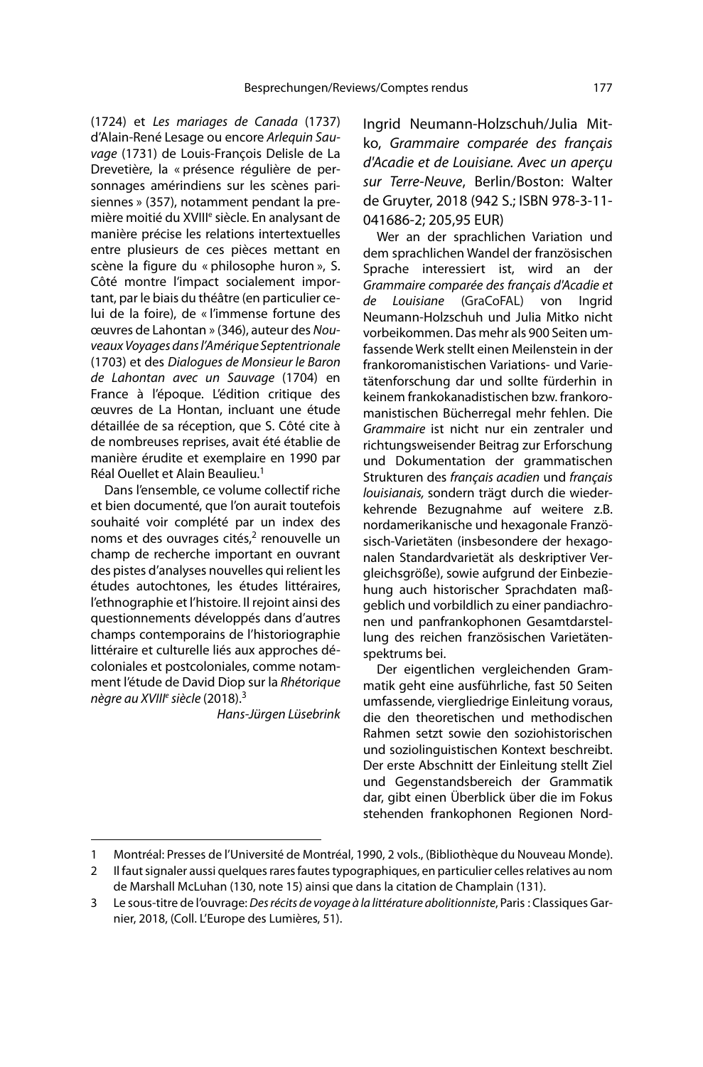(1724) et *Les mariages de Canada* (1737) d'Alain-René Lesage ou encore *Arlequin Sauvage* (1731) de Louis-François Delisle de La Drevetière, la « présence régulière de personnages amérindiens sur les scènes parisiennes » (357), notamment pendant la première moitié du XVIII<sup>e</sup> siècle. En analysant de manière précise les relations intertextuelles entre plusieurs de ces pièces mettant en scène la figure du « philosophe huron », S. Côté montre l'impact socialement important, par le biais du théâtre (en particulier celui de la foire), de « l'immense fortune des œuvres de Lahontan » (346), auteur des *Nouveaux Voyages dans l'Amérique Septentrionale* (1703) et des *Dialogues de Monsieur le Baron de Lahontan avec un Sauvage* (1704) en France à l'époque. L'édition critique des œuvres de La Hontan, incluant une étude détaillée de sa réception, que S. Côté cite à de nombreuses reprises, avait été établie de manière érudite et exemplaire en 1990 par Réal Ouellet et Alain Beaulieu.[1]

Dans l'ensemble, ce volume collectif riche et bien documenté, que l'on aurait toutefois souhaité voir complété par un index des noms et des ouvrages cités,[2] renouvelle un champ de recherche important en ouvrant des pistes d'analyses nouvelles qui relient les études autochtones, les études littéraires, l'ethnographie et l'histoire. Il rejoint ainsi des questionnements développés dans d'autres champs contemporains de l'historiographie littéraire et culturelle liés aux approches décoloniales et postcoloniales, comme notamment l'étude de David Diop sur la *Rhétorique nègre au XVIII<sup>e</sup> siècle* (2018).[3]

*Hans-Jürgen Lüsebrink*

Ingrid Neumann-Holzschuh/Julia Mitko, *Grammaire comparée des français d'Acadie et de Louisiane. Avec un aperçu sur Terre-Neuve*, Berlin/Boston: Walter de Gruyter, 2018 (942 S.; ISBN 978-3-11-041686-2; 205,95 EUR)

Wer an der sprachlichen Variation und dem sprachlichen Wandel der französischen Sprache interessiert ist, wird an der *Grammaire comparée des français d'Acadie et de Louisiane* (GraCoFAL) von Ingrid Neumann-Holzschuh und Julia Mitko nicht vorbeikommen. Das mehr als 900 Seiten umfassende Werk stellt einen Meilenstein in der frankoromanistischen Variations- und Varietätenforschung dar und sollte fürderhin in keinem frankokanadistischen bzw. frankoromanistischen Bücherregal mehr fehlen. Die *Grammaire* ist nicht nur ein zentraler und richtungsweisender Beitrag zur Erforschung und Dokumentation der grammatischen Strukturen des *français acadien* und *français louisianais,* sondern trägt durch die wiederkehrende Bezugnahme auf weitere z.B. nordamerikanische und hexagonale Französisch-Varietäten (insbesondere der hexagonalen Standardvarietät als deskriptiver Vergleichsgröße), sowie aufgrund der Einbeziehung auch historischer Sprachdaten maßgeblich und vorbildlich zu einer pandiachronen und panfrankophonen Gesamtdarstellung des reichen französischen Varietätenspektrums bei.

Der eigentlichen vergleichenden Grammatik geht eine ausführliche, fast 50 Seiten umfassende, viergliedrige Einleitung voraus, die den theoretischen und methodischen Rahmen setzt sowie den soziohistorischen und soziolinguistischen Kontext beschreibt. Der erste Abschnitt der Einleitung stellt Ziel und Gegenstandsbereich der Grammatik dar, gibt einen Überblick über die im Fokus stehenden frankophonen Regionen Nord-

---

1 Montréal: Presses de l'Université de Montréal, 1990, 2 vols., (Bibliothèque du Nouveau Monde).

2 Il faut signaler aussi quelques rares fautes typographiques, en particulier celles relatives au nom de Marshall McLuhan (130, note 15) ainsi que dans la citation de Champlain (131).

3 Le sous-titre de l'ouvrage: *Des récits de voyage à la littérature abolitionniste*, Paris : Classiques Garnier, 2018, (Coll. L'Europe des Lumières, 51).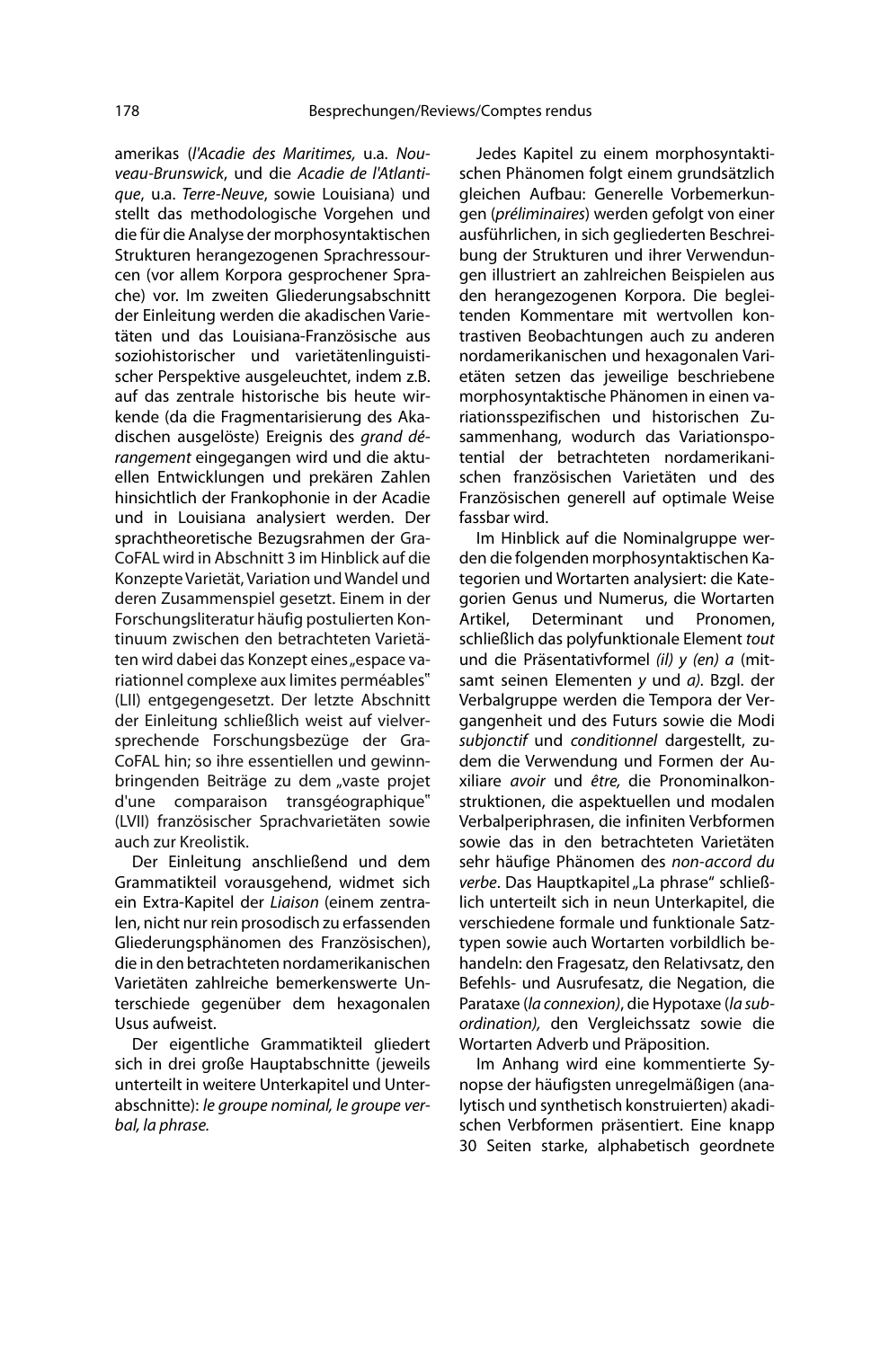amerikas (*l'Acadie des Maritimes,* u.a. *Nouveau-Brunswick*, und die *Acadie de l'Atlantique*, u.a. *Terre-Neuve*, sowie Louisiana) und stellt das methodologische Vorgehen und die für die Analyse der morphosyntaktischen Strukturen herangezogenen Sprachressourcen (vor allem Korpora gesprochener Sprache) vor. Im zweiten Gliederungsabschnitt der Einleitung werden die akadischen Varietäten und das Louisiana-Französische aus soziohistorischer und varietätenlinguistischer Perspektive ausgeleuchtet, indem z.B. auf das zentrale historische bis heute wirkende (da die Fragmentarisierung des Akadischen ausgelöste) Ereignis des *grand dérangement* eingegangen wird und die aktuellen Entwicklungen und prekären Zahlen hinsichtlich der Frankophonie in der Acadie und in Louisiana analysiert werden. Der sprachtheoretische Bezugsrahmen der GraCoFAL wird in Abschnitt 3 im Hinblick auf die Konzepte Varietät, Variation und Wandel und deren Zusammenspiel gesetzt. Einem in der Forschungsliteratur häufig postulierten Kontinuum zwischen den betrachteten Varietäten wird dabei das Konzept eines „espace variationnel complexe aux limites perméables" (LII) entgegengesetzt. Der letzte Abschnitt der Einleitung schließlich weist auf vielversprechende Forschungsbezüge der GraCoFAL hin; so ihre essentiellen und gewinnbringenden Beiträge zu dem „vaste projet d'une comparaison transgéographique" (LVII) französischer Sprachvarietäten sowie auch zur Kreolistik.

Der Einleitung anschließend und dem Grammatikteil vorausgehend, widmet sich ein Extra-Kapitel der *Liaison* (einem zentralen, nicht nur rein prosodisch zu erfassenden Gliederungsphänomen des Französischen), die in den betrachteten nordamerikanischen Varietäten zahlreiche bemerkenswerte Unterschiede gegenüber dem hexagonalen Usus aufweist.

Der eigentliche Grammatikteil gliedert sich in drei große Hauptabschnitte (jeweils unterteilt in weitere Unterkapitel und Unterabschnitte): *le groupe nominal, le groupe verbal, la phrase.*

Jedes Kapitel zu einem morphosyntaktischen Phänomen folgt einem grundsätzlich gleichen Aufbau: Generelle Vorbemerkungen (*préliminaires*) werden gefolgt von einer ausführlichen, in sich gegliederten Beschreibung der Strukturen und ihrer Verwendungen illustriert an zahlreichen Beispielen aus den herangezogenen Korpora. Die begleitenden Kommentare mit wertvollen kontrastiven Beobachtungen auch zu anderen nordamerikanischen und hexagonalen Varietäten setzen das jeweilige beschriebene morphosyntaktische Phänomen in einen variationsspezifischen und historischen Zusammenhang, wodurch das Variationspotential der betrachteten nordamerikanischen französischen Varietäten und des Französischen generell auf optimale Weise fassbar wird.

Im Hinblick auf die Nominalgruppe werden die folgenden morphosyntaktischen Kategorien und Wortarten analysiert: die Kategorien Genus und Numerus, die Wortarten Artikel, Determinant und Pronomen, schließlich das polyfunktionale Element *tout* und die Präsentativformel *(il) y (en) a* (mitsamt seinen Elementen *y* und *a).* Bzgl. der Verbalgruppe werden die Tempora der Vergangenheit und des Futurs sowie die Modi *subjonctif* und *conditionnel* dargestellt, zudem die Verwendung und Formen der Auxiliare *avoir* und *être,* die Pronominalkonstruktionen, die aspektuellen und modalen Verbalperiphrasen, die infiniten Verbformen sowie das in den betrachteten Varietäten sehr häufige Phänomen des *non-accord du verbe*. Das Hauptkapitel „La phrase" schließlich unterteilt sich in neun Unterkapitel, die verschiedene formale und funktionale Satztypen sowie auch Wortarten vorbildlich behandeln: den Fragesatz, den Relativsatz, den Befehls- und Ausrufesatz, die Negation, die Parataxe (*la connexion*), die Hypotaxe (*la subordination),* den Vergleichssatz sowie die Wortarten Adverb und Präposition.

Im Anhang wird eine kommentierte Synopse der häufigsten unregelmäßigen (analytisch und synthetisch konstruierten) akadischen Verbformen präsentiert. Eine knapp 30 Seiten starke, alphabetisch geordnete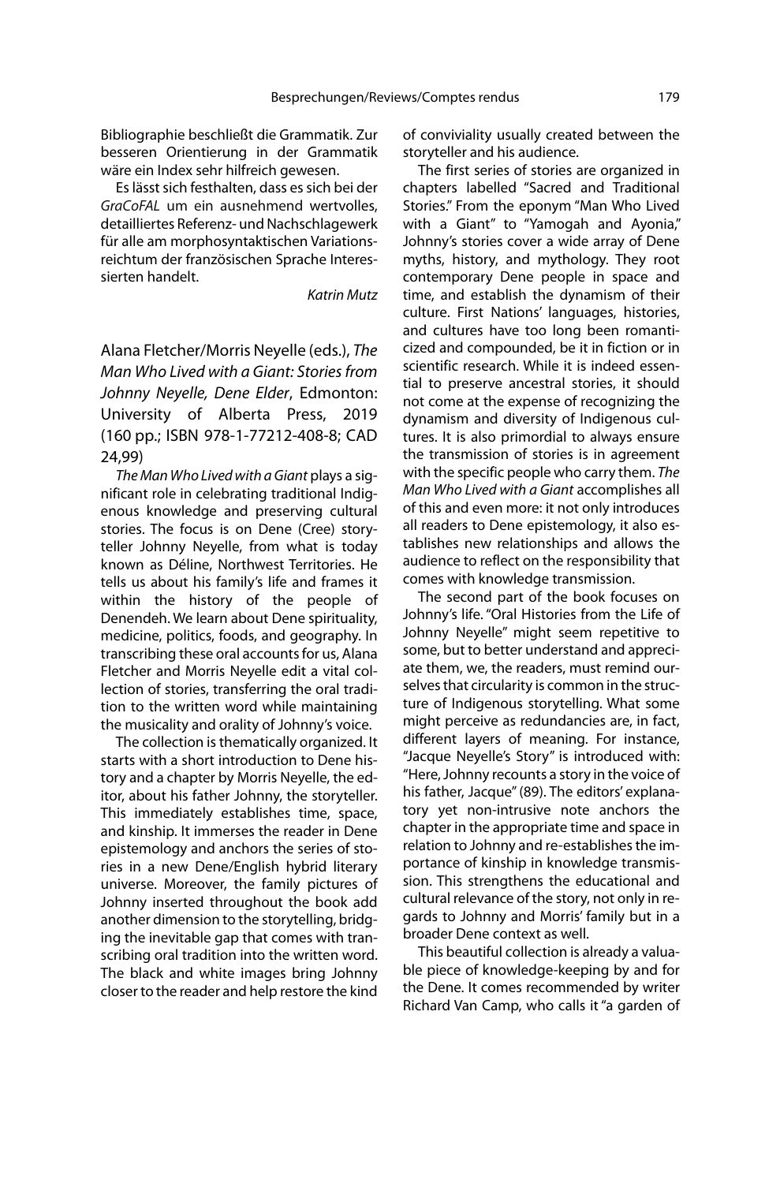Bibliographie beschließt die Grammatik. Zur besseren Orientierung in der Grammatik wäre ein Index sehr hilfreich gewesen.

Es lässt sich festhalten, dass es sich bei der *GraCoFAL* um ein ausnehmend wertvolles, detailliertes Referenz- und Nachschlagewerk für alle am morphosyntaktischen Variationsreichtum der französischen Sprache Interessierten handelt.

*Katrin Mutz*

## Alana Fletcher/Morris Neyelle (eds.), *The Man Who Lived with a Giant: Stories from Johnny Neyelle, Dene Elder*, Edmonton: University of Alberta Press, 2019 (160 pp.; ISBN 978-1-77212-408-8; CAD 24,99)

*The Man Who Lived with a Giant* plays a significant role in celebrating traditional Indigenous knowledge and preserving cultural stories. The focus is on Dene (Cree) storyteller Johnny Neyelle, from what is today known as Déline, Northwest Territories. He tells us about his family's life and frames it within the history of the people of Denendeh. We learn about Dene spirituality, medicine, politics, foods, and geography. In transcribing these oral accounts for us, Alana Fletcher and Morris Neyelle edit a vital collection of stories, transferring the oral tradition to the written word while maintaining the musicality and orality of Johnny's voice.

The collection is thematically organized. It starts with a short introduction to Dene history and a chapter by Morris Neyelle, the editor, about his father Johnny, the storyteller. This immediately establishes time, space, and kinship. It immerses the reader in Dene epistemology and anchors the series of stories in a new Dene/English hybrid literary universe. Moreover, the family pictures of Johnny inserted throughout the book add another dimension to the storytelling, bridging the inevitable gap that comes with transcribing oral tradition into the written word. The black and white images bring Johnny closer to the reader and help restore the kind of conviviality usually created between the storyteller and his audience.

The first series of stories are organized in chapters labelled "Sacred and Traditional Stories." From the eponym "Man Who Lived with a Giant" to "Yamogah and Ayonia," Johnny's stories cover a wide array of Dene myths, history, and mythology. They root contemporary Dene people in space and time, and establish the dynamism of their culture. First Nations' languages, histories, and cultures have too long been romanticized and compounded, be it in fiction or in scientific research. While it is indeed essential to preserve ancestral stories, it should not come at the expense of recognizing the dynamism and diversity of Indigenous cultures. It is also primordial to always ensure the transmission of stories is in agreement with the specific people who carry them. *The Man Who Lived with a Giant* accomplishes all of this and even more: it not only introduces all readers to Dene epistemology, it also establishes new relationships and allows the audience to reflect on the responsibility that comes with knowledge transmission.

The second part of the book focuses on Johnny's life. "Oral Histories from the Life of Johnny Neyelle" might seem repetitive to some, but to better understand and appreciate them, we, the readers, must remind ourselves that circularity is common in the structure of Indigenous storytelling. What some might perceive as redundancies are, in fact, different layers of meaning. For instance, "Jacque Neyelle's Story" is introduced with: "Here, Johnny recounts a story in the voice of his father, Jacque" (89). The editors' explanatory yet non-intrusive note anchors the chapter in the appropriate time and space in relation to Johnny and re-establishes the importance of kinship in knowledge transmission. This strengthens the educational and cultural relevance of the story, not only in regards to Johnny and Morris' family but in a broader Dene context as well.

This beautiful collection is already a valuable piece of knowledge-keeping by and for the Dene. It comes recommended by writer Richard Van Camp, who calls it "a garden of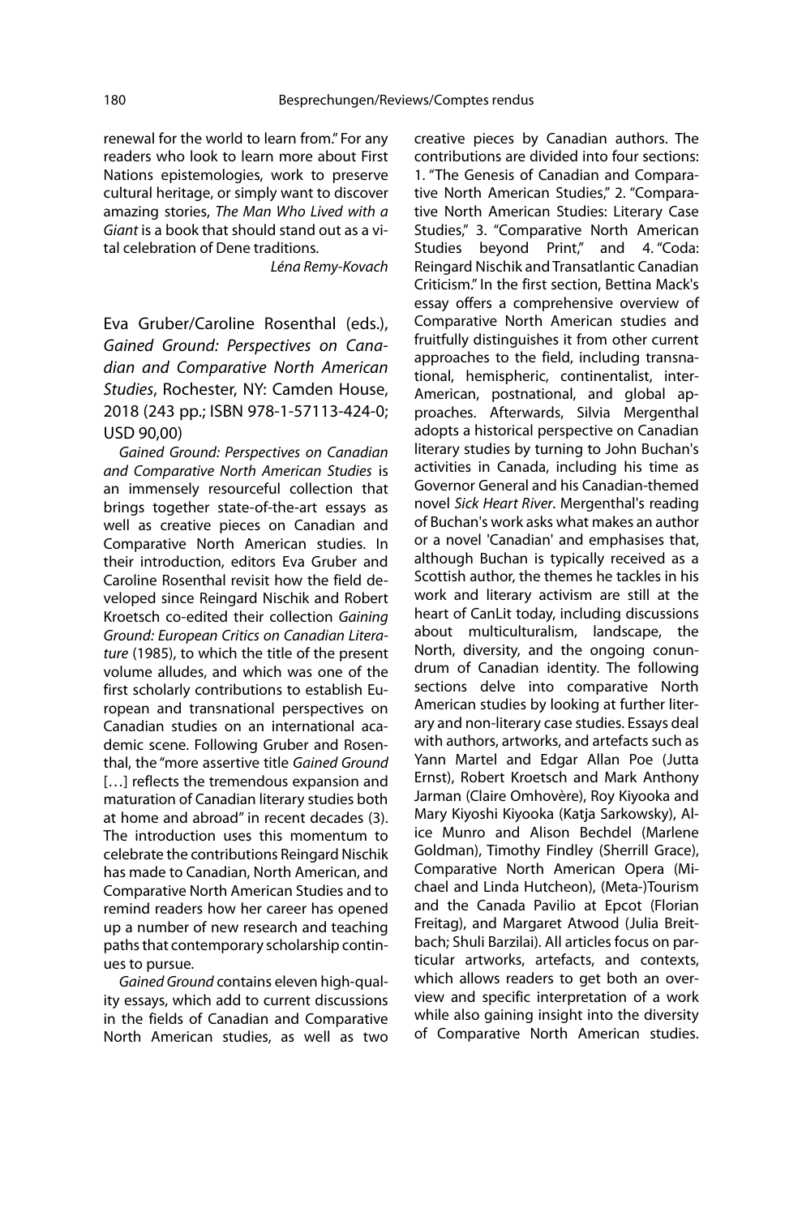renewal for the world to learn from." For any readers who look to learn more about First Nations epistemologies, work to preserve cultural heritage, or simply want to discover amazing stories, *The Man Who Lived with a Giant* is a book that should stand out as a vital celebration of Dene traditions.

*Léna Remy-Kovach*

Eva Gruber/Caroline Rosenthal (eds.), *Gained Ground: Perspectives on Canadian and Comparative North American Studies*, Rochester, NY: Camden House, 2018 (243 pp.; ISBN 978-1-57113-424-0; USD 90,00)

*Gained Ground: Perspectives on Canadian and Comparative North American Studies* is an immensely resourceful collection that brings together state-of-the-art essays as well as creative pieces on Canadian and Comparative North American studies. In their introduction, editors Eva Gruber and Caroline Rosenthal revisit how the field developed since Reingard Nischik and Robert Kroetsch co-edited their collection *Gaining Ground: European Critics on Canadian Literature* (1985), to which the title of the present volume alludes, and which was one of the first scholarly contributions to establish European and transnational perspectives on Canadian studies on an international academic scene. Following Gruber and Rosenthal, the "more assertive title *Gained Ground* […] reflects the tremendous expansion and maturation of Canadian literary studies both at home and abroad" in recent decades (3). The introduction uses this momentum to celebrate the contributions Reingard Nischik has made to Canadian, North American, and Comparative North American Studies and to remind readers how her career has opened up a number of new research and teaching paths that contemporary scholarship continues to pursue.

*Gained Ground* contains eleven high-quality essays, which add to current discussions in the fields of Canadian and Comparative North American studies, as well as two creative pieces by Canadian authors. The contributions are divided into four sections: 1. "The Genesis of Canadian and Comparative North American Studies," 2. "Comparative North American Studies: Literary Case Studies," 3. "Comparative North American Studies beyond Print," and 4. "Coda: Reingard Nischik and Transatlantic Canadian Criticism." In the first section, Bettina Mack's essay offers a comprehensive overview of Comparative North American studies and fruitfully distinguishes it from other current approaches to the field, including transnational, hemispheric, continentalist, inter-American, postnational, and global approaches. Afterwards, Silvia Mergenthal adopts a historical perspective on Canadian literary studies by turning to John Buchan's activities in Canada, including his time as Governor General and his Canadian-themed novel *Sick Heart River*. Mergenthal's reading of Buchan's work asks what makes an author or a novel 'Canadian' and emphasises that, although Buchan is typically received as a Scottish author, the themes he tackles in his work and literary activism are still at the heart of CanLit today, including discussions about multiculturalism, landscape, the North, diversity, and the ongoing conundrum of Canadian identity. The following sections delve into comparative North American studies by looking at further literary and non-literary case studies. Essays deal with authors, artworks, and artefacts such as Yann Martel and Edgar Allan Poe (Jutta Ernst), Robert Kroetsch and Mark Anthony Jarman (Claire Omhovère), Roy Kiyooka and Mary Kiyoshi Kiyooka (Katja Sarkowsky), Alice Munro and Alison Bechdel (Marlene Goldman), Timothy Findley (Sherrill Grace), Comparative North American Opera (Michael and Linda Hutcheon), (Meta-)Tourism and the Canada Pavilio at Epcot (Florian Freitag), and Margaret Atwood (Julia Breitbach; Shuli Barzilai). All articles focus on particular artworks, artefacts, and contexts, which allows readers to get both an overview and specific interpretation of a work while also gaining insight into the diversity of Comparative North American studies.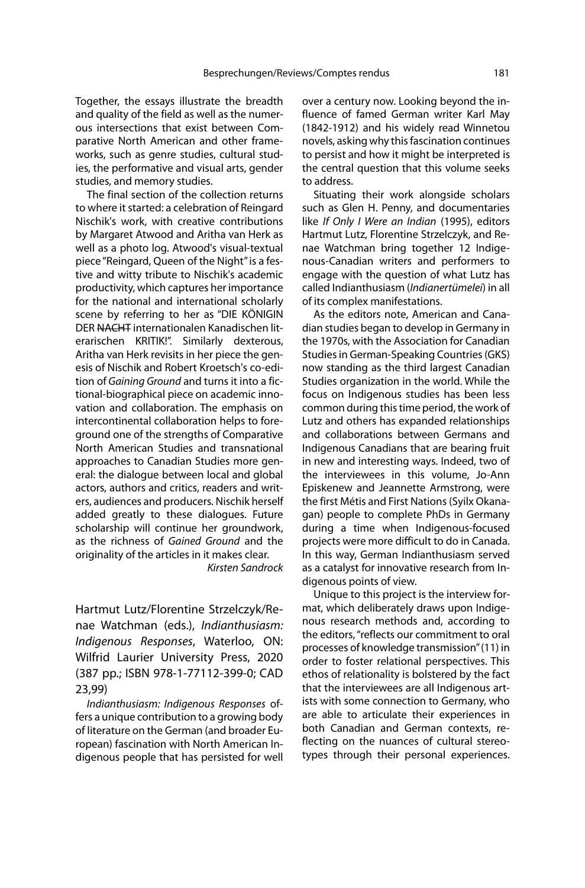Together, the essays illustrate the breadth and quality of the field as well as the numerous intersections that exist between Comparative North American and other frameworks, such as genre studies, cultural studies, the performative and visual arts, gender studies, and memory studies.

The final section of the collection returns to where it started: a celebration of Reingard Nischik's work, with creative contributions by Margaret Atwood and Aritha van Herk as well as a photo log. Atwood's visual-textual piece "Reingard, Queen of the Night" is a festive and witty tribute to Nischik's academic productivity, which captures her importance for the national and international scholarly scene by referring to her as "DIE KÖNIGIN DER ~~NACHT~~ internationalen Kanadischen literarischen KRITIK!". Similarly dexterous, Aritha van Herk revisits in her piece the genesis of Nischik and Robert Kroetsch's co-edition of *Gaining Ground* and turns it into a fictional-biographical piece on academic innovation and collaboration. The emphasis on intercontinental collaboration helps to foreground one of the strengths of Comparative North American Studies and transnational approaches to Canadian Studies more general: the dialogue between local and global actors, authors and critics, readers and writers, audiences and producers. Nischik herself added greatly to these dialogues. Future scholarship will continue her groundwork, as the richness of *Gained Ground* and the originality of the articles in it makes clear.

*Kirsten Sandrock*

Hartmut Lutz/Florentine Strzelczyk/Renae Watchman (eds.), *Indianthusiasm: Indigenous Responses*, Waterloo, ON: Wilfrid Laurier University Press, 2020 (387 pp.; ISBN 978-1-77112-399-0; CAD 23,99)

*Indianthusiasm: Indigenous Responses* offers a unique contribution to a growing body of literature on the German (and broader European) fascination with North American Indigenous people that has persisted for well over a century now. Looking beyond the influence of famed German writer Karl May (1842-1912) and his widely read Winnetou novels, asking why this fascination continues to persist and how it might be interpreted is the central question that this volume seeks to address.

Situating their work alongside scholars such as Glen H. Penny, and documentaries like *If Only I Were an Indian* (1995), editors Hartmut Lutz, Florentine Strzelczyk, and Renae Watchman bring together 12 Indigenous-Canadian writers and performers to engage with the question of what Lutz has called Indianthusiasm (*Indianertümelei*) in all of its complex manifestations.

As the editors note, American and Canadian studies began to develop in Germany in the 1970s, with the Association for Canadian Studies in German-Speaking Countries (GKS) now standing as the third largest Canadian Studies organization in the world. While the focus on Indigenous studies has been less common during this time period, the work of Lutz and others has expanded relationships and collaborations between Germans and Indigenous Canadians that are bearing fruit in new and interesting ways. Indeed, two of the interviewees in this volume, Jo-Ann Episkenew and Jeannette Armstrong, were the first Métis and First Nations (Syilx Okanagan) people to complete PhDs in Germany during a time when Indigenous-focused projects were more difficult to do in Canada. In this way, German Indianthusiasm served as a catalyst for innovative research from Indigenous points of view.

Unique to this project is the interview format, which deliberately draws upon Indigenous research methods and, according to the editors, "reflects our commitment to oral processes of knowledge transmission" (11) in order to foster relational perspectives. This ethos of relationality is bolstered by the fact that the interviewees are all Indigenous artists with some connection to Germany, who are able to articulate their experiences in both Canadian and German contexts, reflecting on the nuances of cultural stereotypes through their personal experiences.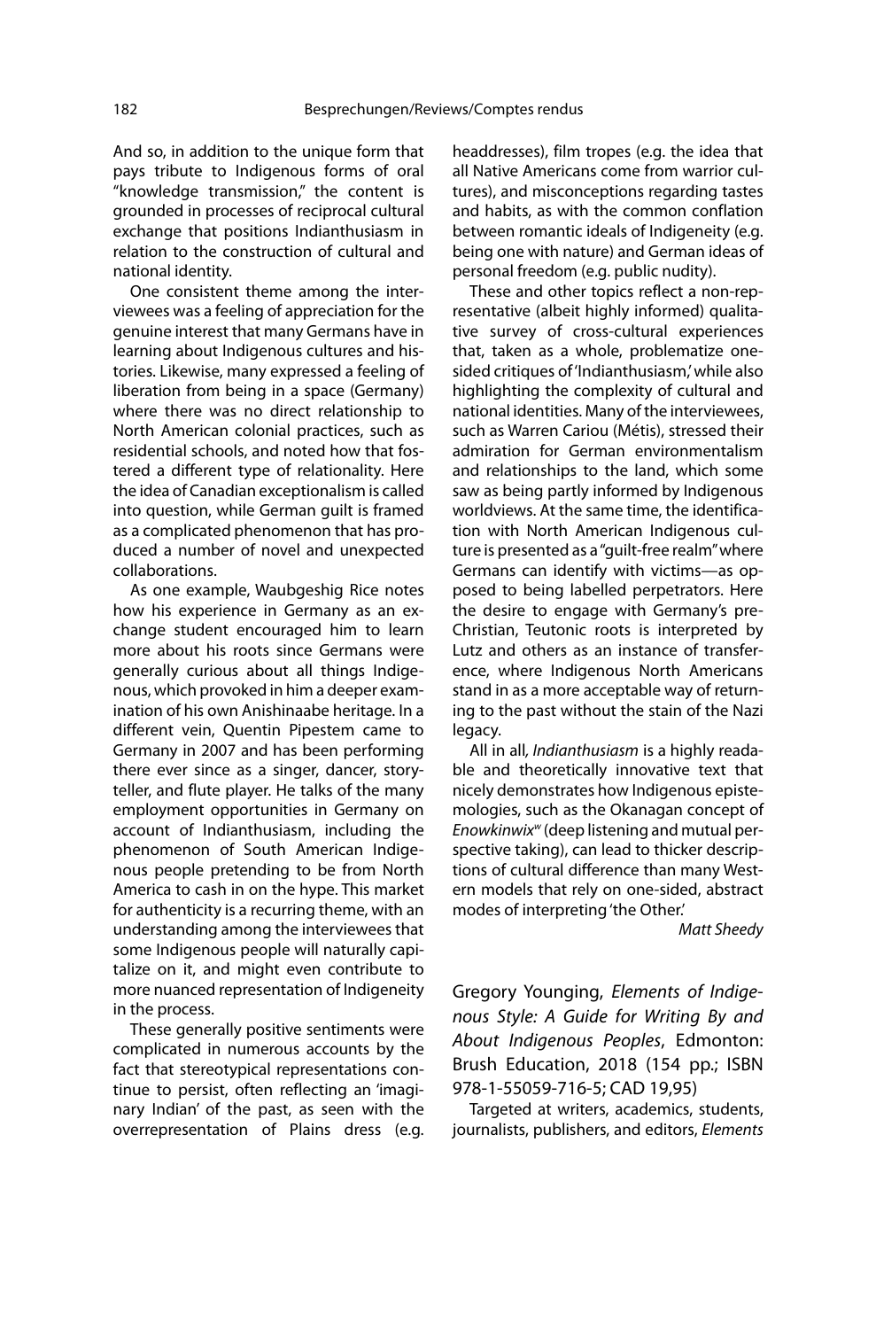And so, in addition to the unique form that pays tribute to Indigenous forms of oral "knowledge transmission," the content is grounded in processes of reciprocal cultural exchange that positions Indianthusiasm in relation to the construction of cultural and national identity.

One consistent theme among the interviewees was a feeling of appreciation for the genuine interest that many Germans have in learning about Indigenous cultures and histories. Likewise, many expressed a feeling of liberation from being in a space (Germany) where there was no direct relationship to North American colonial practices, such as residential schools, and noted how that fostered a different type of relationality. Here the idea of Canadian exceptionalism is called into question, while German guilt is framed as a complicated phenomenon that has produced a number of novel and unexpected collaborations.

As one example, Waubgeshig Rice notes how his experience in Germany as an exchange student encouraged him to learn more about his roots since Germans were generally curious about all things Indigenous, which provoked in him a deeper examination of his own Anishinaabe heritage. In a different vein, Quentin Pipestem came to Germany in 2007 and has been performing there ever since as a singer, dancer, storyteller, and flute player. He talks of the many employment opportunities in Germany on account of Indianthusiasm, including the phenomenon of South American Indigenous people pretending to be from North America to cash in on the hype. This market for authenticity is a recurring theme, with an understanding among the interviewees that some Indigenous people will naturally capitalize on it, and might even contribute to more nuanced representation of Indigeneity in the process.

These generally positive sentiments were complicated in numerous accounts by the fact that stereotypical representations continue to persist, often reflecting an 'imaginary Indian' of the past, as seen with the overrepresentation of Plains dress (e.g. headdresses), film tropes (e.g. the idea that all Native Americans come from warrior cultures), and misconceptions regarding tastes and habits, as with the common conflation between romantic ideals of Indigeneity (e.g. being one with nature) and German ideas of personal freedom (e.g. public nudity).

These and other topics reflect a non-representative (albeit highly informed) qualitative survey of cross-cultural experiences that, taken as a whole, problematize one-sided critiques of 'Indianthusiasm,' while also highlighting the complexity of cultural and national identities. Many of the interviewees, such as Warren Cariou (Métis), stressed their admiration for German environmentalism and relationships to the land, which some saw as being partly informed by Indigenous worldviews. At the same time, the identification with North American Indigenous culture is presented as a "guilt-free realm" where Germans can identify with victims—as opposed to being labelled perpetrators. Here the desire to engage with Germany's pre-Christian, Teutonic roots is interpreted by Lutz and others as an instance of transference, where Indigenous North Americans stand in as a more acceptable way of returning to the past without the stain of the Nazi legacy.

All in all, *Indianthusiasm* is a highly readable and theoretically innovative text that nicely demonstrates how Indigenous epistemologies, such as the Okanagan concept of *Enowkinwix*^w (deep listening and mutual perspective taking), can lead to thicker descriptions of cultural difference than many Western models that rely on one-sided, abstract modes of interpreting 'the Other.'

*Matt Sheedy*

Gregory Younging, *Elements of Indigenous Style: A Guide for Writing By and About Indigenous Peoples*, Edmonton: Brush Education, 2018 (154 pp.; ISBN 978-1-55059-716-5; CAD 19,95)

Targeted at writers, academics, students, journalists, publishers, and editors, *Elements*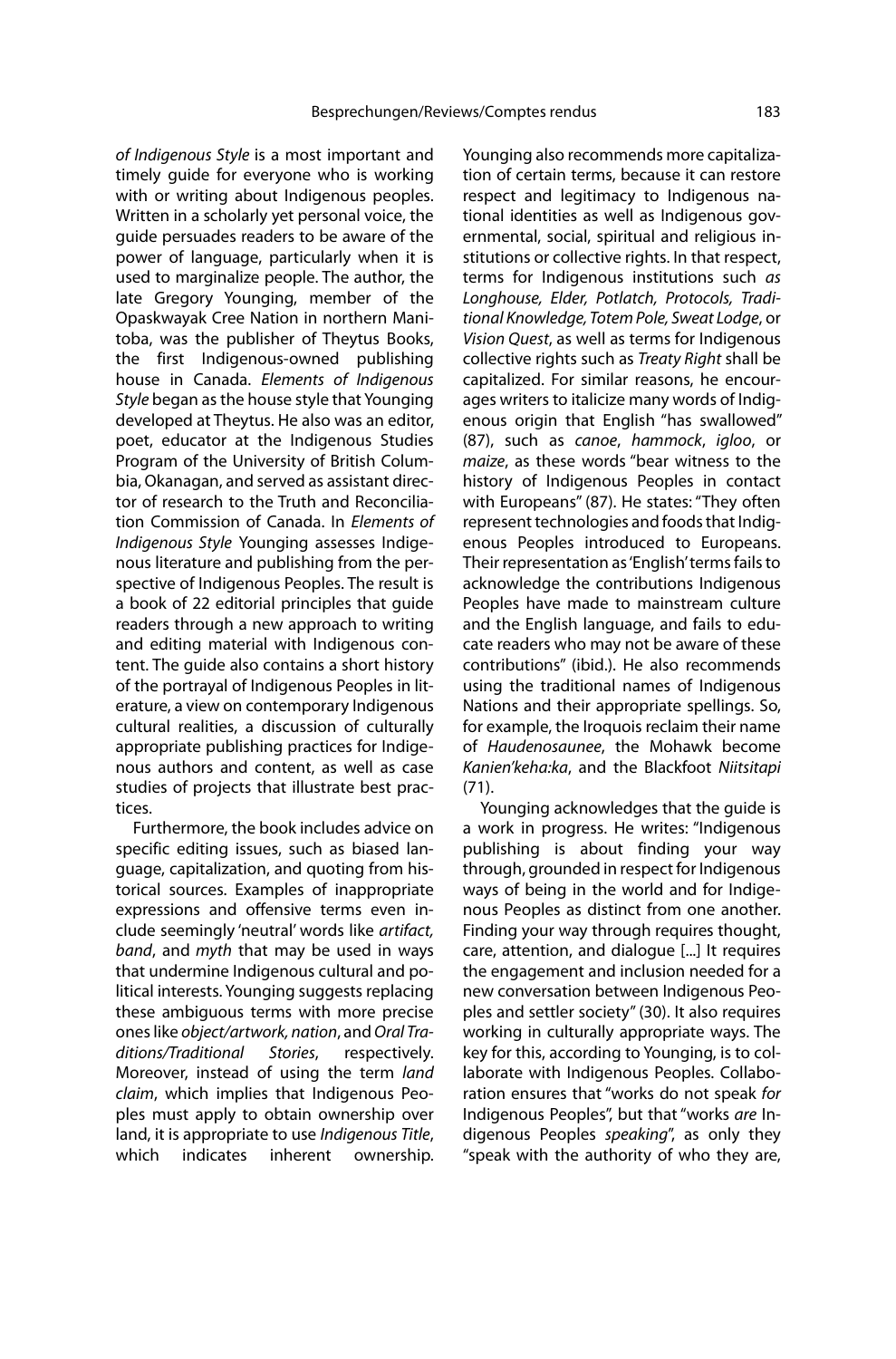*of Indigenous Style* is a most important and timely guide for everyone who is working with or writing about Indigenous peoples. Written in a scholarly yet personal voice, the guide persuades readers to be aware of the power of language, particularly when it is used to marginalize people. The author, the late Gregory Younging, member of the Opaskwayak Cree Nation in northern Manitoba, was the publisher of Theytus Books, the first Indigenous-owned publishing house in Canada. *Elements of Indigenous Style* began as the house style that Younging developed at Theytus. He also was an editor, poet, educator at the Indigenous Studies Program of the University of British Columbia, Okanagan, and served as assistant director of research to the Truth and Reconciliation Commission of Canada. In *Elements of Indigenous Style* Younging assesses Indigenous literature and publishing from the perspective of Indigenous Peoples. The result is a book of 22 editorial principles that guide readers through a new approach to writing and editing material with Indigenous content. The guide also contains a short history of the portrayal of Indigenous Peoples in literature, a view on contemporary Indigenous cultural realities, a discussion of culturally appropriate publishing practices for Indigenous authors and content, as well as case studies of projects that illustrate best practices.

Furthermore, the book includes advice on specific editing issues, such as biased language, capitalization, and quoting from historical sources. Examples of inappropriate expressions and offensive terms even include seemingly 'neutral' words like *artifact, band*, and *myth* that may be used in ways that undermine Indigenous cultural and political interests. Younging suggests replacing these ambiguous terms with more precise ones like *object/artwork, nation*, and *Oral Traditions/Traditional Stories*, respectively. Moreover, instead of using the term *land claim*, which implies that Indigenous Peoples must apply to obtain ownership over land, it is appropriate to use *Indigenous Title*, which indicates inherent ownership. Younging also recommends more capitalization of certain terms, because it can restore respect and legitimacy to Indigenous national identities as well as Indigenous governmental, social, spiritual and religious institutions or collective rights. In that respect, terms for Indigenous institutions such *as Longhouse, Elder, Potlatch, Protocols, Traditional Knowledge, Totem Pole, Sweat Lodge*, or *Vision Quest*, as well as terms for Indigenous collective rights such as *Treaty Right* shall be capitalized. For similar reasons, he encourages writers to italicize many words of Indigenous origin that English "has swallowed" (87), such as *canoe*, *hammock*, *igloo*, or *maize*, as these words "bear witness to the history of Indigenous Peoples in contact with Europeans" (87). He states: "They often represent technologies and foods that Indigenous Peoples introduced to Europeans. Their representation as 'English' terms fails to acknowledge the contributions Indigenous Peoples have made to mainstream culture and the English language, and fails to educate readers who may not be aware of these contributions" (ibid.). He also recommends using the traditional names of Indigenous Nations and their appropriate spellings. So, for example, the Iroquois reclaim their name of *Haudenosaunee*, the Mohawk become *Kanien'keha:ka*, and the Blackfoot *Niitsitapi* (71).

Younging acknowledges that the guide is a work in progress. He writes: "Indigenous publishing is about finding your way through, grounded in respect for Indigenous ways of being in the world and for Indigenous Peoples as distinct from one another. Finding your way through requires thought, care, attention, and dialogue [...] It requires the engagement and inclusion needed for a new conversation between Indigenous Peoples and settler society" (30). It also requires working in culturally appropriate ways. The key for this, according to Younging, is to collaborate with Indigenous Peoples. Collaboration ensures that "works do not speak *for* Indigenous Peoples", but that "works *are* Indigenous Peoples *speaking*", as only they "speak with the authority of who they are,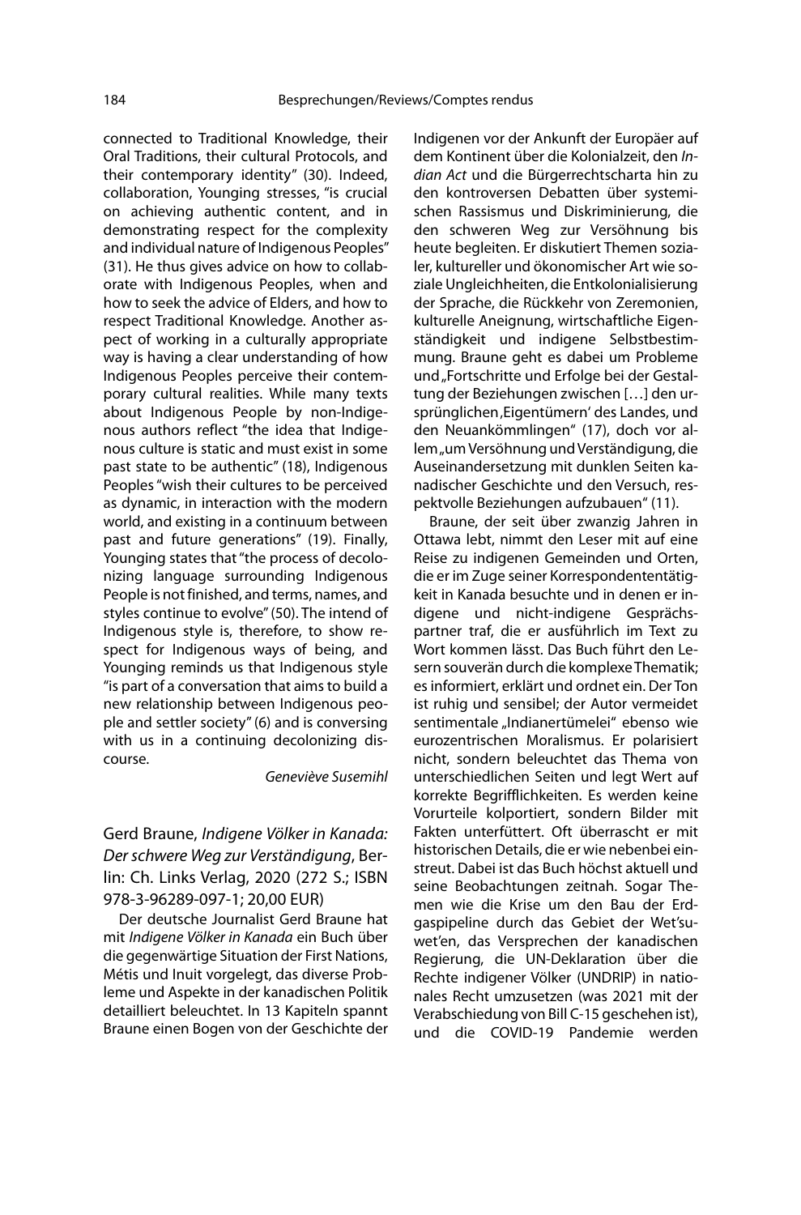connected to Traditional Knowledge, their Oral Traditions, their cultural Protocols, and their contemporary identity" (30). Indeed, collaboration, Younging stresses, "is crucial on achieving authentic content, and in demonstrating respect for the complexity and individual nature of Indigenous Peoples" (31). He thus gives advice on how to collaborate with Indigenous Peoples, when and how to seek the advice of Elders, and how to respect Traditional Knowledge. Another aspect of working in a culturally appropriate way is having a clear understanding of how Indigenous Peoples perceive their contemporary cultural realities. While many texts about Indigenous People by non-Indigenous authors reflect "the idea that Indigenous culture is static and must exist in some past state to be authentic" (18), Indigenous Peoples "wish their cultures to be perceived as dynamic, in interaction with the modern world, and existing in a continuum between past and future generations" (19). Finally, Younging states that "the process of decolonizing language surrounding Indigenous People is not finished, and terms, names, and styles continue to evolve" (50). The intend of Indigenous style is, therefore, to show respect for Indigenous ways of being, and Younging reminds us that Indigenous style "is part of a conversation that aims to build a new relationship between Indigenous people and settler society" (6) and is conversing with us in a continuing decolonizing discourse.

*Geneviève Susemihl*

## Gerd Braune, *Indigene Völker in Kanada: Der schwere Weg zur Verständigung*, Berlin: Ch. Links Verlag, 2020 (272 S.; ISBN 978-3-96289-097-1; 20,00 EUR)

Der deutsche Journalist Gerd Braune hat mit *Indigene Völker in Kanada* ein Buch über die gegenwärtige Situation der First Nations, Métis und Inuit vorgelegt, das diverse Probleme und Aspekte in der kanadischen Politik detailliert beleuchtet. In 13 Kapiteln spannt Braune einen Bogen von der Geschichte der Indigenen vor der Ankunft der Europäer auf dem Kontinent über die Kolonialzeit, den *Indian Act* und die Bürgerrechtscharta hin zu den kontroversen Debatten über systemischen Rassismus und Diskriminierung, die den schweren Weg zur Versöhnung bis heute begleiten. Er diskutiert Themen sozialer, kultureller und ökonomischer Art wie soziale Ungleichheiten, die Entkolonialisierung der Sprache, die Rückkehr von Zeremonien, kulturelle Aneignung, wirtschaftliche Eigenständigkeit und indigene Selbstbestimmung. Braune geht es dabei um Probleme und „Fortschritte und Erfolge bei der Gestaltung der Beziehungen zwischen […] den ursprünglichen ‚Eigentümern' des Landes, und den Neuankömmlingen" (17), doch vor allem „um Versöhnung und Verständigung, die Auseinandersetzung mit dunklen Seiten kanadischer Geschichte und den Versuch, respektvolle Beziehungen aufzubauen" (11).

Braune, der seit über zwanzig Jahren in Ottawa lebt, nimmt den Leser mit auf eine Reise zu indigenen Gemeinden und Orten, die er im Zuge seiner Korrespondententätigkeit in Kanada besuchte und in denen er indigene und nicht-indigene Gesprächspartner traf, die er ausführlich im Text zu Wort kommen lässt. Das Buch führt den Lesern souverän durch die komplexe Thematik; es informiert, erklärt und ordnet ein. Der Ton ist ruhig und sensibel; der Autor vermeidet sentimentale „Indianertümelei" ebenso wie eurozentrischen Moralismus. Er polarisiert nicht, sondern beleuchtet das Thema von unterschiedlichen Seiten und legt Wert auf korrekte Begrifflichkeiten. Es werden keine Vorurteile kolportiert, sondern Bilder mit Fakten unterfüttert. Oft überrascht er mit historischen Details, die er wie nebenbei einstreut. Dabei ist das Buch höchst aktuell und seine Beobachtungen zeitnah. Sogar Themen wie die Krise um den Bau der Erdgaspipeline durch das Gebiet der Wet'suwet'en, das Versprechen der kanadischen Regierung, die UN-Deklaration über die Rechte indigener Völker (UNDRIP) in nationales Recht umzusetzen (was 2021 mit der Verabschiedung von Bill C-15 geschehen ist), und die COVID-19 Pandemie werden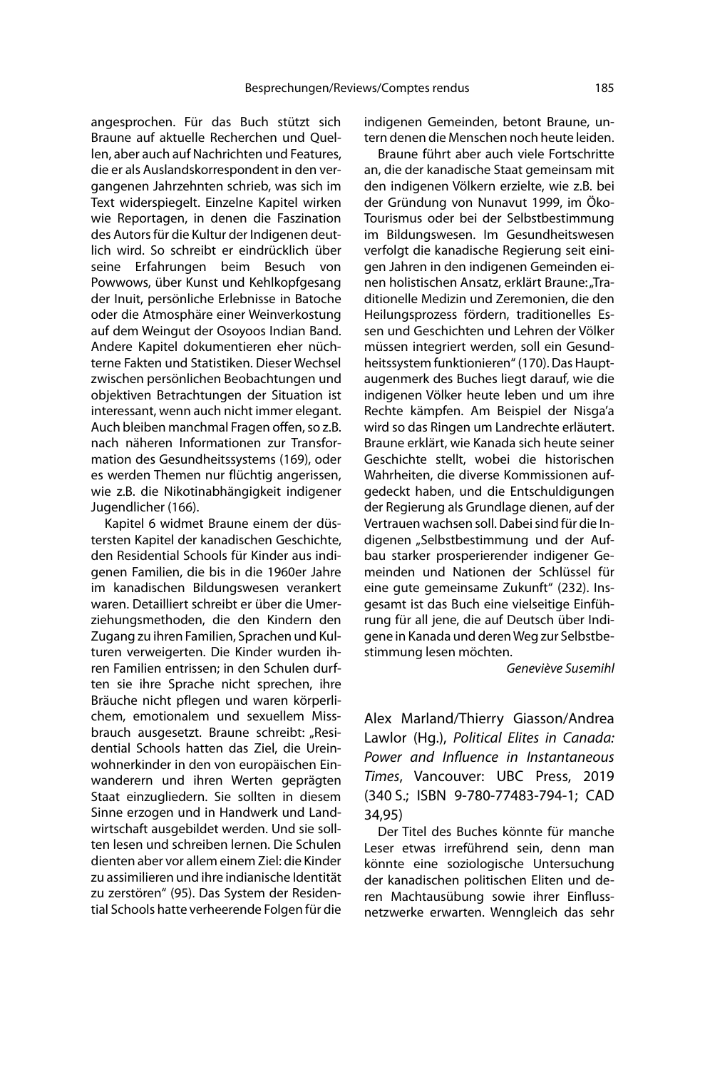angesprochen. Für das Buch stützt sich Braune auf aktuelle Recherchen und Quellen, aber auch auf Nachrichten und Features, die er als Auslandskorrespondent in den vergangenen Jahrzehnten schrieb, was sich im Text widerspiegelt. Einzelne Kapitel wirken wie Reportagen, in denen die Faszination des Autors für die Kultur der Indigenen deutlich wird. So schreibt er eindrücklich über seine Erfahrungen beim Besuch von Powwows, über Kunst und Kehlkopfgesang der Inuit, persönliche Erlebnisse in Batoche oder die Atmosphäre einer Weinverkostung auf dem Weingut der Osoyoos Indian Band. Andere Kapitel dokumentieren eher nüchterne Fakten und Statistiken. Dieser Wechsel zwischen persönlichen Beobachtungen und objektiven Betrachtungen der Situation ist interessant, wenn auch nicht immer elegant. Auch bleiben manchmal Fragen offen, so z.B. nach näheren Informationen zur Transformation des Gesundheitssystems (169), oder es werden Themen nur flüchtig angerissen, wie z.B. die Nikotinabhängigkeit indigener Jugendlicher (166).

Kapitel 6 widmet Braune einem der düstersten Kapitel der kanadischen Geschichte, den Residential Schools für Kinder aus indigenen Familien, die bis in die 1960er Jahre im kanadischen Bildungswesen verankert waren. Detailliert schreibt er über die Umerziehungsmethoden, die den Kindern den Zugang zu ihren Familien, Sprachen und Kulturen verweigerten. Die Kinder wurden ihren Familien entrissen; in den Schulen durften sie ihre Sprache nicht sprechen, ihre Bräuche nicht pflegen und waren körperlichem, emotionalem und sexuellem Missbrauch ausgesetzt. Braune schreibt: „Residential Schools hatten das Ziel, die Ureinwohnerkinder in den von europäischen Einwanderern und ihren Werten geprägten Staat einzugliedern. Sie sollten in diesem Sinne erzogen und in Handwerk und Landwirtschaft ausgebildet werden. Und sie sollten lesen und schreiben lernen. Die Schulen dienten aber vor allem einem Ziel: die Kinder zu assimilieren und ihre indianische Identität zu zerstören" (95). Das System der Residential Schools hatte verheerende Folgen für die indigenen Gemeinden, betont Braune, untern denen die Menschen noch heute leiden.

Braune führt aber auch viele Fortschritte an, die der kanadische Staat gemeinsam mit den indigenen Völkern erzielte, wie z.B. bei der Gründung von Nunavut 1999, im Öko-Tourismus oder bei der Selbstbestimmung im Bildungswesen. Im Gesundheitswesen verfolgt die kanadische Regierung seit einigen Jahren in den indigenen Gemeinden einen holistischen Ansatz, erklärt Braune: „Traditionelle Medizin und Zeremonien, die den Heilungsprozess fördern, traditionelles Essen und Geschichten und Lehren der Völker müssen integriert werden, soll ein Gesundheitssystem funktionieren" (170). Das Hauptaugenmerk des Buches liegt darauf, wie die indigenen Völker heute leben und um ihre Rechte kämpfen. Am Beispiel der Nisga'a wird so das Ringen um Landrechte erläutert. Braune erklärt, wie Kanada sich heute seiner Geschichte stellt, wobei die historischen Wahrheiten, die diverse Kommissionen aufgedeckt haben, und die Entschuldigungen der Regierung als Grundlage dienen, auf der Vertrauen wachsen soll. Dabei sind für die Indigenen „Selbstbestimmung und der Aufbau starker prosperierender indigener Gemeinden und Nationen der Schlüssel für eine gute gemeinsame Zukunft" (232). Insgesamt ist das Buch eine vielseitige Einführung für all jene, die auf Deutsch über Indigene in Kanada und deren Weg zur Selbstbestimmung lesen möchten.

*Geneviève Susemihl*

## Alex Marland/Thierry Giasson/Andrea Lawlor (Hg.), *Political Elites in Canada: Power and Influence in Instantaneous Times*, Vancouver: UBC Press, 2019 (340 S.; ISBN 9-780-77483-794-1; CAD 34,95)

Der Titel des Buches könnte für manche Leser etwas irreführend sein, denn man könnte eine soziologische Untersuchung der kanadischen politischen Eliten und deren Machtausübung sowie ihrer Einflussnetzwerke erwarten. Wenngleich das sehr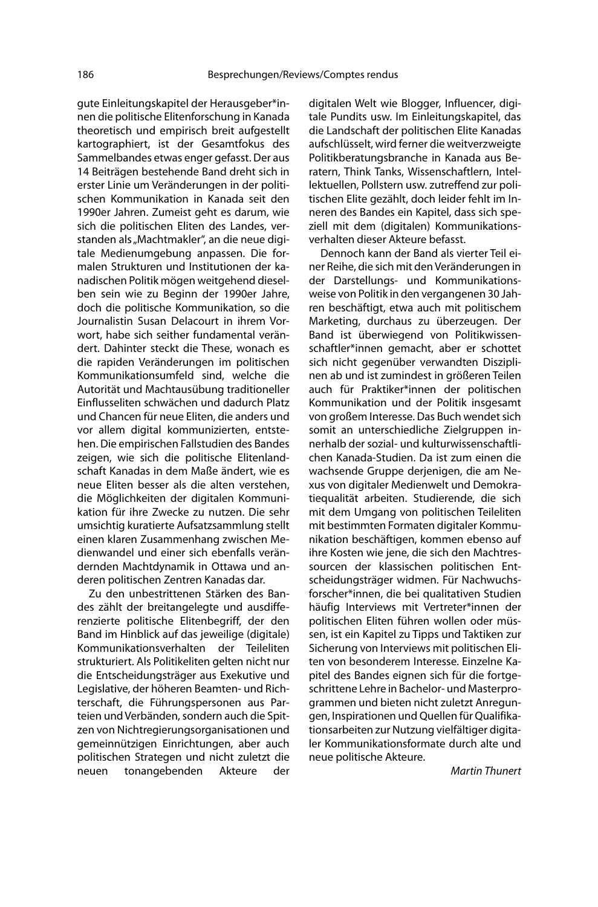gute Einleitungskapitel der Herausgeber*innen die politische Elitenforschung in Kanada theoretisch und empirisch breit aufgestellt kartographiert, ist der Gesamtfokus des Sammelbandes etwas enger gefasst. Der aus 14 Beiträgen bestehende Band dreht sich in erster Linie um Veränderungen in der politischen Kommunikation in Kanada seit den 1990er Jahren. Zumeist geht es darum, wie sich die politischen Eliten des Landes, verstanden als „Machtmakler", an die neue digitale Medienumgebung anpassen. Die formalen Strukturen und Institutionen der kanadischen Politik mögen weitgehend dieselben sein wie zu Beginn der 1990er Jahre, doch die politische Kommunikation, so die Journalistin Susan Delacourt in ihrem Vorwort, habe sich seither fundamental verändert. Dahinter steckt die These, wonach es die rapiden Veränderungen im politischen Kommunikationsumfeld sind, welche die Autorität und Machtausübung traditioneller Einflusseliten schwächen und dadurch Platz und Chancen für neue Eliten, die anders und vor allem digital kommunizierten, entstehen. Die empirischen Fallstudien des Bandes zeigen, wie sich die politische Elitenlandschaft Kanadas in dem Maße ändert, wie es neue Eliten besser als die alten verstehen, die Möglichkeiten der digitalen Kommunikation für ihre Zwecke zu nutzen. Die sehr umsichtig kuratierte Aufsatzsammlung stellt einen klaren Zusammenhang zwischen Medienwandel und einer sich ebenfalls verändernden Machtdynamik in Ottawa und anderen politischen Zentren Kanadas dar.

Zu den unbestrittenen Stärken des Bandes zählt der breitangelegte und ausdifferenzierte politische Elitenbegriff, der den Band im Hinblick auf das jeweilige (digitale) Kommunikationsverhalten der Teileliten strukturiert. Als Politikeliten gelten nicht nur die Entscheidungsträger aus Exekutive und Legislative, der höheren Beamten- und Richterschaft, die Führungspersonen aus Parteien und Verbänden, sondern auch die Spitzen von Nichtregierungsorganisationen und gemeinnützigen Einrichtungen, aber auch politischen Strategen und nicht zuletzt die neuen tonangebenden Akteure der digitalen Welt wie Blogger, Influencer, digitale Pundits usw. Im Einleitungskapitel, das die Landschaft der politischen Elite Kanadas aufschlüsselt, wird ferner die weitverzweigte Politikberatungsbranche in Kanada aus Beratern, Think Tanks, Wissenschaftlern, Intellektuellen, Pollstern usw. zutreffend zur politischen Elite gezählt, doch leider fehlt im Inneren des Bandes ein Kapitel, dass sich speziell mit dem (digitalen) Kommunikationsverhalten dieser Akteure befasst.

Dennoch kann der Band als vierter Teil einer Reihe, die sich mit den Veränderungen in der Darstellungs- und Kommunikationsweise von Politik in den vergangenen 30 Jahren beschäftigt, etwa auch mit politischem Marketing, durchaus zu überzeugen. Der Band ist überwiegend von Politikwissenschaftler*innen gemacht, aber er schottet sich nicht gegenüber verwandten Disziplinen ab und ist zumindest in größeren Teilen auch für Praktiker*innen der politischen Kommunikation und der Politik insgesamt von großem Interesse. Das Buch wendet sich somit an unterschiedliche Zielgruppen innerhalb der sozial- und kulturwissenschaftlichen Kanada-Studien. Da ist zum einen die wachsende Gruppe derjenigen, die am Nexus von digitaler Medienwelt und Demokratiequalität arbeiten. Studierende, die sich mit dem Umgang von politischen Teileliten mit bestimmten Formaten digitaler Kommunikation beschäftigen, kommen ebenso auf ihre Kosten wie jene, die sich den Machtressourcen der klassischen politischen Entscheidungsträger widmen. Für Nachwuchsforscher*innen, die bei qualitativen Studien häufig Interviews mit Vertreter*innen der politischen Eliten führen wollen oder müssen, ist ein Kapitel zu Tipps und Taktiken zur Sicherung von Interviews mit politischen Eliten von besonderem Interesse. Einzelne Kapitel des Bandes eignen sich für die fortgeschrittene Lehre in Bachelor- und Masterprogrammen und bieten nicht zuletzt Anregungen, Inspirationen und Quellen für Qualifikationsarbeiten zur Nutzung vielfältiger digitaler Kommunikationsformate durch alte und neue politische Akteure.

*Martin Thunert*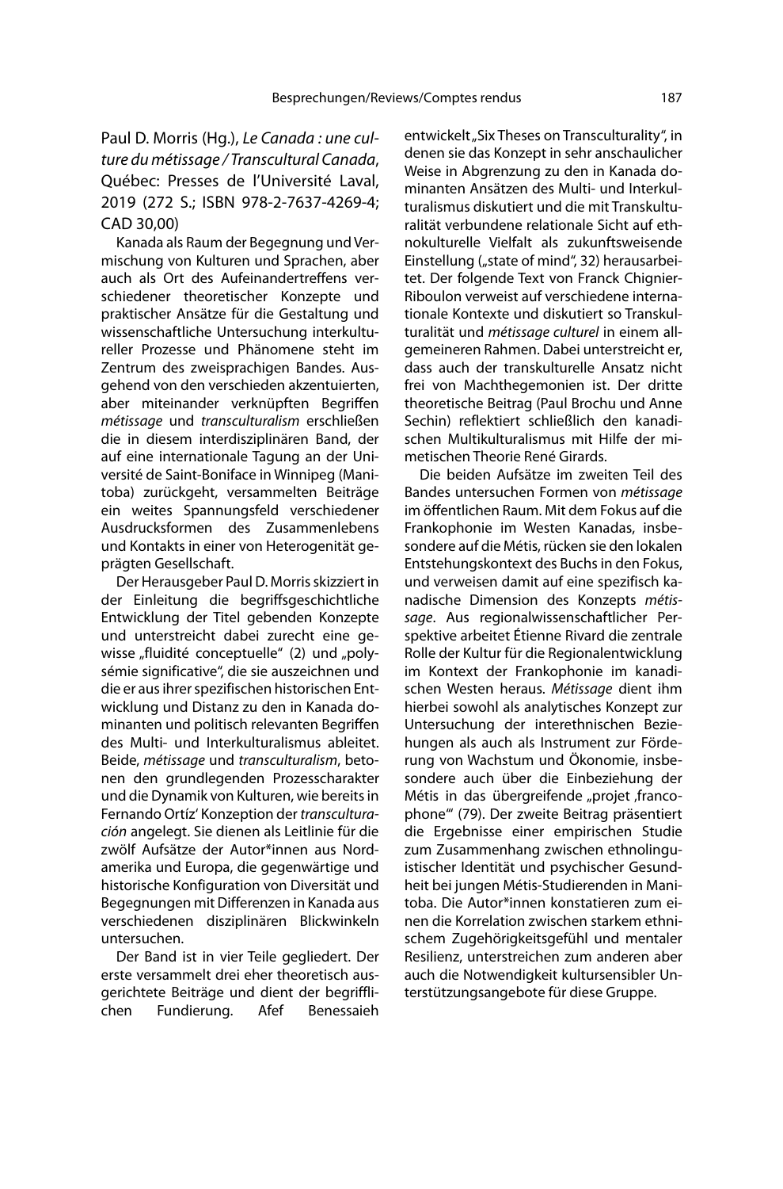Paul D. Morris (Hg.), *Le Canada : une culture du métissage / Transcultural Canada*, Québec: Presses de l'Université Laval, 2019 (272 S.; ISBN 978-2-7637-4269-4; CAD 30,00)

Kanada als Raum der Begegnung und Vermischung von Kulturen und Sprachen, aber auch als Ort des Aufeinandertreffens verschiedener theoretischer Konzepte und praktischer Ansätze für die Gestaltung und wissenschaftliche Untersuchung interkultureller Prozesse und Phänomene steht im Zentrum des zweisprachigen Bandes. Ausgehend von den verschieden akzentuierten, aber miteinander verknüpften Begriffen *métissage* und *transculturalism* erschließen die in diesem interdisziplinären Band, der auf eine internationale Tagung an der Université de Saint-Boniface in Winnipeg (Manitoba) zurückgeht, versammelten Beiträge ein weites Spannungsfeld verschiedener Ausdrucksformen des Zusammenlebens und Kontakts in einer von Heterogenität geprägten Gesellschaft.

Der Herausgeber Paul D. Morris skizziert in der Einleitung die begriffsgeschichtliche Entwicklung der Titel gebenden Konzepte und unterstreicht dabei zurecht eine gewisse „fluidité conceptuelle" (2) und „polysémie significative", die sie auszeichnen und die er aus ihrer spezifischen historischen Entwicklung und Distanz zu den in Kanada dominanten und politisch relevanten Begriffen des Multi- und Interkulturalismus ableitet. Beide, *métissage* und *transculturalism*, betonen den grundlegenden Prozesscharakter und die Dynamik von Kulturen, wie bereits in Fernando Ortíz' Konzeption der *transculturación* angelegt. Sie dienen als Leitlinie für die zwölf Aufsätze der Autor*innen aus Nordamerika und Europa, die gegenwärtige und historische Konfiguration von Diversität und Begegnungen mit Differenzen in Kanada aus verschiedenen disziplinären Blickwinkeln untersuchen.

Der Band ist in vier Teile gegliedert. Der erste versammelt drei eher theoretisch ausgerichtete Beiträge und dient der begrifflichen Fundierung. Afef Benessaieh entwickelt „Six Theses on Transculturality", in denen sie das Konzept in sehr anschaulicher Weise in Abgrenzung zu den in Kanada dominanten Ansätzen des Multi- und Interkulturalismus diskutiert und die mit Transkulturalität verbundene relationale Sicht auf ethnokulturelle Vielfalt als zukunftsweisende Einstellung („state of mind", 32) herausarbeitet. Der folgende Text von Franck Chignier-Riboulon verweist auf verschiedene internationale Kontexte und diskutiert so Transkulturalität und *métissage culturel* in einem allgemeineren Rahmen. Dabei unterstreicht er, dass auch der transkulturelle Ansatz nicht frei von Machthegemonien ist. Der dritte theoretische Beitrag (Paul Brochu und Anne Sechin) reflektiert schließlich den kanadischen Multikulturalismus mit Hilfe der mimetischen Theorie René Girards.

Die beiden Aufsätze im zweiten Teil des Bandes untersuchen Formen von *métissage* im öffentlichen Raum. Mit dem Fokus auf die Frankophonie im Westen Kanadas, insbesondere auf die Métis, rücken sie den lokalen Entstehungskontext des Buchs in den Fokus, und verweisen damit auf eine spezifisch kanadische Dimension des Konzepts *métissage*. Aus regionalwissenschaftlicher Perspektive arbeitet Étienne Rivard die zentrale Rolle der Kultur für die Regionalentwicklung im Kontext der Frankophonie im kanadischen Westen heraus. *Métissage* dient ihm hierbei sowohl als analytisches Konzept zur Untersuchung der interethnischen Beziehungen als auch als Instrument zur Förderung von Wachstum und Ökonomie, insbesondere auch über die Einbeziehung der Métis in das übergreifende „projet ‚francophone'" (79). Der zweite Beitrag präsentiert die Ergebnisse einer empirischen Studie zum Zusammenhang zwischen ethnolinguistischer Identität und psychischer Gesundheit bei jungen Métis-Studierenden in Manitoba. Die Autor*innen konstatieren zum einen die Korrelation zwischen starkem ethnischen Zugehörigkeitsgefühl und mentaler Resilienz, unterstreichen zum anderen aber auch die Notwendigkeit kultursensibler Unterstützungsangebote für diese Gruppe.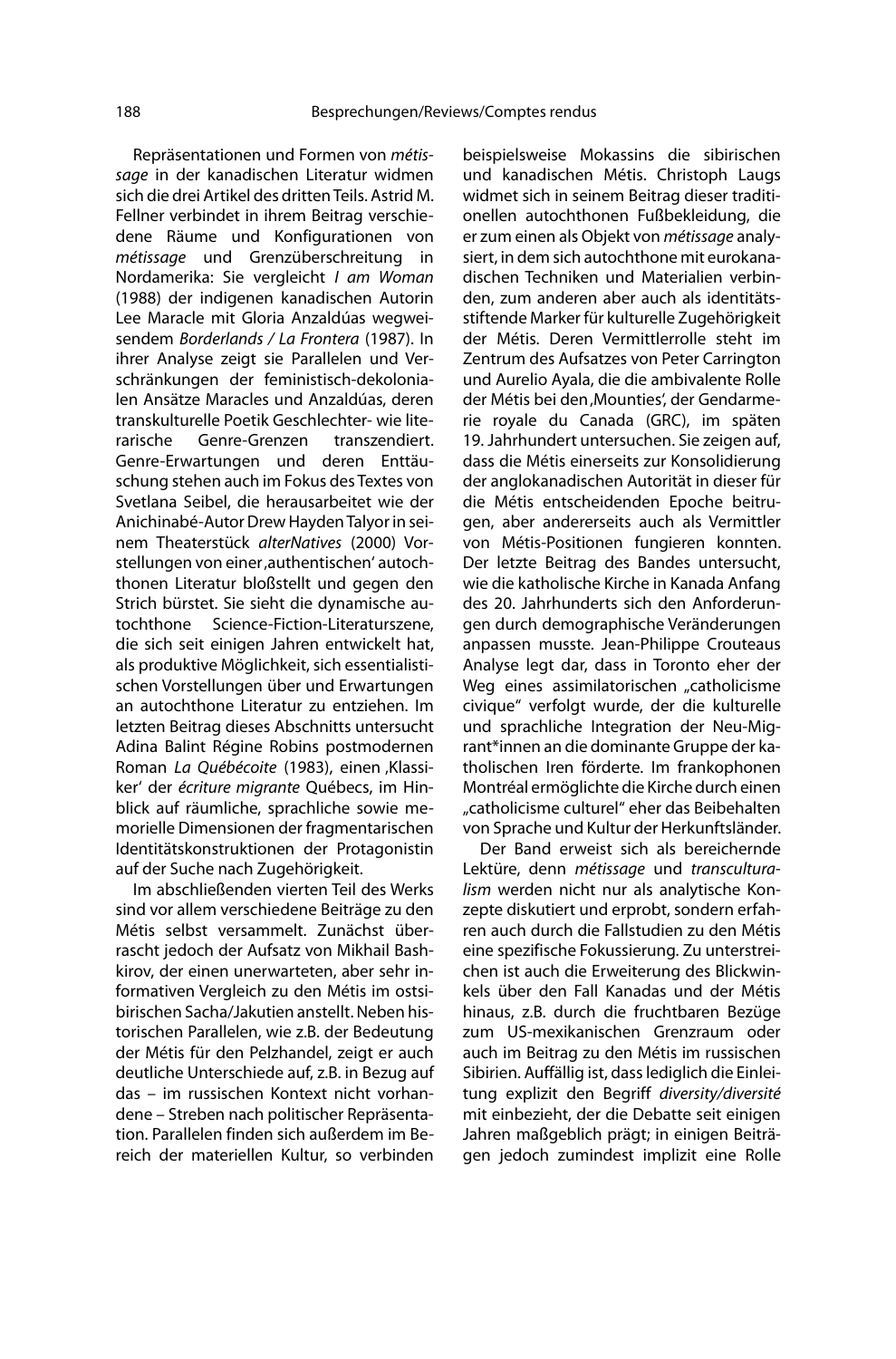Repräsentationen und Formen von *métissage* in der kanadischen Literatur widmen sich die drei Artikel des dritten Teils. Astrid M. Fellner verbindet in ihrem Beitrag verschiedene Räume und Konfigurationen von *métissage* und Grenzüberschreitung in Nordamerika: Sie vergleicht *I am Woman* (1988) der indigenen kanadischen Autorin Lee Maracle mit Gloria Anzaldúas wegweisendem *Borderlands / La Frontera* (1987). In ihrer Analyse zeigt sie Parallelen und Verschränkungen der feministisch-dekolonialen Ansätze Maracles und Anzaldúas, deren transkulturelle Poetik Geschlechter- wie literarische Genre-Grenzen transzendiert. Genre-Erwartungen und deren Enttäuschung stehen auch im Fokus des Textes von Svetlana Seibel, die herausarbeitet wie der Anichinabé-Autor Drew Hayden Talyor in seinem Theaterstück *alterNatives* (2000) Vorstellungen von einer ‚authentischen' autochthonen Literatur bloßstellt und gegen den Strich bürstet. Sie sieht die dynamische autochthone Science-Fiction-Literaturszene, die sich seit einigen Jahren entwickelt hat, als produktive Möglichkeit, sich essentialistischen Vorstellungen über und Erwartungen an autochthone Literatur zu entziehen. Im letzten Beitrag dieses Abschnitts untersucht Adina Balint Régine Robins postmodernen Roman *La Québécoite* (1983), einen ‚Klassiker' der *écriture migrante* Québecs, im Hinblick auf räumliche, sprachliche sowie memorielle Dimensionen der fragmentarischen Identitätskonstruktionen der Protagonistin auf der Suche nach Zugehörigkeit.

Im abschließenden vierten Teil des Werks sind vor allem verschiedene Beiträge zu den Métis selbst versammelt. Zunächst überrascht jedoch der Aufsatz von Mikhail Bashkirov, der einen unerwarteten, aber sehr informativen Vergleich zu den Métis im ostsibirischen Sacha/Jakutien anstellt. Neben historischen Parallelen, wie z.B. der Bedeutung der Métis für den Pelzhandel, zeigt er auch deutliche Unterschiede auf, z.B. in Bezug auf das – im russischen Kontext nicht vorhandene – Streben nach politischer Repräsentation. Parallelen finden sich außerdem im Bereich der materiellen Kultur, so verbinden beispielsweise Mokassins die sibirischen und kanadischen Métis. Christoph Laugs widmet sich in seinem Beitrag dieser traditionellen autochthonen Fußbekleidung, die er zum einen als Objekt von *métissage* analysiert, in dem sich autochthone mit eurokanadischen Techniken und Materialien verbinden, zum anderen aber auch als identitätsstiftende Marker für kulturelle Zugehörigkeit der Métis. Deren Vermittlerrolle steht im Zentrum des Aufsatzes von Peter Carrington und Aurelio Ayala, die die ambivalente Rolle der Métis bei den ‚Mounties', der Gendarmerie royale du Canada (GRC), im späten 19. Jahrhundert untersuchen. Sie zeigen auf, dass die Métis einerseits zur Konsolidierung der anglokanadischen Autorität in dieser für die Métis entscheidenden Epoche beitrugen, aber andererseits auch als Vermittler von Métis-Positionen fungieren konnten. Der letzte Beitrag des Bandes untersucht, wie die katholische Kirche in Kanada Anfang des 20. Jahrhunderts sich den Anforderungen durch demographische Veränderungen anpassen musste. Jean-Philippe Crouteaus Analyse legt dar, dass in Toronto eher der Weg eines assimilatorischen „catholicisme civique" verfolgt wurde, der die kulturelle und sprachliche Integration der Neu-Migrant*innen an die dominante Gruppe der katholischen Iren förderte. Im frankophonen Montréal ermöglichte die Kirche durch einen „catholicisme culturel" eher das Beibehalten von Sprache und Kultur der Herkunftsländer.

Der Band erweist sich als bereichernde Lektüre, denn *métissage* und *transculturalism* werden nicht nur als analytische Konzepte diskutiert und erprobt, sondern erfahren auch durch die Fallstudien zu den Métis eine spezifische Fokussierung. Zu unterstreichen ist auch die Erweiterung des Blickwinkels über den Fall Kanadas und der Métis hinaus, z.B. durch die fruchtbaren Bezüge zum US-mexikanischen Grenzraum oder auch im Beitrag zu den Métis im russischen Sibirien. Auffällig ist, dass lediglich die Einleitung explizit den Begriff *diversity/diversité* mit einbezieht, der die Debatte seit einigen Jahren maßgeblich prägt; in einigen Beiträgen jedoch zumindest implizit eine Rolle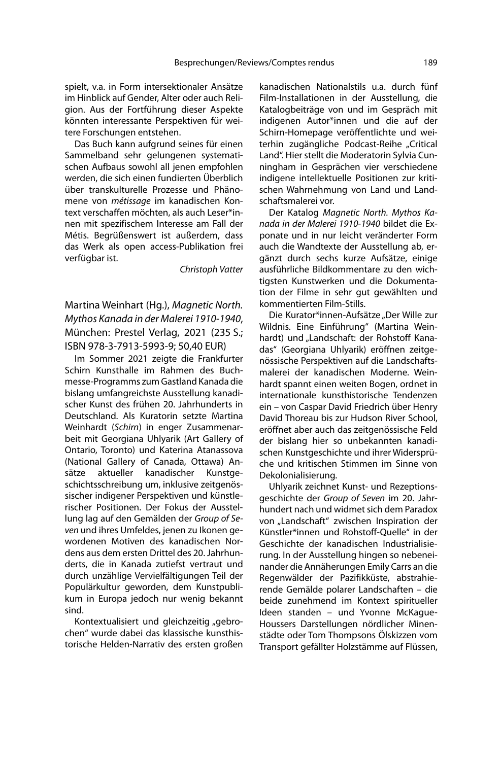spielt, v.a. in Form intersektionaler Ansätze im Hinblick auf Gender, Alter oder auch Religion. Aus der Fortführung dieser Aspekte könnten interessante Perspektiven für weitere Forschungen entstehen.

Das Buch kann aufgrund seines für einen Sammelband sehr gelungenen systematischen Aufbaus sowohl all jenen empfohlen werden, die sich einen fundierten Überblich über transkulturelle Prozesse und Phänomene von *métissage* im kanadischen Kontext verschaffen möchten, als auch Leser*innen mit spezifischem Interesse am Fall der Métis. Begrüßenswert ist außerdem, dass das Werk als open access-Publikation frei verfügbar ist.

*Christoph Vatter*

## Martina Weinhart (Hg.), *Magnetic North. Mythos Kanada in der Malerei 1910-1940*, München: Prestel Verlag, 2021 (235 S.; ISBN 978-3-7913-5993-9; 50,40 EUR)

Im Sommer 2021 zeigte die Frankfurter Schirn Kunsthalle im Rahmen des Buchmesse-Programms zum Gastland Kanada die bislang umfangreichste Ausstellung kanadischer Kunst des frühen 20. Jahrhunderts in Deutschland. Als Kuratorin setzte Martina Weinhardt (*Schirn*) in enger Zusammenarbeit mit Georgiana Uhlyarik (Art Gallery of Ontario, Toronto) und Katerina Atanassova (National Gallery of Canada, Ottawa) Ansätze aktueller kanadischer Kunstgeschichtsschreibung um, inklusive zeitgenössischer indigener Perspektiven und künstlerischer Positionen. Der Fokus der Ausstellung lag auf den Gemälden der *Group of Seven* und ihres Umfeldes, jenen zu Ikonen gewordenen Motiven des kanadischen Nordens aus dem ersten Drittel des 20. Jahrhunderts, die in Kanada zutiefst vertraut und durch unzählige Vervielfältigungen Teil der Populärkultur geworden, dem Kunstpublikum in Europa jedoch nur wenig bekannt sind.

Kontextualisiert und gleichzeitig „gebrochen" wurde dabei das klassische kunsthistorische Helden-Narrativ des ersten großen kanadischen Nationalstils u.a. durch fünf Film-Installationen in der Ausstellung, die Katalogbeiträge von und im Gespräch mit indigenen Autor*innen und die auf der Schirn-Homepage veröffentlichte und weiterhin zugängliche Podcast-Reihe „Critical Land". Hier stellt die Moderatorin Sylvia Cunningham in Gesprächen vier verschiedene indigene intellektuelle Positionen zur kritischen Wahrnehmung von Land und Landschaftsmalerei vor.

Der Katalog *Magnetic North. Mythos Kanada in der Malerei 1910-1940* bildet die Exponate und in nur leicht veränderter Form auch die Wandtexte der Ausstellung ab, ergänzt durch sechs kurze Aufsätze, einige ausführliche Bildkommentare zu den wichtigsten Kunstwerken und die Dokumentation der Filme in sehr gut gewählten und kommentierten Film-Stills.

Die Kurator*innen-Aufsätze „Der Wille zur Wildnis. Eine Einführung" (Martina Weinhardt) und „Landschaft: der Rohstoff Kanadas" (Georgiana Uhlyarik) eröffnen zeitgenössische Perspektiven auf die Landschaftsmalerei der kanadischen Moderne. Weinhardt spannt einen weiten Bogen, ordnet in internationale kunsthistorische Tendenzen ein – von Caspar David Friedrich über Henry David Thoreau bis zur Hudson River School, eröffnet aber auch das zeitgenössische Feld der bislang hier so unbekannten kanadischen Kunstgeschichte und ihrer Widersprüche und kritischen Stimmen im Sinne von Dekolonialisierung.

Uhlyarik zeichnet Kunst- und Rezeptionsgeschichte der *Group of Seven* im 20. Jahrhundert nach und widmet sich dem Paradox von „Landschaft" zwischen Inspiration der Künstler*innen und Rohstoff-Quelle" in der Geschichte der kanadischen Industrialisierung. In der Ausstellung hingen so nebeneinander die Annäherungen Emily Carrs an die Regenwälder der Pazifikküste, abstrahierende Gemälde polarer Landschaften – die beide zunehmend im Kontext spiritueller Ideen standen – und Yvonne McKague-Houssers Darstellungen nördlicher Minenstädte oder Tom Thompsons Ölskizzen vom Transport gefällter Holzstämme auf Flüssen,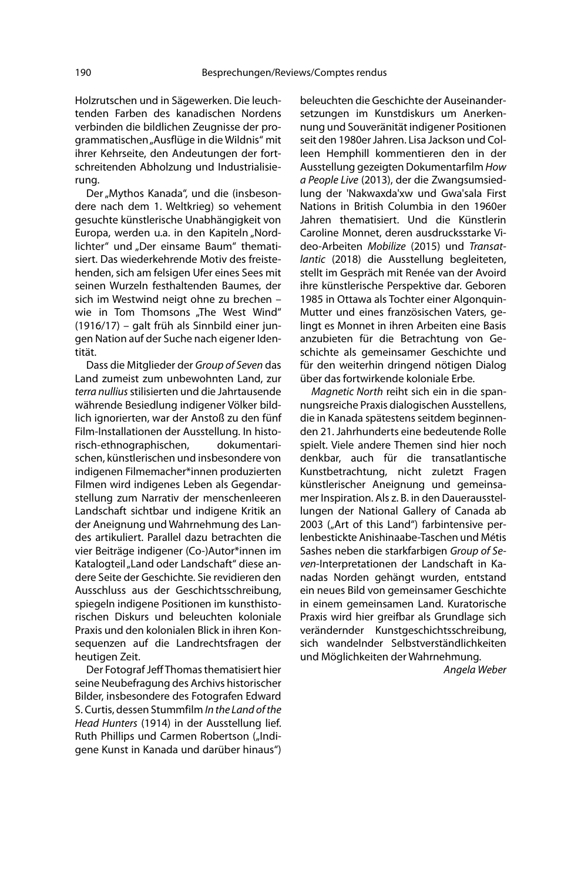Holzrutschen und in Sägewerken. Die leuchtenden Farben des kanadischen Nordens verbinden die bildlichen Zeugnisse der programmatischen „Ausflüge in die Wildnis" mit ihrer Kehrseite, den Andeutungen der fortschreitenden Abholzung und Industrialisierung.

Der „Mythos Kanada", und die (insbesondere nach dem 1. Weltkrieg) so vehement gesuchte künstlerische Unabhängigkeit von Europa, werden u.a. in den Kapiteln „Nordlichter" und „Der einsame Baum" thematisiert. Das wiederkehrende Motiv des freistehenden, sich am felsigen Ufer eines Sees mit seinen Wurzeln festhaltenden Baumes, der sich im Westwind neigt ohne zu brechen – wie in Tom Thomsons „The West Wind" (1916/17) – galt früh als Sinnbild einer jungen Nation auf der Suche nach eigener Identität.

Dass die Mitglieder der *Group of Seven* das Land zumeist zum unbewohnten Land, zur *terra nullius* stilisierten und die Jahrtausende währende Besiedlung indigener Völker bildlich ignorierten, war der Anstoß zu den fünf Film-Installationen der Ausstellung. In historisch-ethnographischen, dokumentarischen, künstlerischen und insbesondere von indigenen Filmemacher*innen produzierten Filmen wird indigenes Leben als Gegendarstellung zum Narrativ der menschenleeren Landschaft sichtbar und indigene Kritik an der Aneignung und Wahrnehmung des Landes artikuliert. Parallel dazu betrachten die vier Beiträge indigener (Co-)Autor*innen im Katalogteil „Land oder Landschaft" diese andere Seite der Geschichte. Sie revidieren den Ausschluss aus der Geschichtsschreibung, spiegeln indigene Positionen im kunsthistorischen Diskurs und beleuchten koloniale Praxis und den kolonialen Blick in ihren Konsequenzen auf die Landrechtsfragen der heutigen Zeit.

Der Fotograf Jeff Thomas thematisiert hier seine Neubefragung des Archivs historischer Bilder, insbesondere des Fotografen Edward S. Curtis, dessen Stummfilm *In the Land of the Head Hunters* (1914) in der Ausstellung lief. Ruth Phillips und Carmen Robertson („Indigene Kunst in Kanada und darüber hinaus") beleuchten die Geschichte der Auseinandersetzungen im Kunstdiskurs um Anerkennung und Souveränität indigener Positionen seit den 1980er Jahren. Lisa Jackson und Colleen Hemphill kommentieren den in der Ausstellung gezeigten Dokumentarfilm *How a People Live* (2013), der die Zwangsumsiedlung der 'Nakwaxda'xw und Gwa'sala First Nations in British Columbia in den 1960er Jahren thematisiert. Und die Künstlerin Caroline Monnet, deren ausdrucksstarke Video-Arbeiten *Mobilize* (2015) und *Transatlantic* (2018) die Ausstellung begleiteten, stellt im Gespräch mit Renée van der Avoird ihre künstlerische Perspektive dar. Geboren 1985 in Ottawa als Tochter einer Algonquin-Mutter und eines französischen Vaters, gelingt es Monnet in ihren Arbeiten eine Basis anzubieten für die Betrachtung von Geschichte als gemeinsamer Geschichte und für den weiterhin dringend nötigen Dialog über das fortwirkende koloniale Erbe.

*Magnetic North* reiht sich ein in die spannungsreiche Praxis dialogischen Ausstellens, die in Kanada spätestens seitdem beginnenden 21. Jahrhunderts eine bedeutende Rolle spielt. Viele andere Themen sind hier noch denkbar, auch für die transatlantische Kunstbetrachtung, nicht zuletzt Fragen künstlerischer Aneignung und gemeinsamer Inspiration. Als z. B. in den Dauerausstellungen der National Gallery of Canada ab 2003 („Art of this Land") farbintensive perlenbestickte Anishinaabe-Taschen und Métis Sashes neben die starkfarbigen *Group of Seven*-Interpretationen der Landschaft in Kanadas Norden gehängt wurden, entstand ein neues Bild von gemeinsamer Geschichte in einem gemeinsamen Land. Kuratorische Praxis wird hier greifbar als Grundlage sich verändernder Kunstgeschichtsschreibung, sich wandelnder Selbstverständlichkeiten und Möglichkeiten der Wahrnehmung.

*Angela Weber*